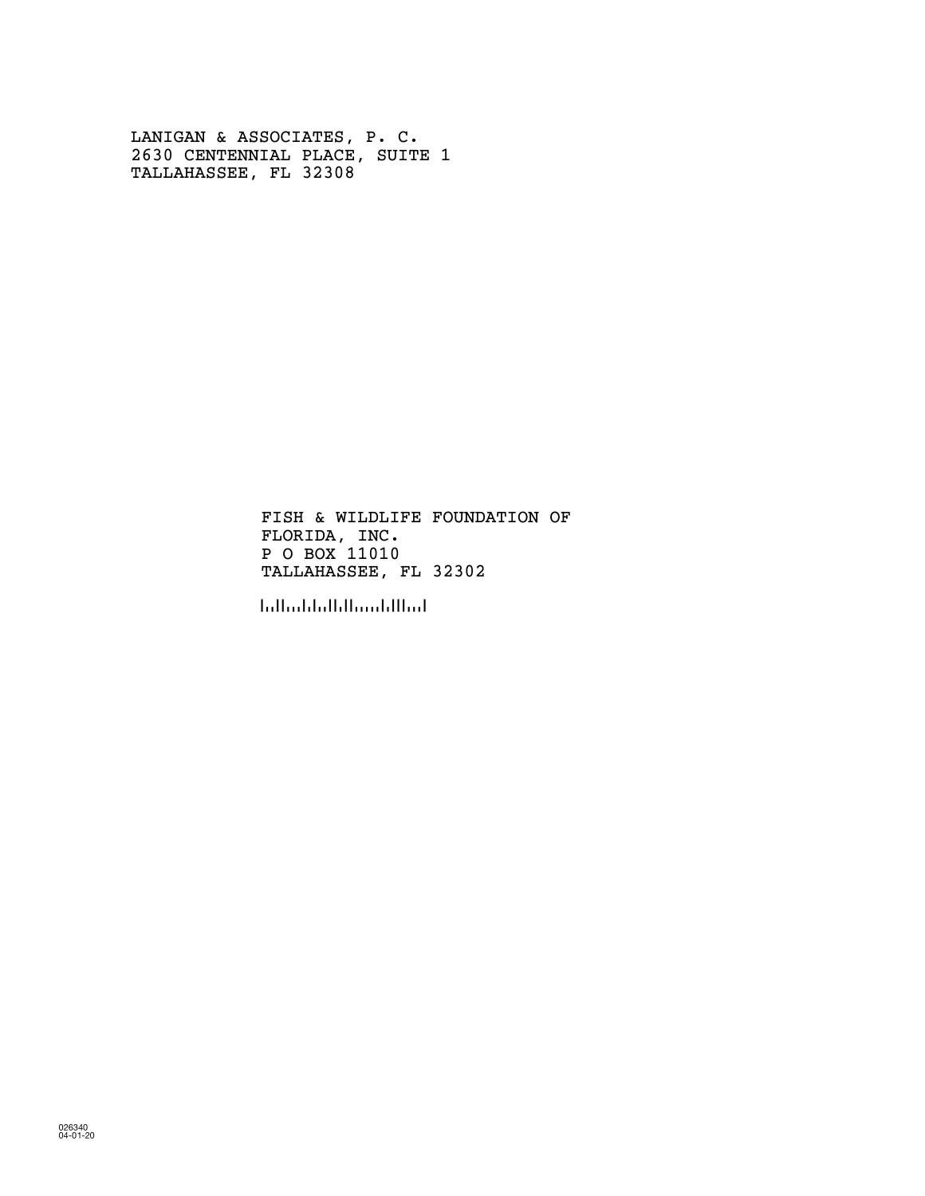LANIGAN & ASSOCIATES, P. C.
2630 CENTENNIAL PLACE, SUITE 1
TALLAHASSEE, FL 32308

FISH & WILDLIFE FOUNDATION OF
FLORIDA, INC.
P O BOX 11010
TALLAHASSEE, FL 32302

026340
04-01-20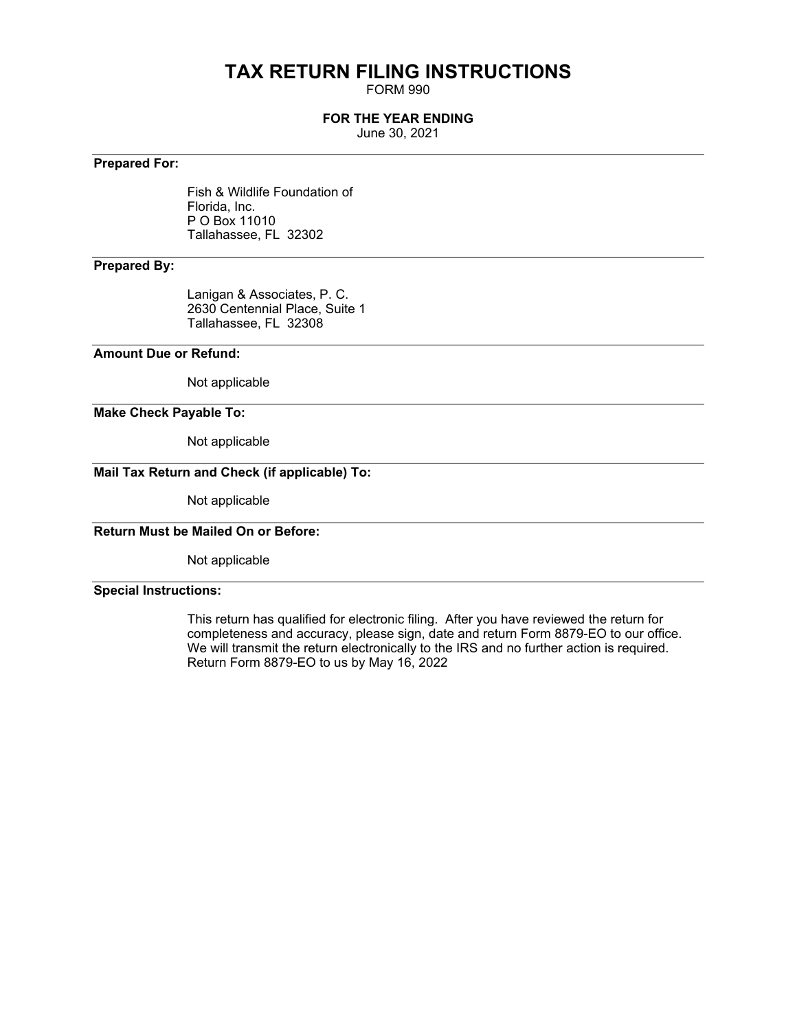# TAX RETURN FILING INSTRUCTIONS

FORM 990

**FOR THE YEAR ENDING**

June 30, 2021

---

**Prepared For:**

Fish & Wildlife Foundation of
Florida, Inc.
P O Box 11010
Tallahassee, FL 32302

---

**Prepared By:**

Lanigan & Associates, P. C.
2630 Centennial Place, Suite 1
Tallahassee, FL 32308

---

**Amount Due or Refund:**

Not applicable

---

**Make Check Payable To:**

Not applicable

---

**Mail Tax Return and Check (if applicable) To:**

Not applicable

---

**Return Must be Mailed On or Before:**

Not applicable

---

**Special Instructions:**

This return has qualified for electronic filing. After you have reviewed the return for completeness and accuracy, please sign, date and return Form 8879-EO to our office. We will transmit the return electronically to the IRS and no further action is required. Return Form 8879-EO to us by May 16, 2022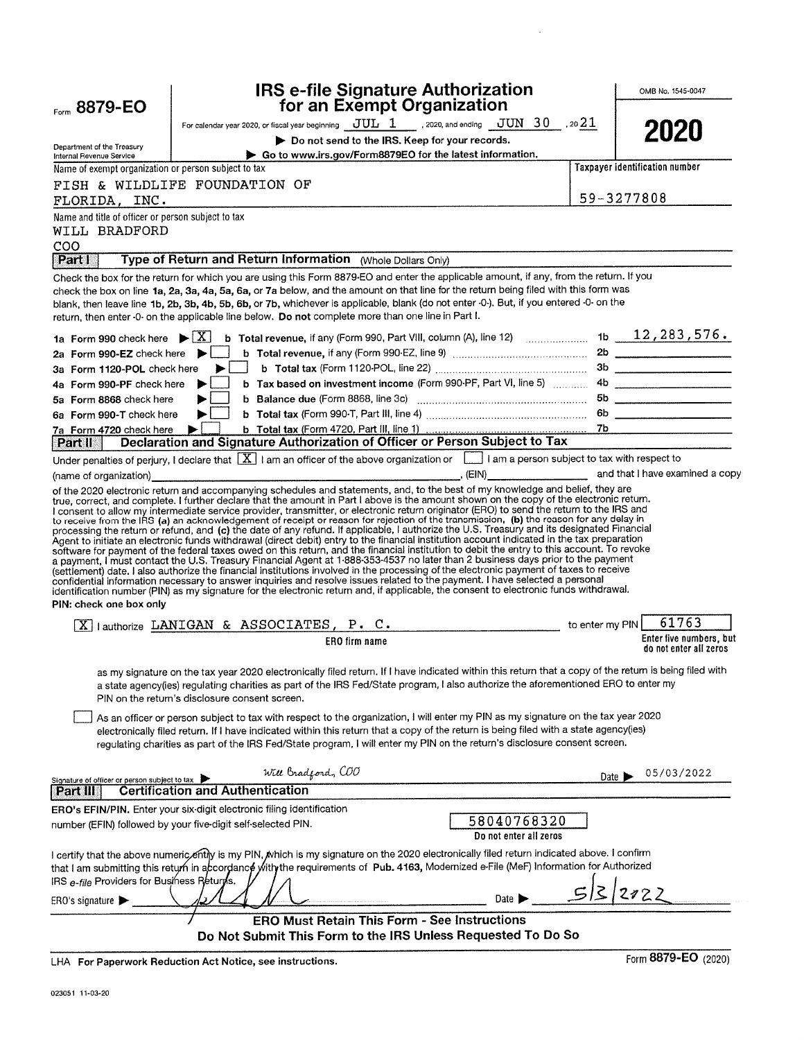Form **8879-EO**

Department of the Treasury
Internal Revenue Service

# IRS e-file Signature Authorization for an Exempt Organization

For calendar year 2020, or fiscal year beginning JUL 1, 2020, and ending JUN 30, 2021

▶ Do not send to the IRS. Keep for your records.

▶ Go to www.irs.gov/Form8879EO for the latest information.

OMB No. 1545-0047

**2020**

| Name of exempt organization or person subject to tax | Taxpayer identification number |
|---|---|
| FISH & WILDLIFE FOUNDATION OF FLORIDA, INC. | 59-3277808 |

Name and title of officer or person subject to tax
WILL BRADFORD
COO

## Part I — Type of Return and Return Information (Whole Dollars Only)

Check the box for the return for which you are using this Form 8879-EO and enter the applicable amount, if any, from the return. If you check the box on line **1a, 2a, 3a, 4a, 5a, 6a,** or **7a** below, and the amount on that line for the return being filed with this form was blank, then leave line **1b, 2b, 3b, 4b, 5b, 6b,** or **7b**, whichever is applicable, blank (do not enter -0-). But, if you entered -0- on the return, then enter -0- on the applicable line below. **Do not** complete more than one line in Part I.

| | | | |
|---|---|---|---|
| **1a Form 990** check here ▶ [X] | **b Total revenue,** if any (Form 990, Part VIII, column (A), line 12) | 1b | 12,283,576. |
| **2a Form 990-EZ** check here ▶ [ ] | **b Total revenue,** if any (Form 990-EZ, line 9) | 2b | |
| **3a Form 1120-POL** check here ▶ [ ] | **b Total tax** (Form 1120-POL, line 22) | 3b | |
| **4a Form 990-PF** check here ▶ [ ] | **b Tax based on investment income** (Form 990-PF, Part VI, line 5) | 4b | |
| **5a Form 8868** check here ▶ [ ] | **b Balance due** (Form 8868, line 3c) | 5b | |
| **6a Form 990-T** check here ▶ [ ] | **b Total tax** (Form 990-T, Part III, line 4) | 6b | |
| **7a Form 4720** check here ▶ [ ] | **b Total tax** (Form 4720, Part III, line 1) | 7b | |

## Part II — Declaration and Signature Authorization of Officer or Person Subject to Tax

Under penalties of perjury, I declare that [X] I am an officer of the above organization or [ ] I am a person subject to tax with respect to (name of organization) ________________, (EIN) ________________ and that I have examined a copy of the 2020 electronic return and accompanying schedules and statements, and, to the best of my knowledge and belief, they are true, correct, and complete. I further declare that the amount in Part I above is the amount shown on the copy of the electronic return. I consent to allow my intermediate service provider, transmitter, or electronic return originator (ERO) to send the return to the IRS and to receive from the IRS **(a)** an acknowledgement of receipt or reason for rejection of the transmission, **(b)** the reason for any delay in processing the return or refund, and **(c)** the date of any refund. If applicable, I authorize the U.S. Treasury and its designated Financial Agent to initiate an electronic funds withdrawal (direct debit) entry to the financial institution account indicated in the tax preparation software for payment of the federal taxes owed on this return, and the financial institution to debit the entry to this account. To revoke a payment, I must contact the U.S. Treasury Financial Agent at 1-888-353-4537 no later than 2 business days prior to the payment (settlement) date. I also authorize the financial institutions involved in the processing of the electronic payment of taxes to receive confidential information necessary to answer inquiries and resolve issues related to the payment. I have selected a personal identification number (PIN) as my signature for the electronic return and, if applicable, the consent to electronic funds withdrawal.

**PIN: check one box only**

[X] I authorize LANIGAN & ASSOCIATES, P. C. (ERO firm name) to enter my PIN 61763 (Enter five numbers, but do not enter all zeros)

as my signature on the tax year 2020 electronically filed return. If I have indicated within this return that a copy of the return is being filed with a state agency(ies) regulating charities as part of the IRS Fed/State program, I also authorize the aforementioned ERO to enter my PIN on the return's disclosure consent screen.

[ ] As an officer or person subject to tax with respect to the organization, I will enter my PIN as my signature on the tax year 2020 electronically filed return. If I have indicated within this return that a copy of the return is being filed with a state agency(ies) regulating charities as part of the IRS Fed/State program, I will enter my PIN on the return's disclosure consent screen.

Signature of officer or person subject to tax ▶ *Will Bradford, COO* Date ▶ 05/03/2022

## Part III — Certification and Authentication

**ERO's EFIN/PIN.** Enter your six-digit electronic filing identification number (EFIN) followed by your five-digit self-selected PIN. 58040768320 (Do not enter all zeros)

I certify that the above numeric entry is my PIN, which is my signature on the 2020 electronically filed return indicated above. I confirm that I am submitting this return in accordance with the requirements of **Pub. 4163**, Modernized e-File (MeF) Information for Authorized IRS *e-file* Providers for Business Returns.

ERO's signature ▶ [signature] Date ▶ 5/3/2022

**ERO Must Retain This Form - See Instructions**
**Do Not Submit This Form to the IRS Unless Requested To Do So**

LHA **For Paperwork Reduction Act Notice, see instructions.** Form **8879-EO** (2020)

023051 11-03-20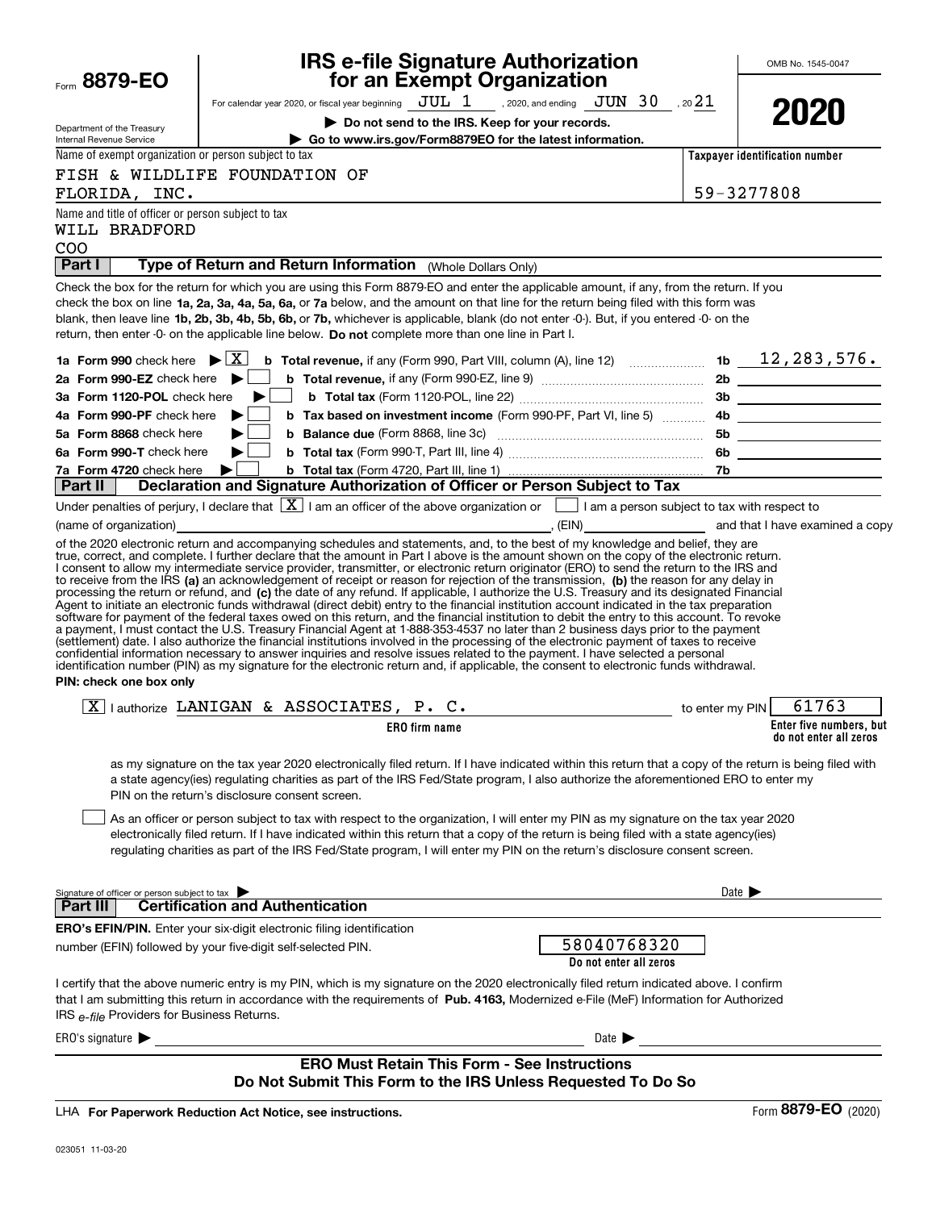Form **8879-EO**

# IRS e-file Signature Authorization for an Exempt Organization

For calendar year 2020, or fiscal year beginning JUL 1, 2020, and ending JUN 30, 20 21

▶ **Do not send to the IRS. Keep for your records.**

▶ **Go to www.irs.gov/Form8879EO for the latest information.**

Department of the Treasury
Internal Revenue Service

OMB No. 1545-0047

**2020**

Name of exempt organization or person subject to tax

FISH & WILDLIFE FOUNDATION OF FLORIDA, INC.

**Taxpayer identification number**

59-3277808

Name and title of officer or person subject to tax

WILL BRADFORD
COO

## Part I — Type of Return and Return Information (Whole Dollars Only)

Check the box for the return for which you are using this Form 8879-EO and enter the applicable amount, if any, from the return. If you check the box on line **1a, 2a, 3a, 4a, 5a, 6a,** or **7a** below, and the amount on that line for the return being filed with this form was blank, then leave line **1b, 2b, 3b, 4b, 5b, 6b,** or **7b,** whichever is applicable, blank (do not enter -0-). But, if you entered -0- on the return, then enter -0- on the applicable line below. **Do not** complete more than one line in Part I.

| | | | |
|---|---|---|---|
| **1a Form 990** check here ▶ [X] | **b Total revenue,** if any (Form 990, Part VIII, column (A), line 12) | 1b | 12,283,576. |
| **2a Form 990-EZ** check here ▶ [ ] | **b Total revenue,** if any (Form 990-EZ, line 9) | 2b | |
| **3a Form 1120-POL** check here ▶ [ ] | **b Total tax** (Form 1120-POL, line 22) | 3b | |
| **4a Form 990-PF** check here ▶ [ ] | **b Tax based on investment income** (Form 990-PF, Part VI, line 5) | 4b | |
| **5a Form 8868** check here ▶ [ ] | **b Balance due** (Form 8868, line 3c) | 5b | |
| **6a Form 990-T** check here ▶ [ ] | **b Total tax** (Form 990-T, Part III, line 4) | 6b | |
| **7a Form 4720** check here ▶ [ ] | **b Total tax** (Form 4720, Part III, line 1) | 7b | |

## Part II — Declaration and Signature Authorization of Officer or Person Subject to Tax

Under penalties of perjury, I declare that [X] I am an officer of the above organization or [ ] I am a person subject to tax with respect to (name of organization) \_\_\_\_\_\_\_\_\_\_, (EIN) \_\_\_\_\_\_\_\_ and that I have examined a copy of the 2020 electronic return and accompanying schedules and statements, and, to the best of my knowledge and belief, they are true, correct, and complete. I further declare that the amount in Part I above is the amount shown on the copy of the electronic return. I consent to allow my intermediate service provider, transmitter, or electronic return originator (ERO) to send the return to the IRS and to receive from the IRS **(a)** an acknowledgement of receipt or reason for rejection of the transmission, **(b)** the reason for any delay in processing the return or refund, and **(c)** the date of any refund. If applicable, I authorize the U.S. Treasury and its designated Financial Agent to initiate an electronic funds withdrawal (direct debit) entry to the financial institution account indicated in the tax preparation software for payment of the federal taxes owed on this return, and the financial institution to debit the entry to this account. To revoke a payment, I must contact the U.S. Treasury Financial Agent at 1-888-353-4537 no later than 2 business days prior to the payment (settlement) date. I also authorize the financial institutions involved in the processing of the electronic payment of taxes to receive confidential information necessary to answer inquiries and resolve issues related to the payment. I have selected a personal identification number (PIN) as my signature for the electronic return and, if applicable, the consent to electronic funds withdrawal.

**PIN: check one box only**

[X] I authorize LANIGAN & ASSOCIATES, P. C. to enter my PIN 61763

**ERO firm name** — **Enter five numbers, but do not enter all zeros**

as my signature on the tax year 2020 electronically filed return. If I have indicated within this return that a copy of the return is being filed with a state agency(ies) regulating charities as part of the IRS Fed/State program, I also authorize the aforementioned ERO to enter my PIN on the return's disclosure consent screen.

[ ] As an officer or person subject to tax with respect to the organization, I will enter my PIN as my signature on the tax year 2020 electronically filed return. If I have indicated within this return that a copy of the return is being filed with a state agency(ies) regulating charities as part of the IRS Fed/State program, I will enter my PIN on the return's disclosure consent screen.

Signature of officer or person subject to tax ▶ \_\_\_\_\_\_\_\_ Date ▶ \_\_\_\_\_\_\_\_

## Part III — Certification and Authentication

**ERO's EFIN/PIN.** Enter your six-digit electronic filing identification number (EFIN) followed by your five-digit self-selected PIN. 58040768320

**Do not enter all zeros**

I certify that the above numeric entry is my PIN, which is my signature on the 2020 electronically filed return indicated above. I confirm that I am submitting this return in accordance with the requirements of **Pub. 4163,** Modernized e-File (MeF) Information for Authorized IRS *e-file* Providers for Business Returns.

ERO's signature ▶ \_\_\_\_\_\_\_\_ Date ▶ \_\_\_\_\_\_\_\_

**ERO Must Retain This Form - See Instructions**
**Do Not Submit This Form to the IRS Unless Requested To Do So**

LHA **For Paperwork Reduction Act Notice, see instructions.** Form **8879-EO** (2020)

023051 11-03-20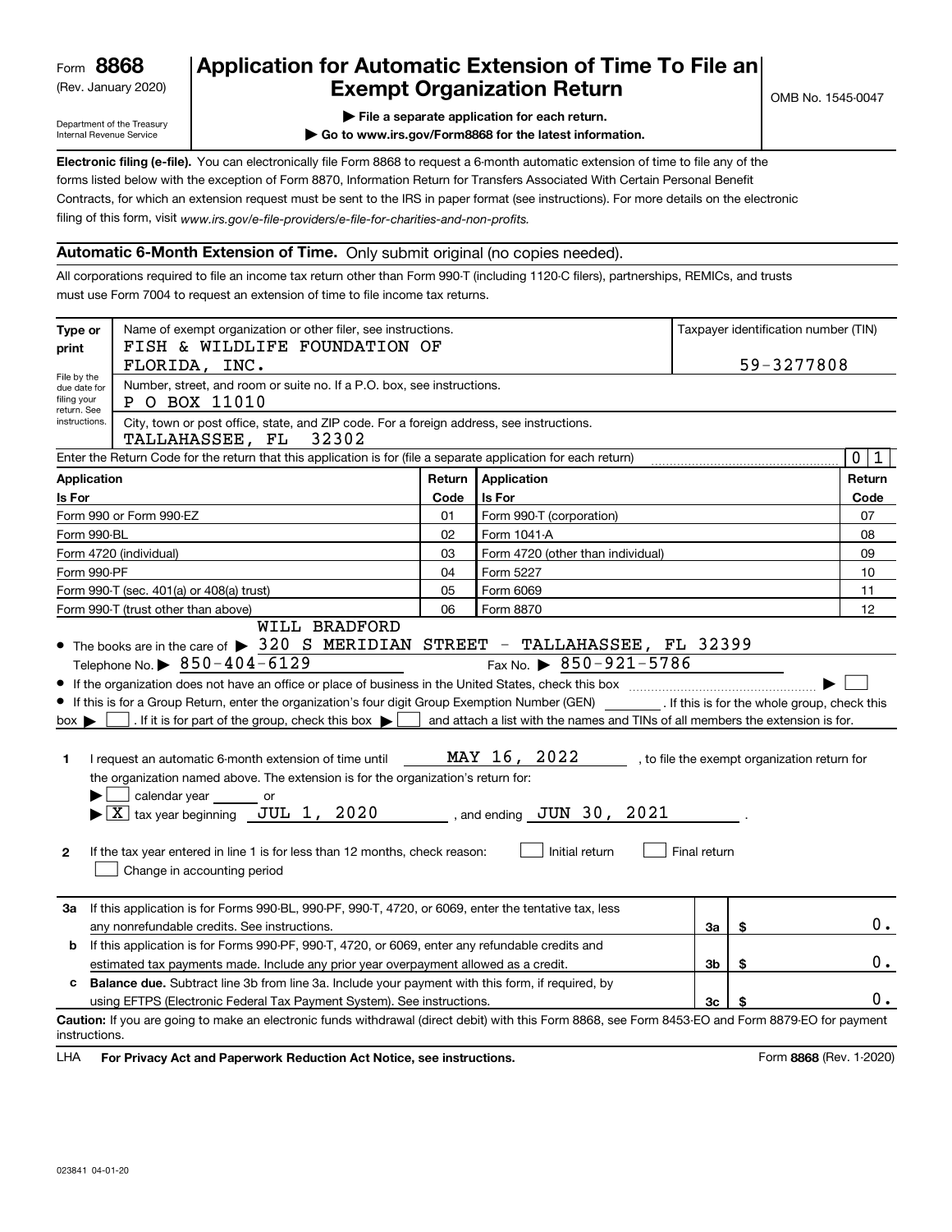Form **8868**
(Rev. January 2020)

Department of the Treasury
Internal Revenue Service

# Application for Automatic Extension of Time To File an Exempt Organization Return

▶ File a separate application for each return.
▶ Go to www.irs.gov/Form8868 for the latest information.

OMB No. 1545-0047

**Electronic filing (e-file).** You can electronically file Form 8868 to request a 6-month automatic extension of time to file any of the forms listed below with the exception of Form 8870, Information Return for Transfers Associated With Certain Personal Benefit Contracts, for which an extension request must be sent to the IRS in paper format (see instructions). For more details on the electronic filing of this form, visit *www.irs.gov/e-file-providers/e-file-for-charities-and-non-profits.*

## Automatic 6-Month Extension of Time. Only submit original (no copies needed).

All corporations required to file an income tax return other than Form 990-T (including 1120-C filers), partnerships, REMICs, and trusts must use Form 7004 to request an extension of time to file income tax returns.

**Type or print** — File by the due date for filing your return. See instructions.

Name of exempt organization or other filer, see instructions.
FISH & WILDLIFE FOUNDATION OF FLORIDA, INC.

Taxpayer identification number (TIN): 59-3277808

Number, street, and room or suite no. If a P.O. box, see instructions.
P O BOX 11010

City, town or post office, state, and ZIP code. For a foreign address, see instructions.
TALLAHASSEE, FL 32302

Enter the Return Code for the return that this application is for (file a separate application for each return): 0 1

| Application Is For | Return Code | Application Is For | Return Code |
|---|---|---|---|
| Form 990 or Form 990-EZ | 01 | Form 990-T (corporation) | 07 |
| Form 990-BL | 02 | Form 1041-A | 08 |
| Form 4720 (individual) | 03 | Form 4720 (other than individual) | 09 |
| Form 990-PF | 04 | Form 5227 | 10 |
| Form 990-T (sec. 401(a) or 408(a) trust) | 05 | Form 6069 | 11 |
| Form 990-T (trust other than above) | 06 | Form 8870 | 12 |

- The books are in the care of ▶ WILL BRADFORD 320 S MERIDIAN STREET - TALLAHASSEE, FL 32399
  Telephone No. ▶ 850-404-6129 Fax No. ▶ 850-921-5786
- If the organization does not have an office or place of business in the United States, check this box ▶ ☐
- If this is for a Group Return, enter the organization's four digit Group Exemption Number (GEN) ________ . If this is for the whole group, check this box ▶ ☐ . If it is for part of the group, check this box ▶ ☐ and attach a list with the names and TINs of all members the extension is for.

**1** I request an automatic 6-month extension of time until MAY 16, 2022 , to file the exempt organization return for the organization named above. The extension is for the organization's return for:
▶ ☐ calendar year ______ or
▶ ☒ tax year beginning JUL 1, 2020 , and ending JUN 30, 2021 .

**2** If the tax year entered in line 1 is for less than 12 months, check reason: ☐ Initial return ☐ Final return ☐ Change in accounting period

| | | | |
|---|---|---|---|
| **3a** | If this application is for Forms 990-BL, 990-PF, 990-T, 4720, or 6069, enter the tentative tax, less any nonrefundable credits. See instructions. | 3a | $ 0. |
| **b** | If this application is for Forms 990-PF, 990-T, 4720, or 6069, enter any refundable credits and estimated tax payments made. Include any prior year overpayment allowed as a credit. | 3b | $ 0. |
| **c** | **Balance due.** Subtract line 3b from line 3a. Include your payment with this form, if required, by using EFTPS (Electronic Federal Tax Payment System). See instructions. | 3c | $ 0. |

**Caution:** If you are going to make an electronic funds withdrawal (direct debit) with this Form 8868, see Form 8453-EO and Form 8879-EO for payment instructions.

LHA **For Privacy Act and Paperwork Reduction Act Notice, see instructions.** Form **8868** (Rev. 1-2020)

023841 04-01-20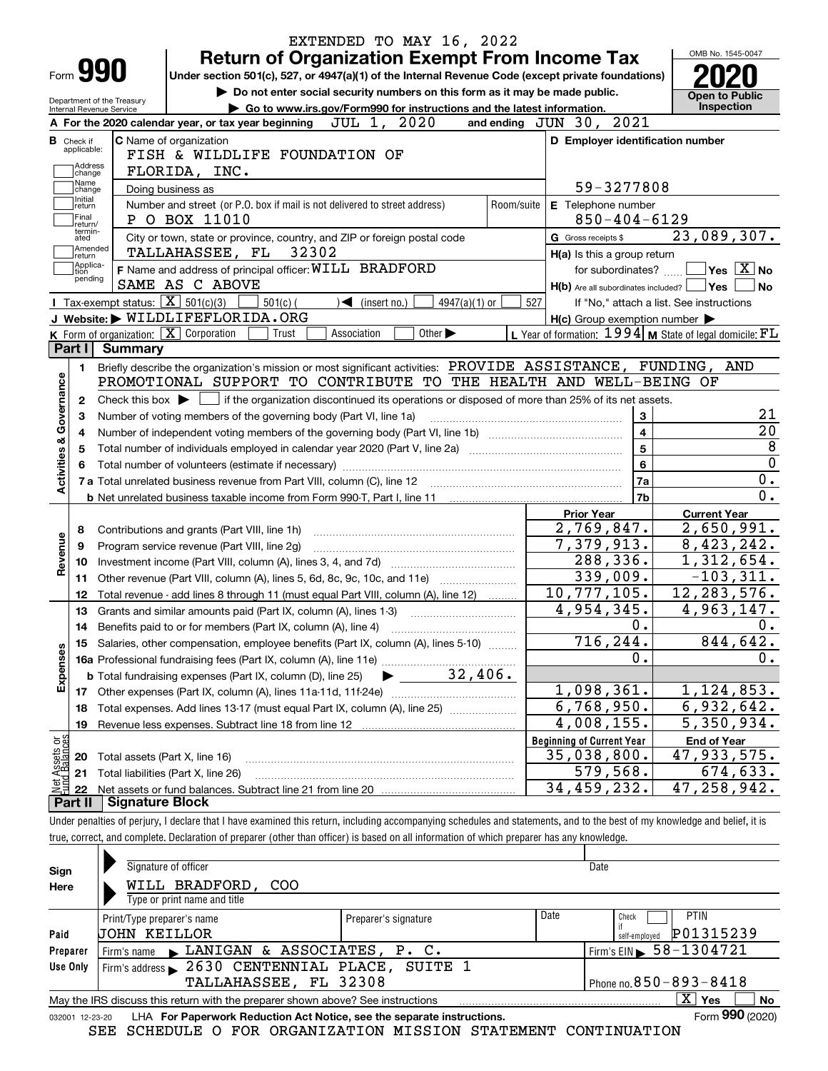EXTENDED TO MAY 16, 2022

# Form 990 Return of Organization Exempt From Income Tax

OMB No. 1545-0047

**2020**

**Open to Public Inspection**

Under section 501(c), 527, or 4947(a)(1) of the Internal Revenue Code (except private foundations)

▶ Do not enter social security numbers on this form as it may be made public.

▶ Go to www.irs.gov/Form990 for instructions and the latest information.

Department of the Treasury
Internal Revenue Service

**A** For the 2020 calendar year, or tax year beginning JUL 1, 2020 and ending JUN 30, 2021

**B** Check if applicable: Address change, Name change, Initial return, Final return/terminated, Amended return, Application pending

**C** Name of organization: FISH & WILDLIFE FOUNDATION OF FLORIDA, INC.

Doing business as

Number and street (or P.O. box if mail is not delivered to street address): P O BOX 11010 | Room/suite

City or town, state or province, country, and ZIP or foreign postal code: TALLAHASSEE, FL 32302

**F** Name and address of principal officer: WILL BRADFORD
SAME AS C ABOVE

**D** Employer identification number: 59-3277808

**E** Telephone number: 850-404-6129

**G** Gross receipts $ 23,089,307.

**H(a)** Is this a group return for subordinates? ☐ Yes ☒ No

**H(b)** Are all subordinates included? ☐ Yes ☐ No
If "No," attach a list. See instructions

**H(c)** Group exemption number ▶

**I** Tax-exempt status: ☒ 501(c)(3) ☐ 501(c) ( ) ◀ (insert no.) ☐ 4947(a)(1) or ☐ 527

**J** Website: ▶ WILDLIFEFLORIDA.ORG

**K** Form of organization: ☒ Corporation ☐ Trust ☐ Association ☐ Other ▶

**L** Year of formation: 1994 **M** State of legal domicile: FL

## Part I Summary

**Activities & Governance**

1. Briefly describe the organization's mission or most significant activities: PROVIDE ASSISTANCE, FUNDING, AND PROMOTIONAL SUPPORT TO CONTRIBUTE TO THE HEALTH AND WELL-BEING OF
2. Check this box ▶ ☐ if the organization discontinued its operations or disposed of more than 25% of its net assets.

| | | | |
|---|---|---|---|
| 3 | Number of voting members of the governing body (Part VI, line 1a) | 3 | 21 |
| 4 | Number of independent voting members of the governing body (Part VI, line 1b) | 4 | 20 |
| 5 | Total number of individuals employed in calendar year 2020 (Part V, line 2a) | 5 | 8 |
| 6 | Total number of volunteers (estimate if necessary) | 6 | 0 |
| 7a | Total unrelated business revenue from Part VIII, column (C), line 12 | 7a | 0. |
| b | Net unrelated business taxable income from Form 990-T, Part I, line 11 | 7b | 0. |

**Revenue**

| | | Prior Year | Current Year |
|---|---|---|---|
| 8 | Contributions and grants (Part VIII, line 1h) | 2,769,847. | 2,650,991. |
| 9 | Program service revenue (Part VIII, line 2g) | 7,379,913. | 8,423,242. |
| 10 | Investment income (Part VIII, column (A), lines 3, 4, and 7d) | 288,336. | 1,312,654. |
| 11 | Other revenue (Part VIII, column (A), lines 5, 6d, 8c, 9c, 10c, and 11e) | 339,009. | -103,311. |
| 12 | Total revenue - add lines 8 through 11 (must equal Part VIII, column (A), line 12) | 10,777,105. | 12,283,576. |

**Expenses**

| | | Prior Year | Current Year |
|---|---|---|---|
| 13 | Grants and similar amounts paid (Part IX, column (A), lines 1-3) | 4,954,345. | 4,963,147. |
| 14 | Benefits paid to or for members (Part IX, column (A), line 4) | 0. | 0. |
| 15 | Salaries, other compensation, employee benefits (Part IX, column (A), lines 5-10) | 716,244. | 844,642. |
| 16a | Professional fundraising fees (Part IX, column (A), line 11e) | 0. | 0. |
| b | Total fundraising expenses (Part IX, column (D), line 25) ▶ 32,406. | | |
| 17 | Other expenses (Part IX, column (A), lines 11a-11d, 11f-24e) | 1,098,361. | 1,124,853. |
| 18 | Total expenses. Add lines 13-17 (must equal Part IX, column (A), line 25) | 6,768,950. | 6,932,642. |
| 19 | Revenue less expenses. Subtract line 18 from line 12 | 4,008,155. | 5,350,934. |

**Net Assets or Fund Balances**

| | | Beginning of Current Year | End of Year |
|---|---|---|---|
| 20 | Total assets (Part X, line 16) | 35,038,800. | 47,933,575. |
| 21 | Total liabilities (Part X, line 26) | 579,568. | 674,633. |
| 22 | Net assets or fund balances. Subtract line 21 from line 20 | 34,459,232. | 47,258,942. |

## Part II Signature Block

Under penalties of perjury, I declare that I have examined this return, including accompanying schedules and statements, and to the best of my knowledge and belief, it is true, correct, and complete. Declaration of preparer (other than officer) is based on all information of which preparer has any knowledge.

**Sign Here**

Signature of officer | Date

WILL BRADFORD, COO
Type or print name and title

**Paid Preparer Use Only**

| Print/Type preparer's name | Preparer's signature | Date | Check if self-employed | PTIN |
|---|---|---|---|---|
| JOHN KEILLOR | | | ☐ | P01315239 |

Firm's name ▶ LANIGAN & ASSOCIATES, P. C. | Firm's EIN ▶ 58-1304721

Firm's address ▶ 2630 CENTENNIAL PLACE, SUITE 1, TALLAHASSEE, FL 32308 | Phone no. 850-893-8418

May the IRS discuss this return with the preparer shown above? See instructions ☒ Yes ☐ No

032001 12-23-20 LHA For Paperwork Reduction Act Notice, see the separate instructions. Form **990** (2020)

SEE SCHEDULE O FOR ORGANIZATION MISSION STATEMENT CONTINUATION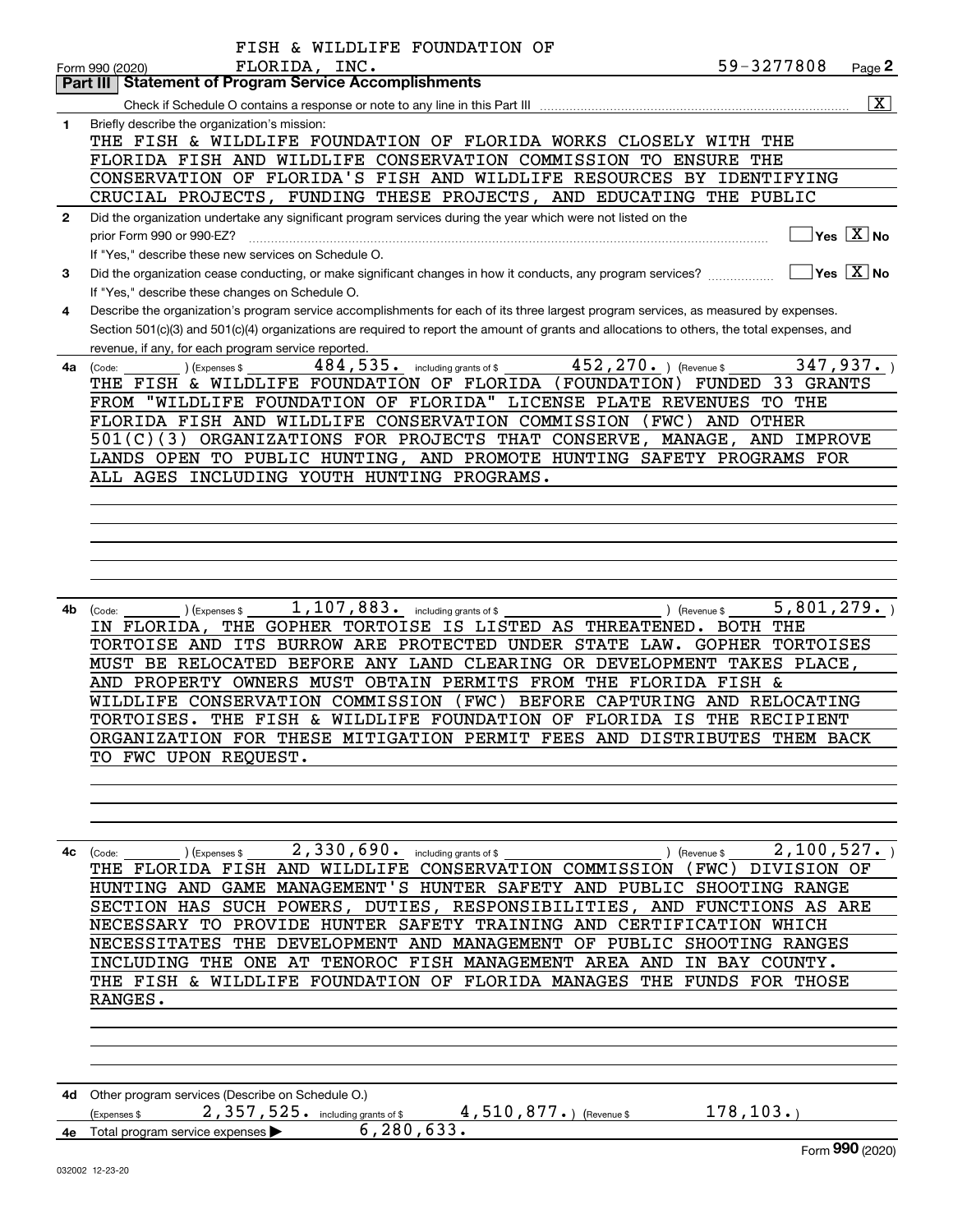FISH & WILDLIFE FOUNDATION OF FLORIDA, INC. 59-3277808

Form 990 (2020) Page **2**

## Part III | Statement of Program Service Accomplishments

Check if Schedule O contains a response or note to any line in this Part III ..... [X]

**1** Briefly describe the organization's mission:

THE FISH & WILDLIFE FOUNDATION OF FLORIDA WORKS CLOSELY WITH THE FLORIDA FISH AND WILDLIFE CONSERVATION COMMISSION TO ENSURE THE CONSERVATION OF FLORIDA'S FISH AND WILDLIFE RESOURCES BY IDENTIFYING CRUCIAL PROJECTS, FUNDING THESE PROJECTS, AND EDUCATING THE PUBLIC

**2** Did the organization undertake any significant program services during the year which were not listed on the prior Form 990 or 990-EZ? ..... [ ] Yes [X] No

If "Yes," describe these new services on Schedule O.

**3** Did the organization cease conducting, or make significant changes in how it conducts, any program services? ..... [ ] Yes [X] No

If "Yes," describe these changes on Schedule O.

**4** Describe the organization's program service accomplishments for each of its three largest program services, as measured by expenses. Section 501(c)(3) and 501(c)(4) organizations are required to report the amount of grants and allocations to others, the total expenses, and revenue, if any, for each program service reported.

**4a** (Code: ) (Expenses $ 484,535. including grants of $ 452,270. ) (Revenue $ 347,937. )

THE FISH & WILDLIFE FOUNDATION OF FLORIDA (FOUNDATION) FUNDED 33 GRANTS FROM "WILDLIFE FOUNDATION OF FLORIDA" LICENSE PLATE REVENUES TO THE FLORIDA FISH AND WILDLIFE CONSERVATION COMMISSION (FWC) AND OTHER 501(C)(3) ORGANIZATIONS FOR PROJECTS THAT CONSERVE, MANAGE, AND IMPROVE LANDS OPEN TO PUBLIC HUNTING, AND PROMOTE HUNTING SAFETY PROGRAMS FOR ALL AGES INCLUDING YOUTH HUNTING PROGRAMS.

**4b** (Code: ) (Expenses $ 1,107,883. including grants of $ ) (Revenue $ 5,801,279. )

IN FLORIDA, THE GOPHER TORTOISE IS LISTED AS THREATENED. BOTH THE TORTOISE AND ITS BURROW ARE PROTECTED UNDER STATE LAW. GOPHER TORTOISES MUST BE RELOCATED BEFORE ANY LAND CLEARING OR DEVELOPMENT TAKES PLACE, AND PROPERTY OWNERS MUST OBTAIN PERMITS FROM THE FLORIDA FISH & WILDLIFE CONSERVATION COMMISSION (FWC) BEFORE CAPTURING AND RELOCATING TORTOISES. THE FISH & WILDLIFE FOUNDATION OF FLORIDA IS THE RECIPIENT ORGANIZATION FOR THESE MITIGATION PERMIT FEES AND DISTRIBUTES THEM BACK TO FWC UPON REQUEST.

**4c** (Code: ) (Expenses $ 2,330,690. including grants of $ ) (Revenue $ 2,100,527. )

THE FLORIDA FISH AND WILDLIFE CONSERVATION COMMISSION (FWC) DIVISION OF HUNTING AND GAME MANAGEMENT'S HUNTER SAFETY AND PUBLIC SHOOTING RANGE SECTION HAS SUCH POWERS, DUTIES, RESPONSIBILITIES, AND FUNCTIONS AS ARE NECESSARY TO PROVIDE HUNTER SAFETY TRAINING AND CERTIFICATION WHICH NECESSITATES THE DEVELOPMENT AND MANAGEMENT OF PUBLIC SHOOTING RANGES INCLUDING THE ONE AT TENOROC FISH MANAGEMENT AREA AND IN BAY COUNTY. THE FISH & WILDLIFE FOUNDATION OF FLORIDA MANAGES THE FUNDS FOR THOSE RANGES.

**4d** Other program services (Describe on Schedule O.)

(Expenses $ 2,357,525. including grants of $ 4,510,877. ) (Revenue $ 178,103. )

**4e** Total program service expenses ▶ 6,280,633.

Form **990** (2020)

032002 12-23-20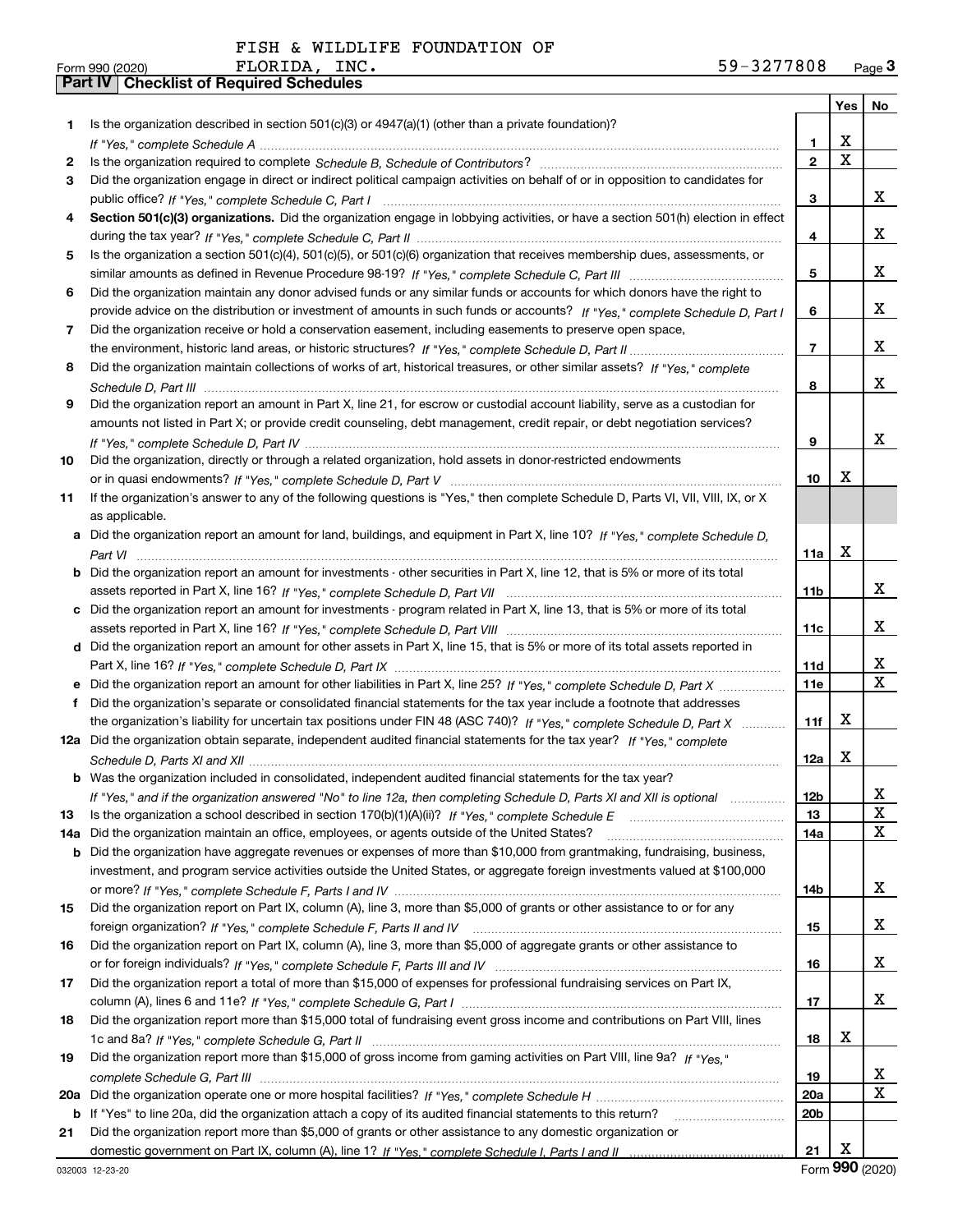FISH & WILDLIFE FOUNDATION OF FLORIDA, INC. 59-3277808

Form 990 (2020) Page 3

## Part IV Checklist of Required Schedules

| | | | Yes | No |
|---|---|---|---|---|
| 1 | Is the organization described in section 501(c)(3) or 4947(a)(1) (other than a private foundation)? *If "Yes," complete Schedule A* | 1 | X | |
| 2 | Is the organization required to complete *Schedule B, Schedule of Contributors*? | 2 | X | |
| 3 | Did the organization engage in direct or indirect political campaign activities on behalf of or in opposition to candidates for public office? *If "Yes," complete Schedule C, Part I* | 3 | | X |
| 4 | **Section 501(c)(3) organizations.** Did the organization engage in lobbying activities, or have a section 501(h) election in effect during the tax year? *If "Yes," complete Schedule C, Part II* | 4 | | X |
| 5 | Is the organization a section 501(c)(4), 501(c)(5), or 501(c)(6) organization that receives membership dues, assessments, or similar amounts as defined in Revenue Procedure 98-19? *If "Yes," complete Schedule C, Part III* | 5 | | X |
| 6 | Did the organization maintain any donor advised funds or any similar funds or accounts for which donors have the right to provide advice on the distribution or investment of amounts in such funds or accounts? *If "Yes," complete Schedule D, Part I* | 6 | | X |
| 7 | Did the organization receive or hold a conservation easement, including easements to preserve open space, the environment, historic land areas, or historic structures? *If "Yes," complete Schedule D, Part II* | 7 | | X |
| 8 | Did the organization maintain collections of works of art, historical treasures, or other similar assets? *If "Yes," complete Schedule D, Part III* | 8 | | X |
| 9 | Did the organization report an amount in Part X, line 21, for escrow or custodial account liability, serve as a custodian for amounts not listed in Part X; or provide credit counseling, debt management, credit repair, or debt negotiation services? *If "Yes," complete Schedule D, Part IV* | 9 | | X |
| 10 | Did the organization, directly or through a related organization, hold assets in donor-restricted endowments or in quasi endowments? *If "Yes," complete Schedule D, Part V* | 10 | X | |
| 11 | If the organization's answer to any of the following questions is "Yes," then complete Schedule D, Parts VI, VII, VIII, IX, or X as applicable. | | | |
| a | Did the organization report an amount for land, buildings, and equipment in Part X, line 10? *If "Yes," complete Schedule D, Part VI* | 11a | X | |
| b | Did the organization report an amount for investments - other securities in Part X, line 12, that is 5% or more of its total assets reported in Part X, line 16? *If "Yes," complete Schedule D, Part VII* | 11b | | X |
| c | Did the organization report an amount for investments - program related in Part X, line 13, that is 5% or more of its total assets reported in Part X, line 16? *If "Yes," complete Schedule D, Part VIII* | 11c | | X |
| d | Did the organization report an amount for other assets in Part X, line 15, that is 5% or more of its total assets reported in Part X, line 16? *If "Yes," complete Schedule D, Part IX* | 11d | | X |
| e | Did the organization report an amount for other liabilities in Part X, line 25? *If "Yes," complete Schedule D, Part X* | 11e | | X |
| f | Did the organization's separate or consolidated financial statements for the tax year include a footnote that addresses the organization's liability for uncertain tax positions under FIN 48 (ASC 740)? *If "Yes," complete Schedule D, Part X* | 11f | X | |
| 12a | Did the organization obtain separate, independent audited financial statements for the tax year? *If "Yes," complete Schedule D, Parts XI and XII* | 12a | X | |
| b | Was the organization included in consolidated, independent audited financial statements for the tax year? *If "Yes," and if the organization answered "No" to line 12a, then completing Schedule D, Parts XI and XII is optional* | 12b | | X |
| 13 | Is the organization a school described in section 170(b)(1)(A)(ii)? *If "Yes," complete Schedule E* | 13 | | X |
| 14a | Did the organization maintain an office, employees, or agents outside of the United States? | 14a | | X |
| b | Did the organization have aggregate revenues or expenses of more than $10,000 from grantmaking, fundraising, business, investment, and program service activities outside the United States, or aggregate foreign investments valued at $100,000 or more? *If "Yes," complete Schedule F, Parts I and IV* | 14b | | X |
| 15 | Did the organization report on Part IX, column (A), line 3, more than $5,000 of grants or other assistance to or for any foreign organization? *If "Yes," complete Schedule F, Parts II and IV* | 15 | | X |
| 16 | Did the organization report on Part IX, column (A), line 3, more than $5,000 of aggregate grants or other assistance to or for foreign individuals? *If "Yes," complete Schedule F, Parts III and IV* | 16 | | X |
| 17 | Did the organization report a total of more than $15,000 of expenses for professional fundraising services on Part IX, column (A), lines 6 and 11e? *If "Yes," complete Schedule G, Part I* | 17 | | X |
| 18 | Did the organization report more than $15,000 total of fundraising event gross income and contributions on Part VIII, lines 1c and 8a? *If "Yes," complete Schedule G, Part II* | 18 | X | |
| 19 | Did the organization report more than $15,000 of gross income from gaming activities on Part VIII, line 9a? *If "Yes," complete Schedule G, Part III* | 19 | | X |
| 20a | Did the organization operate one or more hospital facilities? *If "Yes," complete Schedule H* | 20a | | X |
| b | If "Yes" to line 20a, did the organization attach a copy of its audited financial statements to this return? | 20b | | |
| 21 | Did the organization report more than $5,000 of grants or other assistance to any domestic organization or domestic government on Part IX, column (A), line 1? *If "Yes," complete Schedule I, Parts I and II* | 21 | X | |

032003 12-23-20 Form **990** (2020)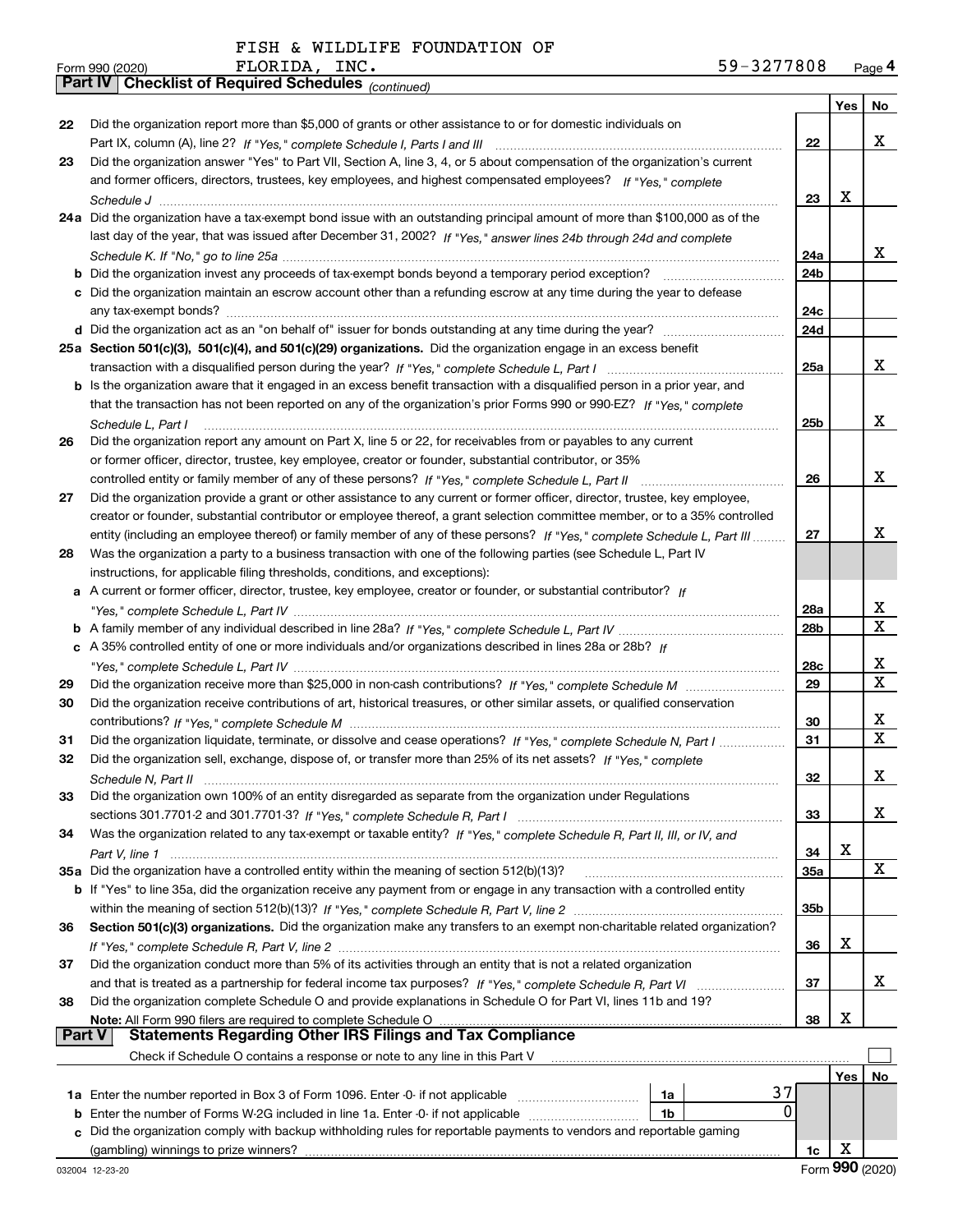FISH & WILDLIFE FOUNDATION OF FLORIDA, INC. 59-3277808

Form 990 (2020) Page 4

**Part IV Checklist of Required Schedules** *(continued)*

| | | | Yes | No |
|---|---|---|---|---|
| 22 | Did the organization report more than $5,000 of grants or other assistance to or for domestic individuals on Part IX, column (A), line 2? *If "Yes," complete Schedule I, Parts I and III* | 22 | | X |
| 23 | Did the organization answer "Yes" to Part VII, Section A, line 3, 4, or 5 about compensation of the organization's current and former officers, directors, trustees, key employees, and highest compensated employees? *If "Yes," complete Schedule J* | 23 | X | |
| 24a | Did the organization have a tax-exempt bond issue with an outstanding principal amount of more than $100,000 as of the last day of the year, that was issued after December 31, 2002? *If "Yes," answer lines 24b through 24d and complete Schedule K. If "No," go to line 25a* | 24a | | X |
| b | Did the organization invest any proceeds of tax-exempt bonds beyond a temporary period exception? | 24b | | |
| c | Did the organization maintain an escrow account other than a refunding escrow at any time during the year to defease any tax-exempt bonds? | 24c | | |
| d | Did the organization act as an "on behalf of" issuer for bonds outstanding at any time during the year? | 24d | | |
| 25a | **Section 501(c)(3), 501(c)(4), and 501(c)(29) organizations.** Did the organization engage in an excess benefit transaction with a disqualified person during the year? *If "Yes," complete Schedule L, Part I* | 25a | | X |
| b | Is the organization aware that it engaged in an excess benefit transaction with a disqualified person in a prior year, and that the transaction has not been reported on any of the organization's prior Forms 990 or 990-EZ? *If "Yes," complete Schedule L, Part I* | 25b | | X |
| 26 | Did the organization report any amount on Part X, line 5 or 22, for receivables from or payables to any current or former officer, director, trustee, key employee, creator or founder, substantial contributor, or 35% controlled entity or family member of any of these persons? *If "Yes," complete Schedule L, Part II* | 26 | | X |
| 27 | Did the organization provide a grant or other assistance to any current or former officer, director, trustee, key employee, creator or founder, substantial contributor or employee thereof, a grant selection committee member, or to a 35% controlled entity (including an employee thereof) or family member of any of these persons? *If "Yes," complete Schedule L, Part III* | 27 | | X |
| 28 | Was the organization a party to a business transaction with one of the following parties (see Schedule L, Part IV instructions, for applicable filing thresholds, conditions, and exceptions): | | | |
| a | A current or former officer, director, trustee, key employee, creator or founder, or substantial contributor? *If "Yes," complete Schedule L, Part IV* | 28a | | X |
| b | A family member of any individual described in line 28a? *If "Yes," complete Schedule L, Part IV* | 28b | | X |
| c | A 35% controlled entity of one or more individuals and/or organizations described in lines 28a or 28b? *If "Yes," complete Schedule L, Part IV* | 28c | | X |
| 29 | Did the organization receive more than $25,000 in non-cash contributions? *If "Yes," complete Schedule M* | 29 | | X |
| 30 | Did the organization receive contributions of art, historical treasures, or other similar assets, or qualified conservation contributions? *If "Yes," complete Schedule M* | 30 | | X |
| 31 | Did the organization liquidate, terminate, or dissolve and cease operations? *If "Yes," complete Schedule N, Part I* | 31 | | X |
| 32 | Did the organization sell, exchange, dispose of, or transfer more than 25% of its net assets? *If "Yes," complete Schedule N, Part II* | 32 | | X |
| 33 | Did the organization own 100% of an entity disregarded as separate from the organization under Regulations sections 301.7701-2 and 301.7701-3? *If "Yes," complete Schedule R, Part I* | 33 | | X |
| 34 | Was the organization related to any tax-exempt or taxable entity? *If "Yes," complete Schedule R, Part II, III, or IV, and Part V, line 1* | 34 | X | |
| 35a | Did the organization have a controlled entity within the meaning of section 512(b)(13)? | 35a | | X |
| b | If "Yes" to line 35a, did the organization receive any payment from or engage in any transaction with a controlled entity within the meaning of section 512(b)(13)? *If "Yes," complete Schedule R, Part V, line 2* | 35b | | |
| 36 | **Section 501(c)(3) organizations.** Did the organization make any transfers to an exempt non-charitable related organization? *If "Yes," complete Schedule R, Part V, line 2* | 36 | X | |
| 37 | Did the organization conduct more than 5% of its activities through an entity that is not a related organization and that is treated as a partnership for federal income tax purposes? *If "Yes," complete Schedule R, Part VI* | 37 | | X |
| 38 | Did the organization complete Schedule O and provide explanations in Schedule O for Part VI, lines 11b and 19? **Note:** All Form 990 filers are required to complete Schedule O | 38 | X | |

**Part V Statements Regarding Other IRS Filings and Tax Compliance**

Check if Schedule O contains a response or note to any line in this Part V ☐

| | | | | | Yes | No |
|---|---|---|---|---|---|---|
| 1a | Enter the number reported in Box 3 of Form 1096. Enter -0- if not applicable | 1a | 37 | | | |
| b | Enter the number of Forms W-2G included in line 1a. Enter -0- if not applicable | 1b | 0 | | | |
| c | Did the organization comply with backup withholding rules for reportable payments to vendors and reportable gaming (gambling) winnings to prize winners? | | | 1c | X | |

032004 12-23-20 Form **990** (2020)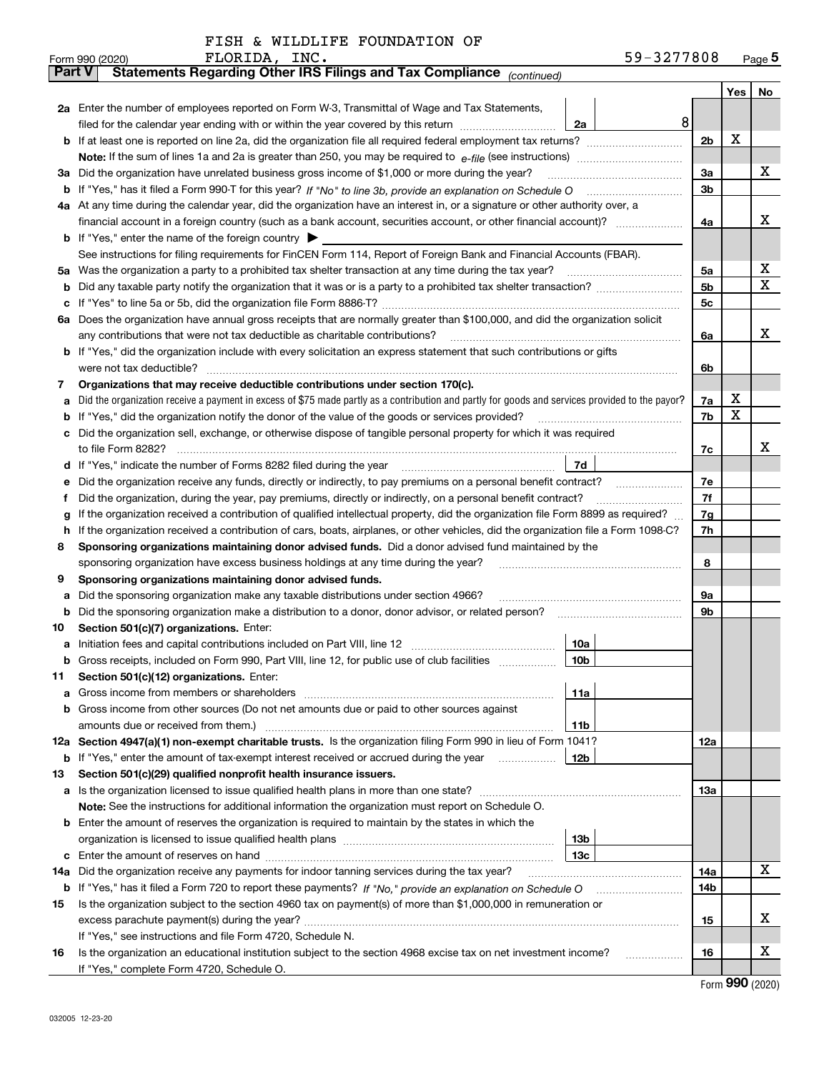FISH & WILDLIFE FOUNDATION OF FLORIDA, INC. 59-3277808

Form 990 (2020) Page 5

## Part V Statements Regarding Other IRS Filings and Tax Compliance *(continued)*

| | | | | Yes | No |
|---|---|---|---|---|---|
| **2a** | Enter the number of employees reported on Form W-3, Transmittal of Wage and Tax Statements, filed for the calendar year ending with or within the year covered by this return | 2a 8 | | | |
| **b** | If at least one is reported on line 2a, did the organization file all required federal employment tax returns? | | 2b | X | |
| | **Note:** If the sum of lines 1a and 2a is greater than 250, you may be required to *e-file* (see instructions) | | | | |
| **3a** | Did the organization have unrelated business gross income of $1,000 or more during the year? | | 3a | | X |
| **b** | If "Yes," has it filed a Form 990-T for this year? *If "No" to line 3b, provide an explanation on Schedule O* | | 3b | | |
| **4a** | At any time during the calendar year, did the organization have an interest in, or a signature or other authority over, a financial account in a foreign country (such as a bank account, securities account, or other financial account)? | | 4a | | X |
| **b** | If "Yes," enter the name of the foreign country ▶ | | | | |
| | See instructions for filing requirements for FinCEN Form 114, Report of Foreign Bank and Financial Accounts (FBAR). | | | | |
| **5a** | Was the organization a party to a prohibited tax shelter transaction at any time during the tax year? | | 5a | | X |
| **b** | Did any taxable party notify the organization that it was or is a party to a prohibited tax shelter transaction? | | 5b | | X |
| **c** | If "Yes" to line 5a or 5b, did the organization file Form 8886-T? | | 5c | | |
| **6a** | Does the organization have annual gross receipts that are normally greater than $100,000, and did the organization solicit any contributions that were not tax deductible as charitable contributions? | | 6a | | X |
| **b** | If "Yes," did the organization include with every solicitation an express statement that such contributions or gifts were not tax deductible? | | 6b | | |
| **7** | **Organizations that may receive deductible contributions under section 170(c).** | | | | |
| **a** | Did the organization receive a payment in excess of $75 made partly as a contribution and partly for goods and services provided to the payor? | | 7a | X | |
| **b** | If "Yes," did the organization notify the donor of the value of the goods or services provided? | | 7b | X | |
| **c** | Did the organization sell, exchange, or otherwise dispose of tangible personal property for which it was required to file Form 8282? | | 7c | | X |
| **d** | If "Yes," indicate the number of Forms 8282 filed during the year | 7d | | | |
| **e** | Did the organization receive any funds, directly or indirectly, to pay premiums on a personal benefit contract? | | 7e | | |
| **f** | Did the organization, during the year, pay premiums, directly or indirectly, on a personal benefit contract? | | 7f | | |
| **g** | If the organization received a contribution of qualified intellectual property, did the organization file Form 8899 as required? | | 7g | | |
| **h** | If the organization received a contribution of cars, boats, airplanes, or other vehicles, did the organization file a Form 1098-C? | | 7h | | |
| **8** | **Sponsoring organizations maintaining donor advised funds.** Did a donor advised fund maintained by the sponsoring organization have excess business holdings at any time during the year? | | 8 | | |
| **9** | **Sponsoring organizations maintaining donor advised funds.** | | | | |
| **a** | Did the sponsoring organization make any taxable distributions under section 4966? | | 9a | | |
| **b** | Did the sponsoring organization make a distribution to a donor, donor advisor, or related person? | | 9b | | |
| **10** | **Section 501(c)(7) organizations.** Enter: | | | | |
| **a** | Initiation fees and capital contributions included on Part VIII, line 12 | 10a | | | |
| **b** | Gross receipts, included on Form 990, Part VIII, line 12, for public use of club facilities | 10b | | | |
| **11** | **Section 501(c)(12) organizations.** Enter: | | | | |
| **a** | Gross income from members or shareholders | 11a | | | |
| **b** | Gross income from other sources (Do not net amounts due or paid to other sources against amounts due or received from them.) | 11b | | | |
| **12a** | **Section 4947(a)(1) non-exempt charitable trusts.** Is the organization filing Form 990 in lieu of Form 1041? | | 12a | | |
| **b** | If "Yes," enter the amount of tax-exempt interest received or accrued during the year | 12b | | | |
| **13** | **Section 501(c)(29) qualified nonprofit health insurance issuers.** | | | | |
| **a** | Is the organization licensed to issue qualified health plans in more than one state? | | 13a | | |
| | **Note:** See the instructions for additional information the organization must report on Schedule O. | | | | |
| **b** | Enter the amount of reserves the organization is required to maintain by the states in which the organization is licensed to issue qualified health plans | 13b | | | |
| **c** | Enter the amount of reserves on hand | 13c | | | |
| **14a** | Did the organization receive any payments for indoor tanning services during the tax year? | | 14a | | X |
| **b** | If "Yes," has it filed a Form 720 to report these payments? *If "No," provide an explanation on Schedule O* | | 14b | | |
| **15** | Is the organization subject to the section 4960 tax on payment(s) of more than $1,000,000 in remuneration or excess parachute payment(s) during the year? | | 15 | | X |
| | If "Yes," see instructions and file Form 4720, Schedule N. | | | | |
| **16** | Is the organization an educational institution subject to the section 4968 excise tax on net investment income? | | 16 | | X |
| | If "Yes," complete Form 4720, Schedule O. | | | | |

Form **990** (2020)

032005 12-23-20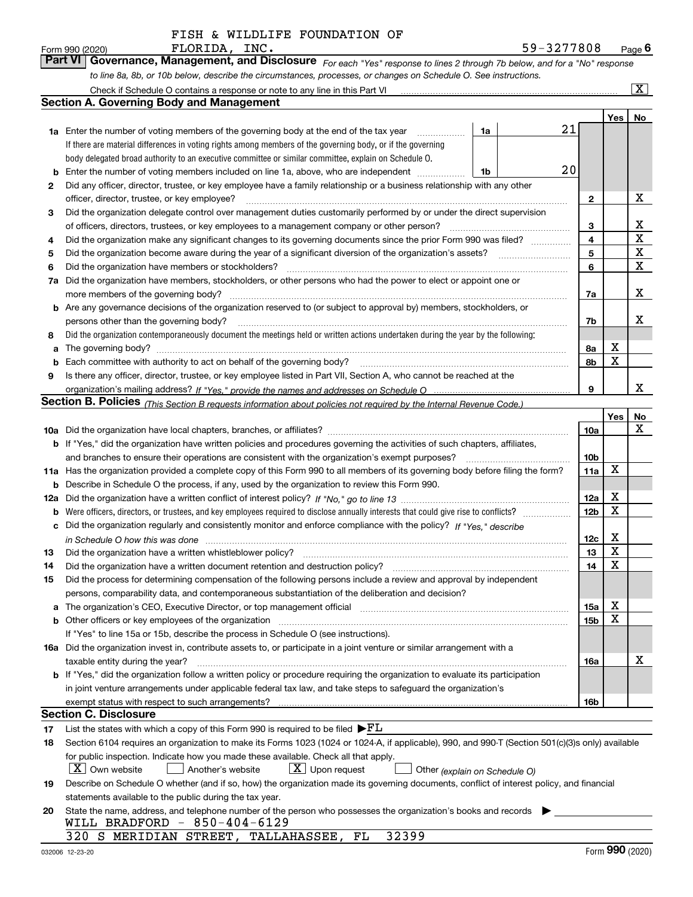FISH & WILDLIFE FOUNDATION OF FLORIDA, INC. 59-3277808

Form 990 (2020) Page 6

**Part VI Governance, Management, and Disclosure** *For each "Yes" response to lines 2 through 7b below, and for a "No" response to line 8a, 8b, or 10b below, describe the circumstances, processes, or changes on Schedule O. See instructions.*

Check if Schedule O contains a response or note to any line in this Part VI [X]

## Section A. Governing Body and Management

| | | | | Yes | No |
|---|---|---|---|---|---|
| 1a | Enter the number of voting members of the governing body at the end of the tax year | 1a | 21 | | |
| | If there are material differences in voting rights among members of the governing body, or if the governing body delegated broad authority to an executive committee or similar committee, explain on Schedule O. | | | | |
| b | Enter the number of voting members included on line 1a, above, who are independent | 1b | 20 | | |
| 2 | Did any officer, director, trustee, or key employee have a family relationship or a business relationship with any other officer, director, trustee, or key employee? | | 2 | | X |
| 3 | Did the organization delegate control over management duties customarily performed by or under the direct supervision of officers, directors, trustees, or key employees to a management company or other person? | | 3 | | X |
| 4 | Did the organization make any significant changes to its governing documents since the prior Form 990 was filed? | | 4 | | X |
| 5 | Did the organization become aware during the year of a significant diversion of the organization's assets? | | 5 | | X |
| 6 | Did the organization have members or stockholders? | | 6 | | X |
| 7a | Did the organization have members, stockholders, or other persons who had the power to elect or appoint one or more members of the governing body? | | 7a | | X |
| b | Are any governance decisions of the organization reserved to (or subject to approval by) members, stockholders, or persons other than the governing body? | | 7b | | X |
| 8 | Did the organization contemporaneously document the meetings held or written actions undertaken during the year by the following: | | | | |
| a | The governing body? | | 8a | X | |
| b | Each committee with authority to act on behalf of the governing body? | | 8b | X | |
| 9 | Is there any officer, director, trustee, or key employee listed in Part VII, Section A, who cannot be reached at the organization's mailing address? *If "Yes," provide the names and addresses on Schedule O* | | 9 | | X |

## Section B. Policies *(This Section B requests information about policies not required by the Internal Revenue Code.)*

| | | | Yes | No |
|---|---|---|---|---|
| 10a | Did the organization have local chapters, branches, or affiliates? | 10a | | X |
| b | If "Yes," did the organization have written policies and procedures governing the activities of such chapters, affiliates, and branches to ensure their operations are consistent with the organization's exempt purposes? | 10b | | |
| 11a | Has the organization provided a complete copy of this Form 990 to all members of its governing body before filing the form? | 11a | X | |
| b | Describe in Schedule O the process, if any, used by the organization to review this Form 990. | | | |
| 12a | Did the organization have a written conflict of interest policy? *If "No," go to line 13* | 12a | X | |
| b | Were officers, directors, or trustees, and key employees required to disclose annually interests that could give rise to conflicts? | 12b | X | |
| c | Did the organization regularly and consistently monitor and enforce compliance with the policy? *If "Yes," describe in Schedule O how this was done* | 12c | X | |
| 13 | Did the organization have a written whistleblower policy? | 13 | X | |
| 14 | Did the organization have a written document retention and destruction policy? | 14 | X | |
| 15 | Did the process for determining compensation of the following persons include a review and approval by independent persons, comparability data, and contemporaneous substantiation of the deliberation and decision? | | | |
| a | The organization's CEO, Executive Director, or top management official | 15a | X | |
| b | Other officers or key employees of the organization | 15b | X | |
| | If "Yes" to line 15a or 15b, describe the process in Schedule O (see instructions). | | | |
| 16a | Did the organization invest in, contribute assets to, or participate in a joint venture or similar arrangement with a taxable entity during the year? | 16a | | X |
| b | If "Yes," did the organization follow a written policy or procedure requiring the organization to evaluate its participation in joint venture arrangements under applicable federal tax law, and take steps to safeguard the organization's exempt status with respect to such arrangements? | 16b | | |

## Section C. Disclosure

17 List the states with which a copy of this Form 990 is required to be filed ▶FL

18 Section 6104 requires an organization to make its Forms 1023 (1024 or 1024-A, if applicable), 990, and 990-T (Section 501(c)(3)s only) available for public inspection. Indicate how you made these available. Check all that apply.

[X] Own website [ ] Another's website [X] Upon request [ ] Other *(explain on Schedule O)*

19 Describe on Schedule O whether (and if so, how) the organization made its governing documents, conflict of interest policy, and financial statements available to the public during the tax year.

20 State the name, address, and telephone number of the person who possesses the organization's books and records ▶

WILL BRADFORD - 850-404-6129
320 S MERIDIAN STREET, TALLAHASSEE, FL 32399

032006 12-23-20 Form **990** (2020)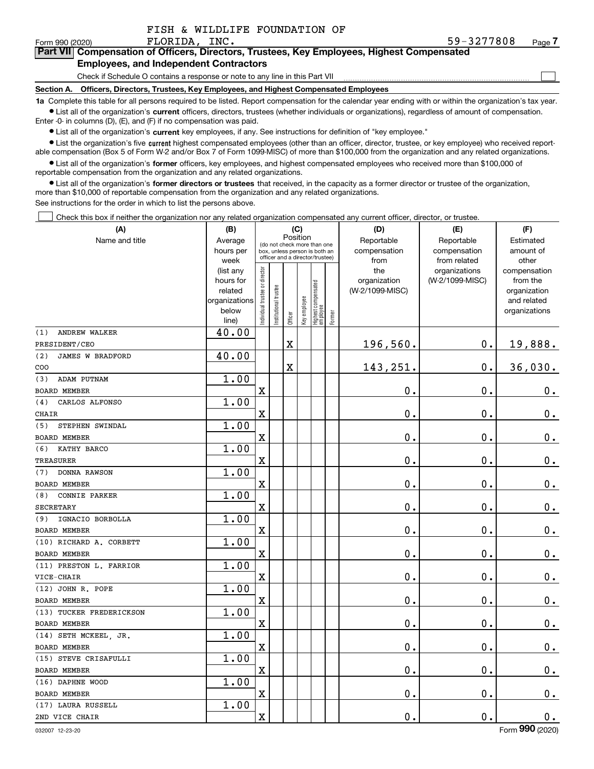FISH & WILDLIFE FOUNDATION OF FLORIDA, INC.

Form 990 (2020) 59-3277808 Page 7

## Part VII Compensation of Officers, Directors, Trustees, Key Employees, Highest Compensated Employees, and Independent Contractors

Check if Schedule O contains a response or note to any line in this Part VII

### Section A. Officers, Directors, Trustees, Key Employees, and Highest Compensated Employees

**1a** Complete this table for all persons required to be listed. Report compensation for the calendar year ending with or within the organization's tax year.

- List all of the organization's **current** officers, directors, trustees (whether individuals or organizations), regardless of amount of compensation. Enter -0- in columns (D), (E), and (F) if no compensation was paid.
- List all of the organization's **current** key employees, if any. See instructions for definition of "key employee."
- List the organization's five **current** highest compensated employees (other than an officer, director, trustee, or key employee) who received reportable compensation (Box 5 of Form W-2 and/or Box 7 of Form 1099-MISC) of more than $100,000 from the organization and any related organizations.
- List all of the organization's **former** officers, key employees, and highest compensated employees who received more than $100,000 of reportable compensation from the organization and any related organizations.
- List all of the organization's **former directors or trustees** that received, in the capacity as a former director or trustee of the organization, more than $10,000 of reportable compensation from the organization and any related organizations.

See instructions for the order in which to list the persons above.

Check this box if neither the organization nor any related organization compensated any current officer, director, or trustee.

| (A) Name and title | (B) Average hours per week (list any hours for related organizations below line) | (C) Position: Individual trustee or director | Institutional trustee | Officer | Key employee | Highest compensated employee | Former | (D) Reportable compensation from the organization (W-2/1099-MISC) | (E) Reportable compensation from related organizations (W-2/1099-MISC) | (F) Estimated amount of other compensation from the organization and related organizations |
|---|---|---|---|---|---|---|---|---|---|---|
| (1) ANDREW WALKER PRESIDENT/CEO | 40.00 | | | X | | | | 196,560. | 0. | 19,888. |
| (2) JAMES W BRADFORD COO | 40.00 | | | X | | | | 143,251. | 0. | 36,030. |
| (3) ADAM PUTNAM BOARD MEMBER | 1.00 | X | | | | | | 0. | 0. | 0. |
| (4) CARLOS ALFONSO CHAIR | 1.00 | X | | | | | | 0. | 0. | 0. |
| (5) STEPHEN SWINDAL BOARD MEMBER | 1.00 | X | | | | | | 0. | 0. | 0. |
| (6) KATHY BARCO TREASURER | 1.00 | X | | | | | | 0. | 0. | 0. |
| (7) DONNA RAWSON BOARD MEMBER | 1.00 | X | | | | | | 0. | 0. | 0. |
| (8) CONNIE PARKER SECRETARY | 1.00 | X | | | | | | 0. | 0. | 0. |
| (9) IGNACIO BORBOLLA BOARD MEMBER | 1.00 | X | | | | | | 0. | 0. | 0. |
| (10) RICHARD A. CORBETT BOARD MEMBER | 1.00 | X | | | | | | 0. | 0. | 0. |
| (11) PRESTON L. FARRIOR VICE-CHAIR | 1.00 | X | | | | | | 0. | 0. | 0. |
| (12) JOHN R. POPE BOARD MEMBER | 1.00 | X | | | | | | 0. | 0. | 0. |
| (13) TUCKER FREDERICKSON BOARD MEMBER | 1.00 | X | | | | | | 0. | 0. | 0. |
| (14) SETH MCKEEL, JR. BOARD MEMBER | 1.00 | X | | | | | | 0. | 0. | 0. |
| (15) STEVE CRISAFULLI BOARD MEMBER | 1.00 | X | | | | | | 0. | 0. | 0. |
| (16) DAPHNE WOOD BOARD MEMBER | 1.00 | X | | | | | | 0. | 0. | 0. |
| (17) LAURA RUSSELL 2ND VICE CHAIR | 1.00 | X | | | | | | 0. | 0. | 0. |

032007 12-23-20 Form 990 (2020)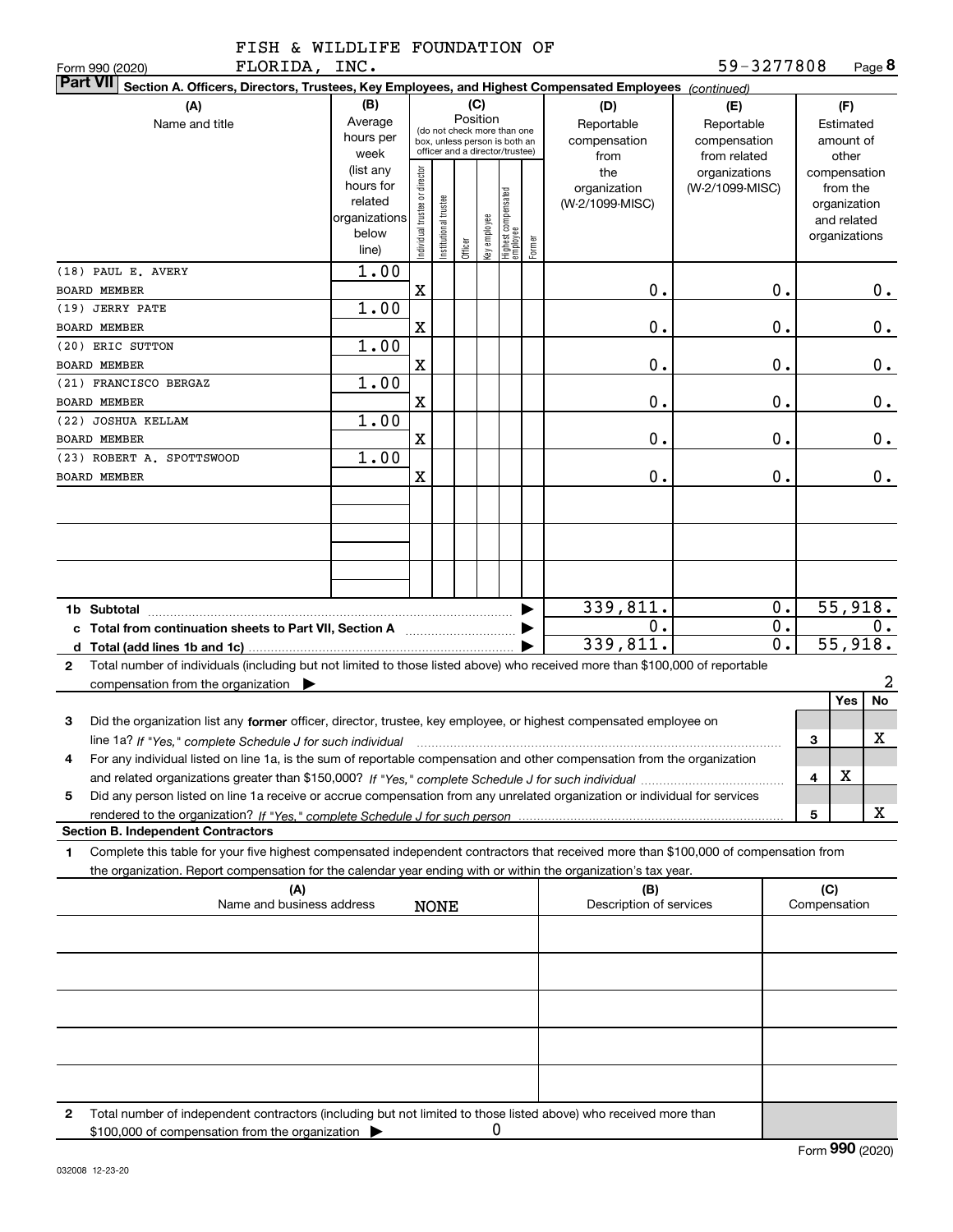FISH & WILDLIFE FOUNDATION OF FLORIDA, INC. 59-3277808

Form 990 (2020) Page 8

## Part VII Section A. Officers, Directors, Trustees, Key Employees, and Highest Compensated Employees *(continued)*

| (A) Name and title | (B) Average hours per week (list any hours for related organizations below line) | (C) Position: Individual trustee or director | Institutional trustee | Officer | Key employee | Highest compensated employee | Former | (D) Reportable compensation from the organization (W-2/1099-MISC) | (E) Reportable compensation from related organizations (W-2/1099-MISC) | (F) Estimated amount of other compensation from the organization and related organizations |
|---|---|---|---|---|---|---|---|---|---|---|
| (18) PAUL E. AVERY<br>BOARD MEMBER | 1.00 | X | | | | | | 0. | 0. | 0. |
| (19) JERRY PATE<br>BOARD MEMBER | 1.00 | X | | | | | | 0. | 0. | 0. |
| (20) ERIC SUTTON<br>BOARD MEMBER | 1.00 | X | | | | | | 0. | 0. | 0. |
| (21) FRANCISCO BERGAZ<br>BOARD MEMBER | 1.00 | X | | | | | | 0. | 0. | 0. |
| (22) JOSHUA KELLAM<br>BOARD MEMBER | 1.00 | X | | | | | | 0. | 0. | 0. |
| (23) ROBERT A. SPOTTSWOOD<br>BOARD MEMBER | 1.00 | X | | | | | | 0. | 0. | 0. |
| **1b Subtotal** | | | | | | | | 339,811. | 0. | 55,918. |
| **c Total from continuation sheets to Part VII, Section A** | | | | | | | | 0. | 0. | 0. |
| **d Total (add lines 1b and 1c)** | | | | | | | | 339,811. | 0. | 55,918. |

**2** Total number of individuals (including but not limited to those listed above) who received more than $100,000 of reportable compensation from the organization ▶ 2

| | | | Yes | No |
|---|---|---|---|---|
| **3** | Did the organization list any **former** officer, director, trustee, key employee, or highest compensated employee on line 1a? *If "Yes," complete Schedule J for such individual* | 3 | | X |
| **4** | For any individual listed on line 1a, is the sum of reportable compensation and other compensation from the organization and related organizations greater than $150,000? *If "Yes," complete Schedule J for such individual* | 4 | X | |
| **5** | Did any person listed on line 1a receive or accrue compensation from any unrelated organization or individual for services rendered to the organization? *If "Yes," complete Schedule J for such person* | 5 | | X |

### Section B. Independent Contractors

**1** Complete this table for your five highest compensated independent contractors that received more than $100,000 of compensation from the organization. Report compensation for the calendar year ending with or within the organization's tax year.

| (A) Name and business address | (B) Description of services | (C) Compensation |
|---|---|---|
| NONE | | |
| | | |
| | | |
| | | |
| | | |

**2** Total number of independent contractors (including but not limited to those listed above) who received more than $100,000 of compensation from the organization ▶ 0

Form **990** (2020)

032008 12-23-20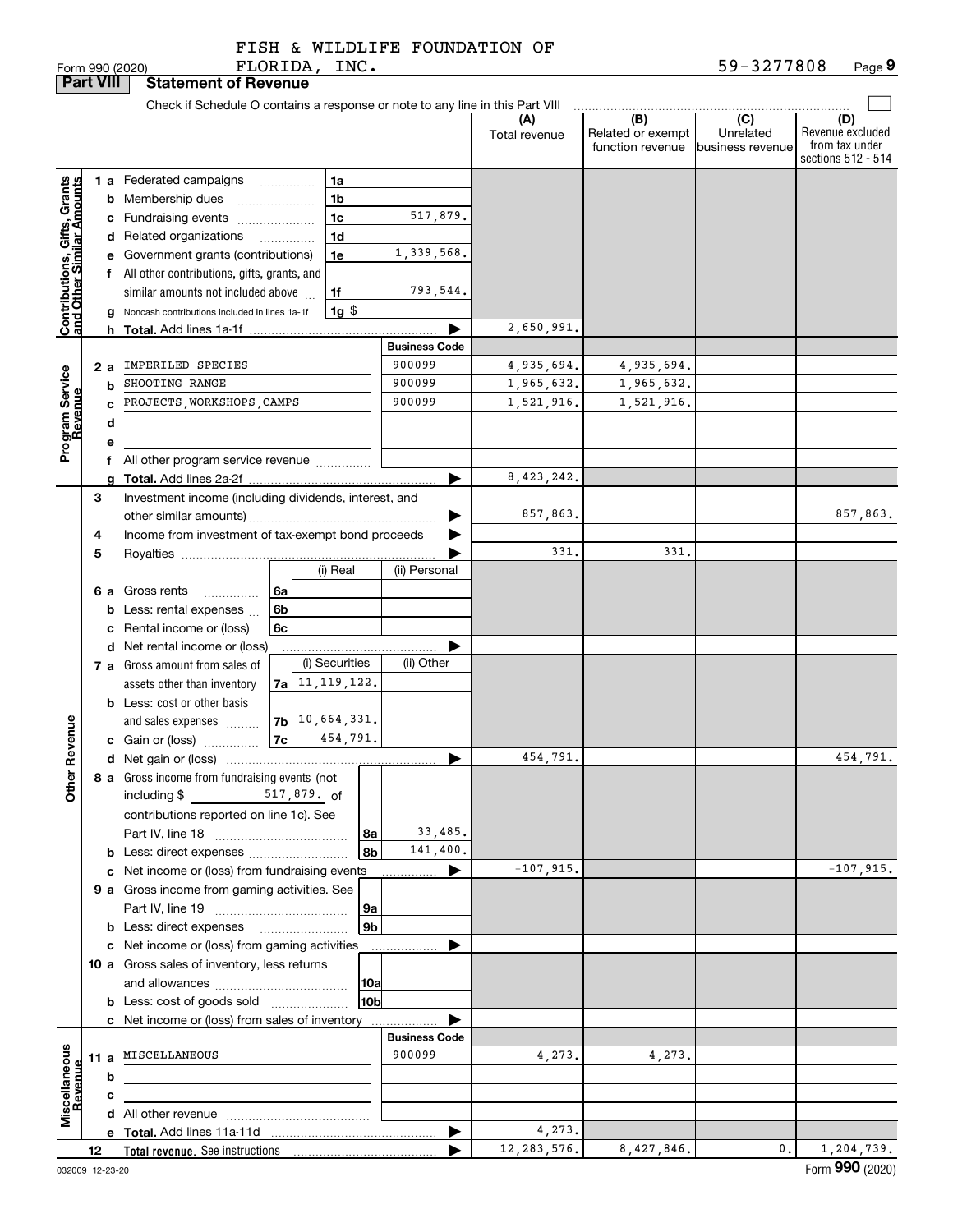FISH & WILDLIFE FOUNDATION OF FLORIDA, INC. 59-3277808

Form 990 (2020)

## Part VIII Statement of Revenue

Check if Schedule O contains a response or note to any line in this Part VIII

| | | | | (A) Total revenue | (B) Related or exempt function revenue | (C) Unrelated business revenue | (D) Revenue excluded from tax under sections 512 - 514 |
|---|---|---|---|---|---|---|---|
| **Contributions, Gifts, Grants and Other Similar Amounts** | 1 a Federated campaigns | 1a | | | | | |
| | b Membership dues | 1b | | | | | |
| | c Fundraising events | 1c | 517,879. | | | | |
| | d Related organizations | 1d | | | | | |
| | e Government grants (contributions) | 1e | 1,339,568. | | | | |
| | f All other contributions, gifts, grants, and similar amounts not included above | 1f | 793,544. | | | | |
| | g Noncash contributions included in lines 1a-1f | 1g | $ | | | | |
| | h **Total.** Add lines 1a-1f | | | 2,650,991. | | | |
| | | | **Business Code** | | | | |
| **Program Service Revenue** | 2 a IMPERILED SPECIES | | 900099 | 4,935,694. | 4,935,694. | | |
| | b SHOOTING RANGE | | 900099 | 1,965,632. | 1,965,632. | | |
| | c PROJECTS,WORKSHOPS,CAMPS | | 900099 | 1,521,916. | 1,521,916. | | |
| | d | | | | | | |
| | e | | | | | | |
| | f All other program service revenue | | | | | | |
| | g **Total.** Add lines 2a-2f | | | 8,423,242. | | | |
| **Other Revenue** | 3 Investment income (including dividends, interest, and other similar amounts) | | | 857,863. | | | 857,863. |
| | 4 Income from investment of tax-exempt bond proceeds | | | | | | |
| | 5 Royalties | | | 331. | 331. | | |
| | | (i) Real | (ii) Personal | | | | |
| | 6 a Gross rents 6a | | | | | | |
| | b Less: rental expenses 6b | | | | | | |
| | c Rental income or (loss) 6c | | | | | | |
| | d Net rental income or (loss) | | | | | | |
| | | (i) Securities | (ii) Other | | | | |
| | 7 a Gross amount from sales of assets other than inventory 7a | 11,119,122. | | | | | |
| | b Less: cost or other basis and sales expenses 7b | 10,664,331. | | | | | |
| | c Gain or (loss) 7c | 454,791. | | | | | |
| | d Net gain or (loss) | | | 454,791. | | | 454,791. |
| | 8 a Gross income from fundraising events (not including $ 517,879. of contributions reported on line 1c). See Part IV, line 18 | 8a | 33,485. | | | | |
| | b Less: direct expenses | 8b | 141,400. | | | | |
| | c Net income or (loss) from fundraising events | | | -107,915. | | | -107,915. |
| | 9 a Gross income from gaming activities. See Part IV, line 19 | 9a | | | | | |
| | b Less: direct expenses | 9b | | | | | |
| | c Net income or (loss) from gaming activities | | | | | | |
| | 10 a Gross sales of inventory, less returns and allowances | 10a | | | | | |
| | b Less: cost of goods sold | 10b | | | | | |
| | c Net income or (loss) from sales of inventory | | | | | | |
| | | | **Business Code** | | | | |
| **Miscellaneous Revenue** | 11 a MISCELLANEOUS | | 900099 | 4,273. | 4,273. | | |
| | b | | | | | | |
| | c | | | | | | |
| | d All other revenue | | | | | | |
| | e **Total.** Add lines 11a-11d | | | 4,273. | | | |
| 12 | **Total revenue.** See instructions | | | 12,283,576. | 8,427,846. | 0. | 1,204,739. |

032009 12-23-20

Form **990** (2020)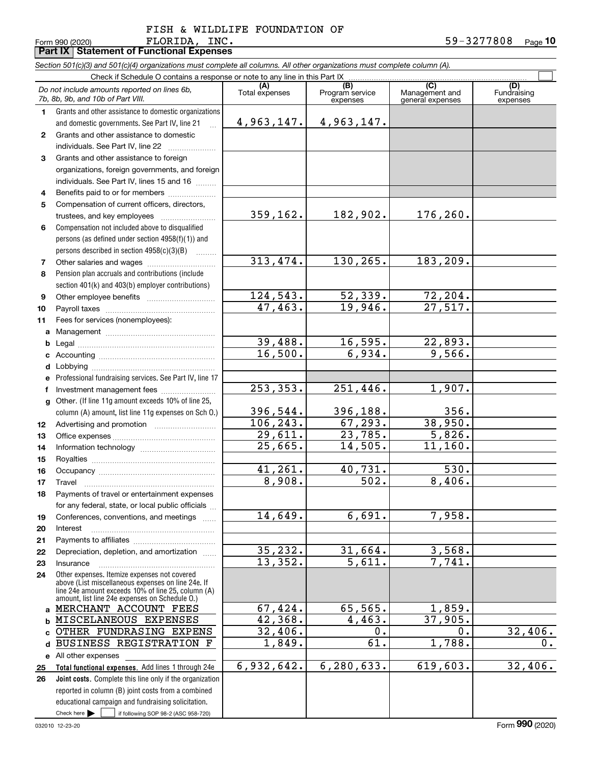FISH & WILDLIFE FOUNDATION OF FLORIDA, INC.

Form 990 (2020) 59-3277808 Page 10

**Part IX Statement of Functional Expenses**

*Section 501(c)(3) and 501(c)(4) organizations must complete all columns. All other organizations must complete column (A).*

Check if Schedule O contains a response or note to any line in this Part IX ☐

| *Do not include amounts reported on lines 6b, 7b, 8b, 9b, and 10b of Part VIII.* | (A) Total expenses | (B) Program service expenses | (C) Management and general expenses | (D) Fundraising expenses |
|---|---|---|---|---|
| 1 Grants and other assistance to domestic organizations and domestic governments. See Part IV, line 21 | 4,963,147. | 4,963,147. | | |
| 2 Grants and other assistance to domestic individuals. See Part IV, line 22 | | | | |
| 3 Grants and other assistance to foreign organizations, foreign governments, and foreign individuals. See Part IV, lines 15 and 16 | | | | |
| 4 Benefits paid to or for members | | | | |
| 5 Compensation of current officers, directors, trustees, and key employees | 359,162. | 182,902. | 176,260. | |
| 6 Compensation not included above to disqualified persons (as defined under section 4958(f)(1)) and persons described in section 4958(c)(3)(B) | | | | |
| 7 Other salaries and wages | 313,474. | 130,265. | 183,209. | |
| 8 Pension plan accruals and contributions (include section 401(k) and 403(b) employer contributions) | | | | |
| 9 Other employee benefits | 124,543. | 52,339. | 72,204. | |
| 10 Payroll taxes | 47,463. | 19,946. | 27,517. | |
| 11 Fees for services (nonemployees): | | | | |
| a Management | | | | |
| b Legal | 39,488. | 16,595. | 22,893. | |
| c Accounting | 16,500. | 6,934. | 9,566. | |
| d Lobbying | | | | |
| e Professional fundraising services. See Part IV, line 17 | | | | |
| f Investment management fees | 253,353. | 251,446. | 1,907. | |
| g Other. (If line 11g amount exceeds 10% of line 25, column (A) amount, list line 11g expenses on Sch O.) | 396,544. | 396,188. | 356. | |
| 12 Advertising and promotion | 106,243. | 67,293. | 38,950. | |
| 13 Office expenses | 29,611. | 23,785. | 5,826. | |
| 14 Information technology | 25,665. | 14,505. | 11,160. | |
| 15 Royalties | | | | |
| 16 Occupancy | 41,261. | 40,731. | 530. | |
| 17 Travel | 8,908. | 502. | 8,406. | |
| 18 Payments of travel or entertainment expenses for any federal, state, or local public officials | | | | |
| 19 Conferences, conventions, and meetings | 14,649. | 6,691. | 7,958. | |
| 20 Interest | | | | |
| 21 Payments to affiliates | | | | |
| 22 Depreciation, depletion, and amortization | 35,232. | 31,664. | 3,568. | |
| 23 Insurance | 13,352. | 5,611. | 7,741. | |
| 24 Other expenses. Itemize expenses not covered above (List miscellaneous expenses on line 24e. If line 24e amount exceeds 10% of line 25, column (A) amount, list line 24e expenses on Schedule O.) | | | | |
| a MERCHANT ACCOUNT FEES | 67,424. | 65,565. | 1,859. | |
| b MISCELANEOUS EXPENSES | 42,368. | 4,463. | 37,905. | |
| c OTHER FUNDRASING EXPENS | 32,406. | 0. | 0. | 32,406. |
| d BUSINESS REGISTRATION F | 1,849. | 61. | 1,788. | 0. |
| e All other expenses | | | | |
| 25 **Total functional expenses.** Add lines 1 through 24e | 6,932,642. | 6,280,633. | 619,603. | 32,406. |
| 26 **Joint costs.** Complete this line only if the organization reported in column (B) joint costs from a combined educational campaign and fundraising solicitation. Check here ☐ if following SOP 98-2 (ASC 958-720) | | | | |

032010 12-23-20 Form **990** (2020)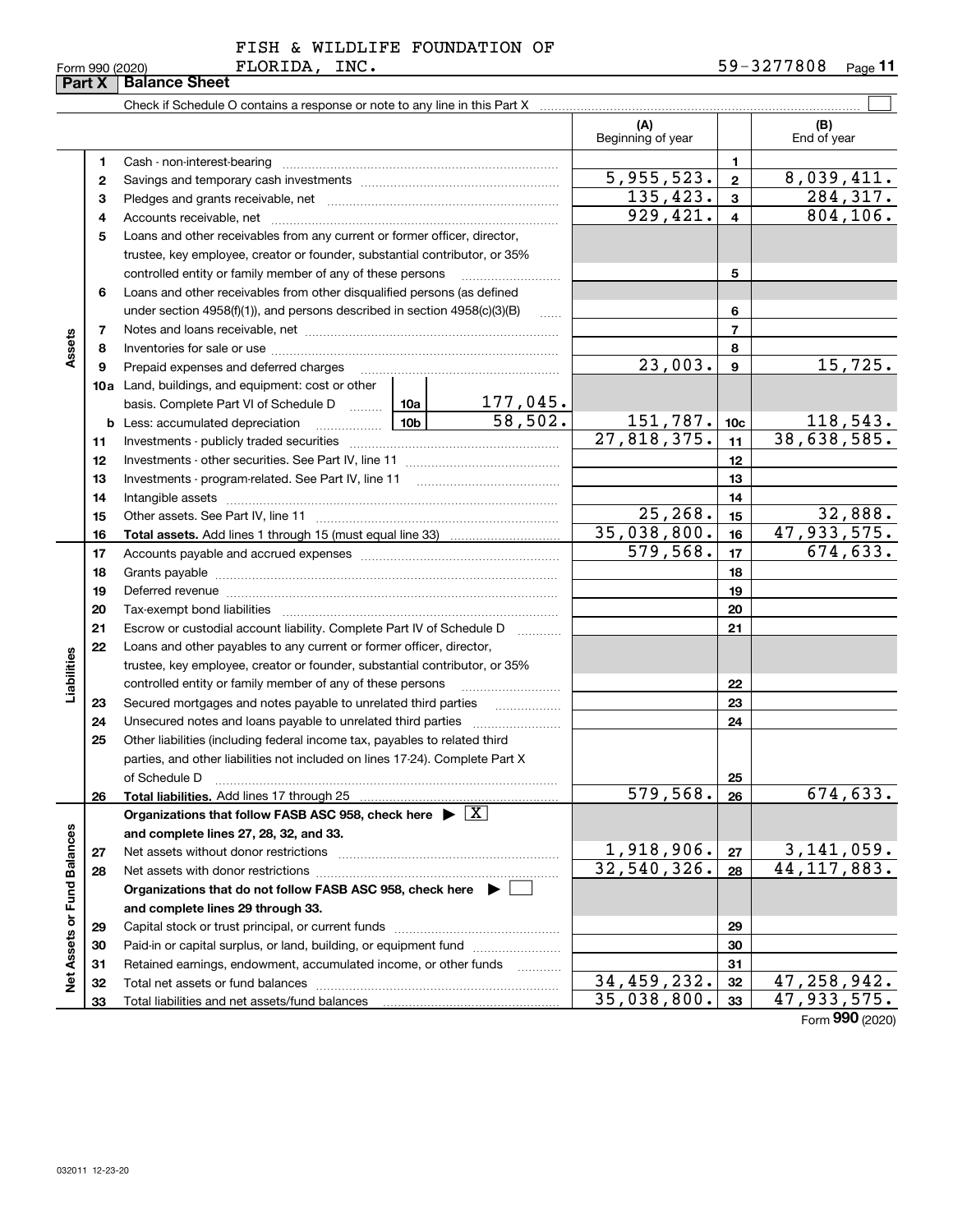FISH & WILDLIFE FOUNDATION OF FLORIDA, INC.

Form 990 (2020) 59-3277808 Page 11

**Part X | Balance Sheet**

Check if Schedule O contains a response or note to any line in this Part X ☐

| | | | (A) Beginning of year | | (B) End of year |
|---|---|---|---|---|---|
| **Assets** | 1 | Cash - non-interest-bearing | | 1 | |
| | 2 | Savings and temporary cash investments | 5,955,523. | 2 | 8,039,411. |
| | 3 | Pledges and grants receivable, net | 135,423. | 3 | 284,317. |
| | 4 | Accounts receivable, net | 929,421. | 4 | 804,106. |
| | 5 | Loans and other receivables from any current or former officer, director, trustee, key employee, creator or founder, substantial contributor, or 35% controlled entity or family member of any of these persons | | 5 | |
| | 6 | Loans and other receivables from other disqualified persons (as defined under section 4958(f)(1)), and persons described in section 4958(c)(3)(B) | | 6 | |
| | 7 | Notes and loans receivable, net | | 7 | |
| | 8 | Inventories for sale or use | | 8 | |
| | 9 | Prepaid expenses and deferred charges | 23,003. | 9 | 15,725. |
| | 10a | Land, buildings, and equipment: cost or other basis. Complete Part VI of Schedule D ... 10a: 177,045. | | | |
| | b | Less: accumulated depreciation ... 10b: 58,502. | 151,787. | 10c | 118,543. |
| | 11 | Investments - publicly traded securities | 27,818,375. | 11 | 38,638,585. |
| | 12 | Investments - other securities. See Part IV, line 11 | | 12 | |
| | 13 | Investments - program-related. See Part IV, line 11 | | 13 | |
| | 14 | Intangible assets | | 14 | |
| | 15 | Other assets. See Part IV, line 11 | 25,268. | 15 | 32,888. |
| | 16 | **Total assets.** Add lines 1 through 15 (must equal line 33) | 35,038,800. | 16 | 47,933,575. |
| **Liabilities** | 17 | Accounts payable and accrued expenses | 579,568. | 17 | 674,633. |
| | 18 | Grants payable | | 18 | |
| | 19 | Deferred revenue | | 19 | |
| | 20 | Tax-exempt bond liabilities | | 20 | |
| | 21 | Escrow or custodial account liability. Complete Part IV of Schedule D | | 21 | |
| | 22 | Loans and other payables to any current or former officer, director, trustee, key employee, creator or founder, substantial contributor, or 35% controlled entity or family member of any of these persons | | 22 | |
| | 23 | Secured mortgages and notes payable to unrelated third parties | | 23 | |
| | 24 | Unsecured notes and loans payable to unrelated third parties | | 24 | |
| | 25 | Other liabilities (including federal income tax, payables to related third parties, and other liabilities not included on lines 17-24). Complete Part X of Schedule D | | 25 | |
| | 26 | **Total liabilities.** Add lines 17 through 25 | 579,568. | 26 | 674,633. |
| **Net Assets or Fund Balances** | | **Organizations that follow FASB ASC 958, check here ▶ ☒ and complete lines 27, 28, 32, and 33.** | | | |
| | 27 | Net assets without donor restrictions | 1,918,906. | 27 | 3,141,059. |
| | 28 | Net assets with donor restrictions | 32,540,326. | 28 | 44,117,883. |
| | | **Organizations that do not follow FASB ASC 958, check here ▶ ☐ and complete lines 29 through 33.** | | | |
| | 29 | Capital stock or trust principal, or current funds | | 29 | |
| | 30 | Paid-in or capital surplus, or land, building, or equipment fund | | 30 | |
| | 31 | Retained earnings, endowment, accumulated income, or other funds | | 31 | |
| | 32 | Total net assets or fund balances | 34,459,232. | 32 | 47,258,942. |
| | 33 | Total liabilities and net assets/fund balances | 35,038,800. | 33 | 47,933,575. |

Form **990** (2020)

032011 12-23-20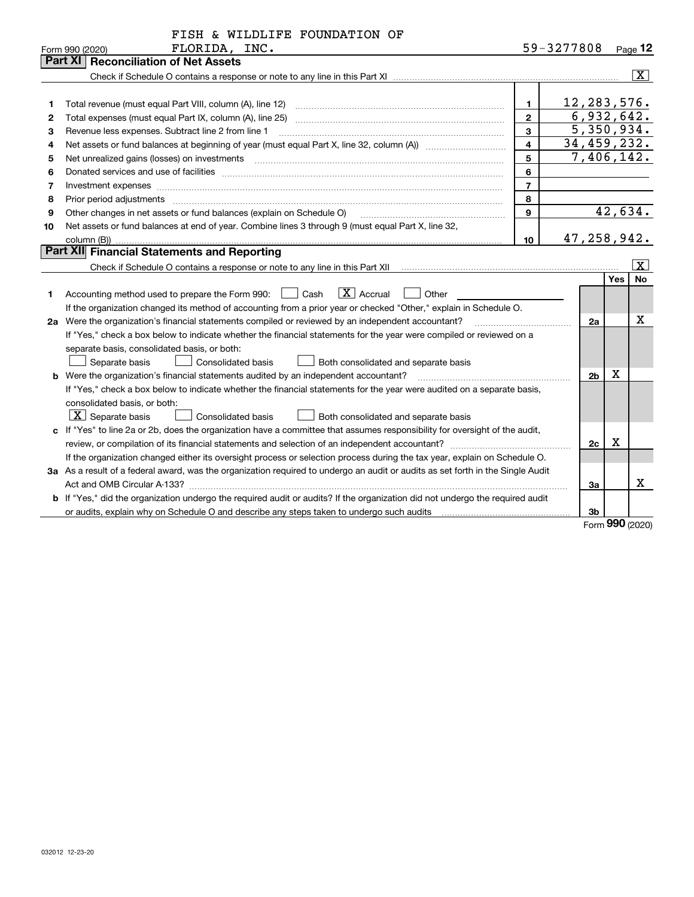FISH & WILDLIFE FOUNDATION OF FLORIDA, INC.

Form 990 (2020) 59-3277808 Page 12

## Part XI Reconciliation of Net Assets

Check if Schedule O contains a response or note to any line in this Part XI [X]

| | | | |
|---|---|---|---|
| 1 | Total revenue (must equal Part VIII, column (A), line 12) | 1 | 12,283,576. |
| 2 | Total expenses (must equal Part IX, column (A), line 25) | 2 | 6,932,642. |
| 3 | Revenue less expenses. Subtract line 2 from line 1 | 3 | 5,350,934. |
| 4 | Net assets or fund balances at beginning of year (must equal Part X, line 32, column (A)) | 4 | 34,459,232. |
| 5 | Net unrealized gains (losses) on investments | 5 | 7,406,142. |
| 6 | Donated services and use of facilities | 6 | |
| 7 | Investment expenses | 7 | |
| 8 | Prior period adjustments | 8 | |
| 9 | Other changes in net assets or fund balances (explain on Schedule O) | 9 | 42,634. |
| 10 | Net assets or fund balances at end of year. Combine lines 3 through 9 (must equal Part X, line 32, column (B)) | 10 | 47,258,942. |

## Part XII Financial Statements and Reporting

Check if Schedule O contains a response or note to any line in this Part XII [X]

| | | | Yes | No |
|---|---|---|---|---|
| 1 | Accounting method used to prepare the Form 990: [ ] Cash [X] Accrual [ ] Other<br>If the organization changed its method of accounting from a prior year or checked "Other," explain in Schedule O. | | | |
| 2a | Were the organization's financial statements compiled or reviewed by an independent accountant?<br>If "Yes," check a box below to indicate whether the financial statements for the year were compiled or reviewed on a separate basis, consolidated basis, or both:<br>[ ] Separate basis [ ] Consolidated basis [ ] Both consolidated and separate basis | 2a | | X |
| b | Were the organization's financial statements audited by an independent accountant?<br>If "Yes," check a box below to indicate whether the financial statements for the year were audited on a separate basis, consolidated basis, or both:<br>[X] Separate basis [ ] Consolidated basis [ ] Both consolidated and separate basis | 2b | X | |
| c | If "Yes" to line 2a or 2b, does the organization have a committee that assumes responsibility for oversight of the audit, review, or compilation of its financial statements and selection of an independent accountant?<br>If the organization changed either its oversight process or selection process during the tax year, explain on Schedule O. | 2c | X | |
| 3a | As a result of a federal award, was the organization required to undergo an audit or audits as set forth in the Single Audit Act and OMB Circular A-133? | 3a | | X |
| b | If "Yes," did the organization undergo the required audit or audits? If the organization did not undergo the required audit or audits, explain why on Schedule O and describe any steps taken to undergo such audits | 3b | | |

Form 990 (2020)

032012 12-23-20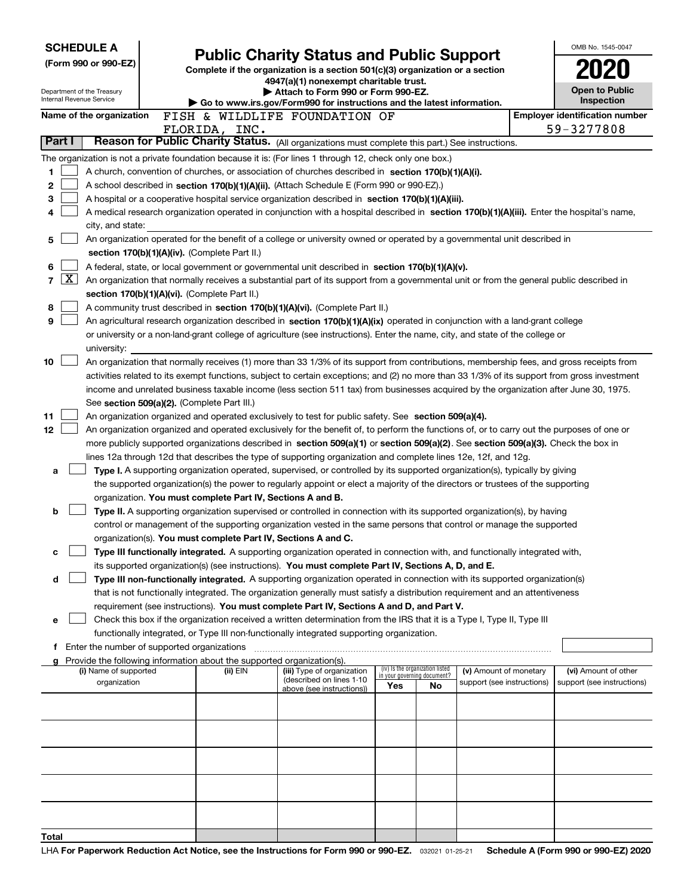**SCHEDULE A**
**(Form 990 or 990-EZ)**

Department of the Treasury
Internal Revenue Service

# Public Charity Status and Public Support

**Complete if the organization is a section 501(c)(3) organization or a section 4947(a)(1) nonexempt charitable trust.**
**▶ Attach to Form 990 or Form 990-EZ.**
**▶ Go to www.irs.gov/Form990 for instructions and the latest information.**

OMB No. 1545-0047

**2020**

**Open to Public Inspection**

**Name of the organization** FISH & WILDLIFE FOUNDATION OF FLORIDA, INC.

**Employer identification number** 59-3277808

## Part I Reason for Public Charity Status. (All organizations must complete this part.) See instructions.

The organization is not a private foundation because it is: (For lines 1 through 12, check only one box.)

1. ☐ A church, convention of churches, or association of churches described in **section 170(b)(1)(A)(i).**
2. ☐ A school described in **section 170(b)(1)(A)(ii).** (Attach Schedule E (Form 990 or 990-EZ).)
3. ☐ A hospital or a cooperative hospital service organization described in **section 170(b)(1)(A)(iii).**
4. ☐ A medical research organization operated in conjunction with a hospital described in **section 170(b)(1)(A)(iii).** Enter the hospital's name, city, and state:
5. ☐ An organization operated for the benefit of a college or university owned or operated by a governmental unit described in **section 170(b)(1)(A)(iv).** (Complete Part II.)
6. ☐ A federal, state, or local government or governmental unit described in **section 170(b)(1)(A)(v).**
7. ☒ An organization that normally receives a substantial part of its support from a governmental unit or from the general public described in **section 170(b)(1)(A)(vi).** (Complete Part II.)
8. ☐ A community trust described in **section 170(b)(1)(A)(vi).** (Complete Part II.)
9. ☐ An agricultural research organization described in **section 170(b)(1)(A)(ix)** operated in conjunction with a land-grant college or university or a non-land-grant college of agriculture (see instructions). Enter the name, city, and state of the college or university:
10. ☐ An organization that normally receives (1) more than 33 1/3% of its support from contributions, membership fees, and gross receipts from activities related to its exempt functions, subject to certain exceptions; and (2) no more than 33 1/3% of its support from gross investment income and unrelated business taxable income (less section 511 tax) from businesses acquired by the organization after June 30, 1975. See **section 509(a)(2).** (Complete Part III.)
11. ☐ An organization organized and operated exclusively to test for public safety. See **section 509(a)(4).**
12. ☐ An organization organized and operated exclusively for the benefit of, to perform the functions of, or to carry out the purposes of one or more publicly supported organizations described in **section 509(a)(1)** or **section 509(a)(2)**. See **section 509(a)(3).** Check the box in lines 12a through 12d that describes the type of supporting organization and complete lines 12e, 12f, and 12g.
   - **a** ☐ **Type I.** A supporting organization operated, supervised, or controlled by its supported organization(s), typically by giving the supported organization(s) the power to regularly appoint or elect a majority of the directors or trustees of the supporting organization. **You must complete Part IV, Sections A and B.**
   - **b** ☐ **Type II.** A supporting organization supervised or controlled in connection with its supported organization(s), by having control or management of the supporting organization vested in the same persons that control or manage the supported organization(s). **You must complete Part IV, Sections A and C.**
   - **c** ☐ **Type III functionally integrated.** A supporting organization operated in connection with, and functionally integrated with, its supported organization(s) (see instructions). **You must complete Part IV, Sections A, D, and E.**
   - **d** ☐ **Type III non-functionally integrated.** A supporting organization operated in connection with its supported organization(s) that is not functionally integrated. The organization generally must satisfy a distribution requirement and an attentiveness requirement (see instructions). **You must complete Part IV, Sections A and D, and Part V.**
   - **e** ☐ Check this box if the organization received a written determination from the IRS that it is a Type I, Type II, Type III functionally integrated, or Type III non-functionally integrated supporting organization.
   - **f** Enter the number of supported organizations
   - **g** Provide the following information about the supported organization(s).

| (i) Name of supported organization | (ii) EIN | (iii) Type of organization (described on lines 1-10 above (see instructions)) | (iv) Is the organization listed in your governing document? Yes | No | (v) Amount of monetary support (see instructions) | (vi) Amount of other support (see instructions) |
|---|---|---|---|---|---|---|
| | | | | | | |
| | | | | | | |
| | | | | | | |
| | | | | | | |
| | | | | | | |
| **Total** | | | | | | |

LHA **For Paperwork Reduction Act Notice, see the Instructions for Form 990 or 990-EZ.** 032021 01-25-21 **Schedule A (Form 990 or 990-EZ) 2020**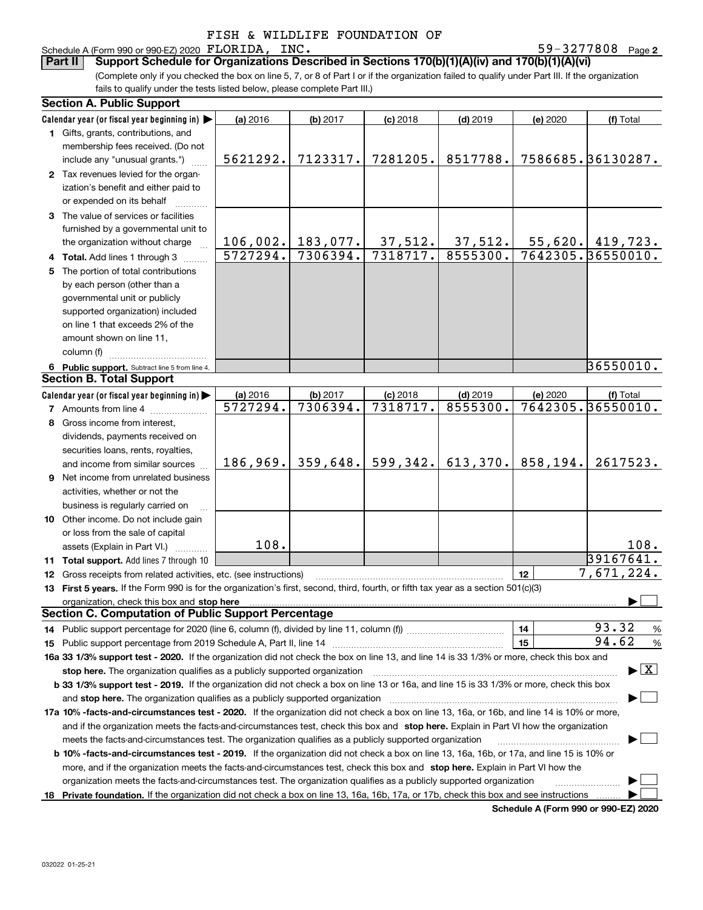FISH & WILDLIFE FOUNDATION OF

Schedule A (Form 990 or 990-EZ) 2020 FLORIDA, INC. 59-3277808 Page 2

**Part II** **Support Schedule for Organizations Described in Sections 170(b)(1)(A)(iv) and 170(b)(1)(A)(vi)**

(Complete only if you checked the box on line 5, 7, or 8 of Part I or if the organization failed to qualify under Part III. If the organization fails to qualify under the tests listed below, please complete Part III.)

**Section A. Public Support**

| Calendar year (or fiscal year beginning in) | (a) 2016 | (b) 2017 | (c) 2018 | (d) 2019 | (e) 2020 | (f) Total |
|---|---|---|---|---|---|---|
| 1 Gifts, grants, contributions, and membership fees received. (Do not include any "unusual grants.") | 5621292. | 7123317. | 7281205. | 8517788. | 7586685. | 36130287. |
| 2 Tax revenues levied for the organization's benefit and either paid to or expended on its behalf | | | | | | |
| 3 The value of services or facilities furnished by a governmental unit to the organization without charge | 106,002. | 183,077. | 37,512. | 37,512. | 55,620. | 419,723. |
| 4 **Total.** Add lines 1 through 3 | 5727294. | 7306394. | 7318717. | 8555300. | 7642305. | 36550010. |
| 5 The portion of total contributions by each person (other than a governmental unit or publicly supported organization) included on line 1 that exceeds 2% of the amount shown on line 11, column (f) | | | | | | |
| 6 **Public support.** Subtract line 5 from line 4. | | | | | | 36550010. |

**Section B. Total Support**

| Calendar year (or fiscal year beginning in) | (a) 2016 | (b) 2017 | (c) 2018 | (d) 2019 | (e) 2020 | (f) Total |
|---|---|---|---|---|---|---|
| 7 Amounts from line 4 | 5727294. | 7306394. | 7318717. | 8555300. | 7642305. | 36550010. |
| 8 Gross income from interest, dividends, payments received on securities loans, rents, royalties, and income from similar sources | 186,969. | 359,648. | 599,342. | 613,370. | 858,194. | 2617523. |
| 9 Net income from unrelated business activities, whether or not the business is regularly carried on | | | | | | |
| 10 Other income. Do not include gain or loss from the sale of capital assets (Explain in Part VI.) | 108. | | | | | 108. |
| 11 **Total support.** Add lines 7 through 10 | | | | | | 39167641. |

12 Gross receipts from related activities, etc. (see instructions) | 12 | 7,671,224.

13 **First 5 years.** If the Form 990 is for the organization's first, second, third, fourth, or fifth tax year as a section 501(c)(3) organization, check this box and **stop here** ☐

**Section C. Computation of Public Support Percentage**

14 Public support percentage for 2020 (line 6, column (f), divided by line 11, column (f)) | 14 | 93.32 %

15 Public support percentage from 2019 Schedule A, Part II, line 14 | 15 | 94.62 %

**16a 33 1/3% support test - 2020.** If the organization did not check the box on line 13, and line 14 is 33 1/3% or more, check this box and **stop here.** The organization qualifies as a publicly supported organization ☒

**b 33 1/3% support test - 2019.** If the organization did not check a box on line 13 or 16a, and line 15 is 33 1/3% or more, check this box and **stop here.** The organization qualifies as a publicly supported organization ☐

**17a 10% -facts-and-circumstances test - 2020.** If the organization did not check a box on line 13, 16a, or 16b, and line 14 is 10% or more, and if the organization meets the facts-and-circumstances test, check this box and **stop here.** Explain in Part VI how the organization meets the facts-and-circumstances test. The organization qualifies as a publicly supported organization ☐

**b 10% -facts-and-circumstances test - 2019.** If the organization did not check a box on line 13, 16a, 16b, or 17a, and line 15 is 10% or more, and if the organization meets the facts-and-circumstances test, check this box and **stop here.** Explain in Part VI how the organization meets the facts-and-circumstances test. The organization qualifies as a publicly supported organization ☐

**18 Private foundation.** If the organization did not check a box on line 13, 16a, 16b, 17a, or 17b, check this box and see instructions ☐

**Schedule A (Form 990 or 990-EZ) 2020**

032022 01-25-21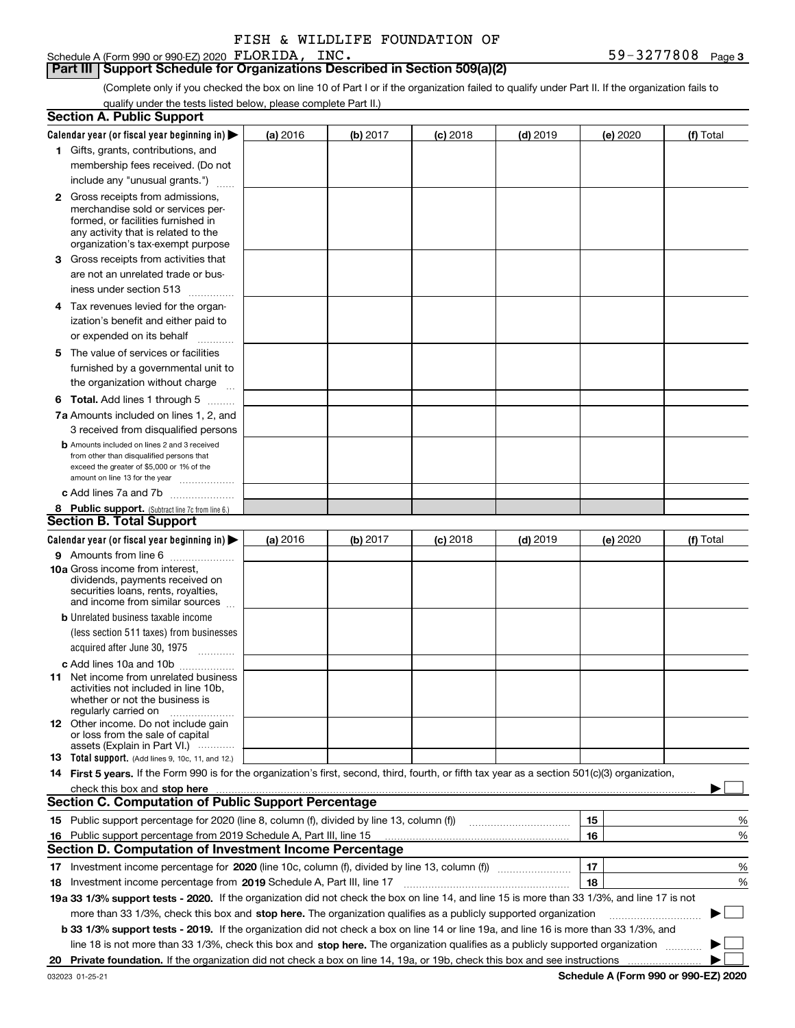FISH & WILDLIFE FOUNDATION OF

Schedule A (Form 990 or 990-EZ) 2020 FLORIDA, INC. 59-3277808 Page **3**

## Part III Support Schedule for Organizations Described in Section 509(a)(2)

(Complete only if you checked the box on line 10 of Part I or if the organization failed to qualify under Part II. If the organization fails to qualify under the tests listed below, please complete Part II.)

### Section A. Public Support

| Calendar year (or fiscal year beginning in) ▶ | (a) 2016 | (b) 2017 | (c) 2018 | (d) 2019 | (e) 2020 | (f) Total |
|---|---|---|---|---|---|---|
| **1** Gifts, grants, contributions, and membership fees received. (Do not include any "unusual grants.") | | | | | | |
| **2** Gross receipts from admissions, merchandise sold or services performed, or facilities furnished in any activity that is related to the organization's tax-exempt purpose | | | | | | |
| **3** Gross receipts from activities that are not an unrelated trade or business under section 513 | | | | | | |
| **4** Tax revenues levied for the organization's benefit and either paid to or expended on its behalf | | | | | | |
| **5** The value of services or facilities furnished by a governmental unit to the organization without charge | | | | | | |
| **6 Total.** Add lines 1 through 5 | | | | | | |
| **7a** Amounts included on lines 1, 2, and 3 received from disqualified persons | | | | | | |
| **b** Amounts included on lines 2 and 3 received from other than disqualified persons that exceed the greater of $5,000 or 1% of the amount on line 13 for the year | | | | | | |
| **c** Add lines 7a and 7b | | | | | | |
| **8 Public support.** (Subtract line 7c from line 6.) | | | | | | |

### Section B. Total Support

| Calendar year (or fiscal year beginning in) ▶ | (a) 2016 | (b) 2017 | (c) 2018 | (d) 2019 | (e) 2020 | (f) Total |
|---|---|---|---|---|---|---|
| **9** Amounts from line 6 | | | | | | |
| **10a** Gross income from interest, dividends, payments received on securities loans, rents, royalties, and income from similar sources | | | | | | |
| **b** Unrelated business taxable income (less section 511 taxes) from businesses acquired after June 30, 1975 | | | | | | |
| **c** Add lines 10a and 10b | | | | | | |
| **11** Net income from unrelated business activities not included in line 10b, whether or not the business is regularly carried on | | | | | | |
| **12** Other income. Do not include gain or loss from the sale of capital assets (Explain in Part VI.) | | | | | | |
| **13 Total support.** (Add lines 9, 10c, 11, and 12.) | | | | | | |

**14 First 5 years.** If the Form 990 is for the organization's first, second, third, fourth, or fifth tax year as a section 501(c)(3) organization, check this box and **stop here** ▶ ☐

### Section C. Computation of Public Support Percentage

| | | | |
|---|---|---|---|
| **15** Public support percentage for 2020 (line 8, column (f), divided by line 13, column (f)) | 15 | | % |
| **16** Public support percentage from 2019 Schedule A, Part III, line 15 | 16 | | % |

### Section D. Computation of Investment Income Percentage

| | | | |
|---|---|---|---|
| **17** Investment income percentage for **2020** (line 10c, column (f), divided by line 13, column (f)) | 17 | | % |
| **18** Investment income percentage from **2019** Schedule A, Part III, line 17 | 18 | | % |

**19a 33 1/3% support tests - 2020.** If the organization did not check the box on line 14, and line 15 is more than 33 1/3%, and line 17 is not more than 33 1/3%, check this box and **stop here.** The organization qualifies as a publicly supported organization ▶ ☐

**b 33 1/3% support tests - 2019.** If the organization did not check a box on line 14 or line 19a, and line 16 is more than 33 1/3%, and line 18 is not more than 33 1/3%, check this box and **stop here.** The organization qualifies as a publicly supported organization ▶ ☐

**20 Private foundation.** If the organization did not check a box on line 14, 19a, or 19b, check this box and see instructions ▶ ☐

032023 01-25-21

**Schedule A (Form 990 or 990-EZ) 2020**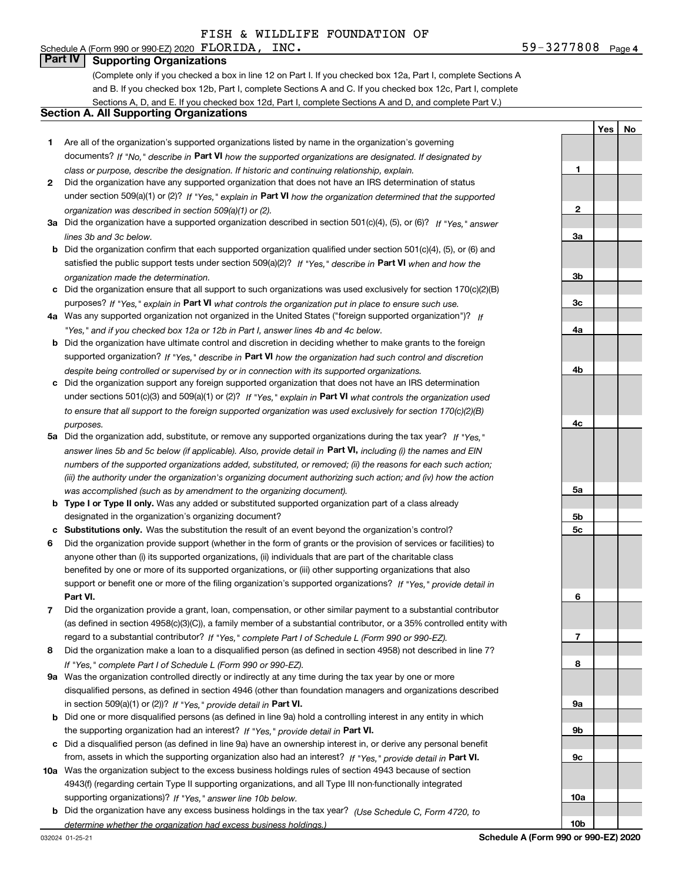FISH & WILDLIFE FOUNDATION OF

Schedule A (Form 990 or 990-EZ) 2020 FLORIDA, INC. 59-3277808 Page 4

## Part IV Supporting Organizations

(Complete only if you checked a box in line 12 on Part I. If you checked box 12a, Part I, complete Sections A and B. If you checked box 12b, Part I, complete Sections A and C. If you checked box 12c, Part I, complete Sections A, D, and E. If you checked box 12d, Part I, complete Sections A and D, and complete Part V.)

### Section A. All Supporting Organizations

| | | | Yes | No |
|---|---|---|---|---|
| **1** | Are all of the organization's supported organizations listed by name in the organization's governing documents? *If "No," describe in* **Part VI** *how the supported organizations are designated. If designated by class or purpose, describe the designation. If historic and continuing relationship, explain.* | **1** | | |
| **2** | Did the organization have any supported organization that does not have an IRS determination of status under section 509(a)(1) or (2)? *If "Yes," explain in* **Part VI** *how the organization determined that the supported organization was described in section 509(a)(1) or (2).* | **2** | | |
| **3a** | Did the organization have a supported organization described in section 501(c)(4), (5), or (6)? *If "Yes," answer lines 3b and 3c below.* | **3a** | | |
| **b** | Did the organization confirm that each supported organization qualified under section 501(c)(4), (5), or (6) and satisfied the public support tests under section 509(a)(2)? *If "Yes," describe in* **Part VI** *when and how the organization made the determination.* | **3b** | | |
| **c** | Did the organization ensure that all support to such organizations was used exclusively for section 170(c)(2)(B) purposes? *If "Yes," explain in* **Part VI** *what controls the organization put in place to ensure such use.* | **3c** | | |
| **4a** | Was any supported organization not organized in the United States ("foreign supported organization")? *If "Yes," and if you checked box 12a or 12b in Part I, answer lines 4b and 4c below.* | **4a** | | |
| **b** | Did the organization have ultimate control and discretion in deciding whether to make grants to the foreign supported organization? *If "Yes," describe in* **Part VI** *how the organization had such control and discretion despite being controlled or supervised by or in connection with its supported organizations.* | **4b** | | |
| **c** | Did the organization support any foreign supported organization that does not have an IRS determination under sections 501(c)(3) and 509(a)(1) or (2)? *If "Yes," explain in* **Part VI** *what controls the organization used to ensure that all support to the foreign supported organization was used exclusively for section 170(c)(2)(B) purposes.* | **4c** | | |
| **5a** | Did the organization add, substitute, or remove any supported organizations during the tax year? *If "Yes," answer lines 5b and 5c below (if applicable). Also, provide detail in* **Part VI,** *including (i) the names and EIN numbers of the supported organizations added, substituted, or removed; (ii) the reasons for each such action; (iii) the authority under the organization's organizing document authorizing such action; and (iv) how the action was accomplished (such as by amendment to the organizing document).* | **5a** | | |
| **b** | **Type I or Type II only.** Was any added or substituted supported organization part of a class already designated in the organization's organizing document? | **5b** | | |
| **c** | **Substitutions only.** Was the substitution the result of an event beyond the organization's control? | **5c** | | |
| **6** | Did the organization provide support (whether in the form of grants or the provision of services or facilities) to anyone other than (i) its supported organizations, (ii) individuals that are part of the charitable class benefited by one or more of its supported organizations, or (iii) other supporting organizations that also support or benefit one or more of the filing organization's supported organizations? *If "Yes," provide detail in* **Part VI.** | **6** | | |
| **7** | Did the organization provide a grant, loan, compensation, or other similar payment to a substantial contributor (as defined in section 4958(c)(3)(C)), a family member of a substantial contributor, or a 35% controlled entity with regard to a substantial contributor? *If "Yes," complete Part I of Schedule L (Form 990 or 990-EZ).* | **7** | | |
| **8** | Did the organization make a loan to a disqualified person (as defined in section 4958) not described in line 7? *If "Yes," complete Part I of Schedule L (Form 990 or 990-EZ).* | **8** | | |
| **9a** | Was the organization controlled directly or indirectly at any time during the tax year by one or more disqualified persons, as defined in section 4946 (other than foundation managers and organizations described in section 509(a)(1) or (2))? *If "Yes," provide detail in* **Part VI.** | **9a** | | |
| **b** | Did one or more disqualified persons (as defined in line 9a) hold a controlling interest in any entity in which the supporting organization had an interest? *If "Yes," provide detail in* **Part VI.** | **9b** | | |
| **c** | Did a disqualified person (as defined in line 9a) have an ownership interest in, or derive any personal benefit from, assets in which the supporting organization also had an interest? *If "Yes," provide detail in* **Part VI.** | **9c** | | |
| **10a** | Was the organization subject to the excess business holdings rules of section 4943 because of section 4943(f) (regarding certain Type II supporting organizations, and all Type III non-functionally integrated supporting organizations)? *If "Yes," answer line 10b below.* | **10a** | | |
| **b** | Did the organization have any excess business holdings in the tax year? *(Use Schedule C, Form 4720, to determine whether the organization had excess business holdings.)* | **10b** | | |

032024 01-25-21 **Schedule A (Form 990 or 990-EZ) 2020**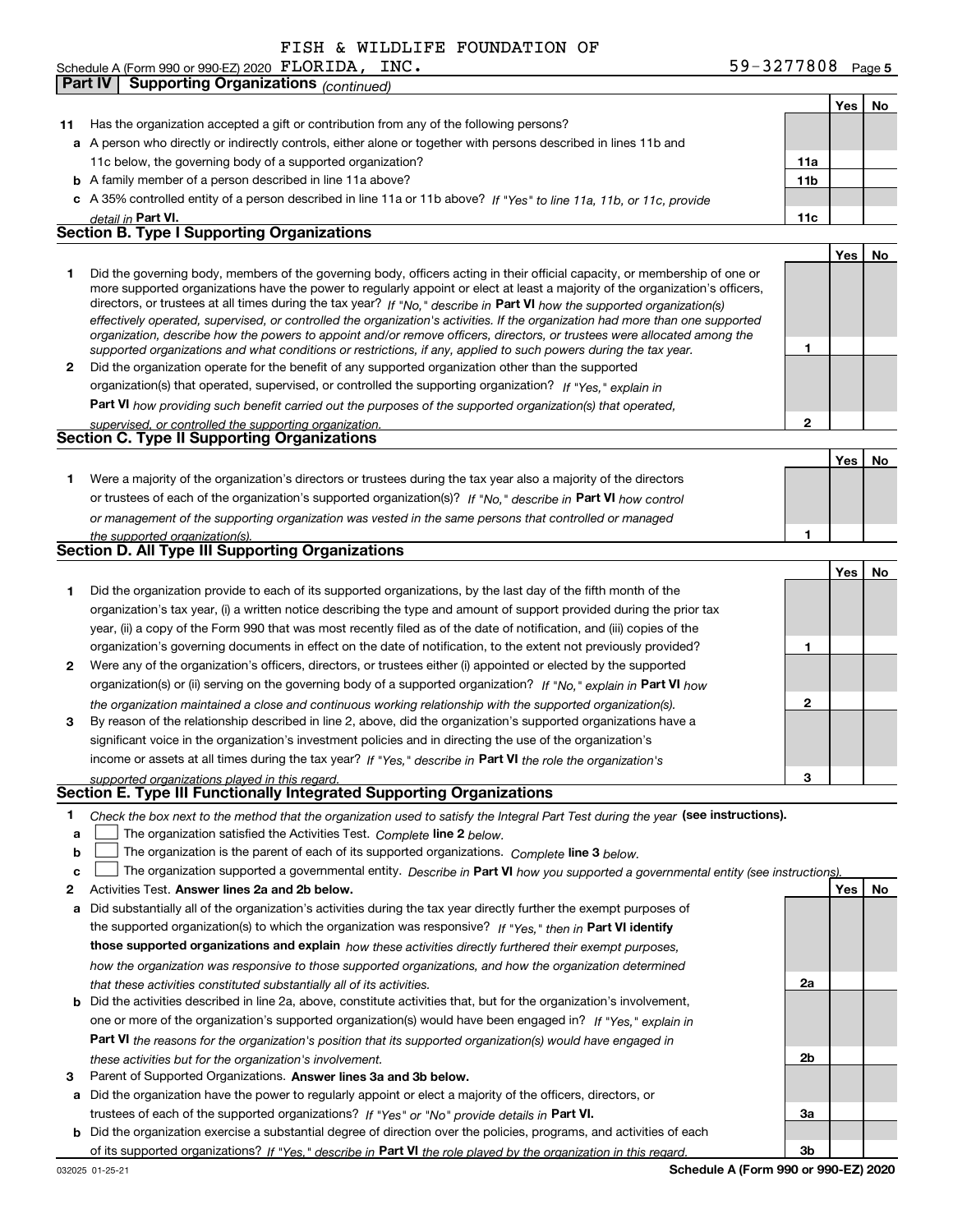FISH & WILDLIFE FOUNDATION OF

Schedule A (Form 990 or 990-EZ) 2020 FLORIDA, INC. 59-3277808 Page 5

## Part IV Supporting Organizations *(continued)*

| | | | Yes | No |
|---|---|---|---|---|
| **11** | Has the organization accepted a gift or contribution from any of the following persons? | | | |
| **a** | A person who directly or indirectly controls, either alone or together with persons described in lines 11b and 11c below, the governing body of a supported organization? | **11a** | | |
| **b** | A family member of a person described in line 11a above? | **11b** | | |
| **c** | A 35% controlled entity of a person described in line 11a or 11b above? *If "Yes" to line 11a, 11b, or 11c, provide detail in* **Part VI.** | **11c** | | |

### Section B. Type I Supporting Organizations

| | | | Yes | No |
|---|---|---|---|---|
| **1** | Did the governing body, members of the governing body, officers acting in their official capacity, or membership of one or more supported organizations have the power to regularly appoint or elect at least a majority of the organization's officers, directors, or trustees at all times during the tax year? *If "No," describe in* **Part VI** *how the supported organization(s) effectively operated, supervised, or controlled the organization's activities. If the organization had more than one supported organization, describe how the powers to appoint and/or remove officers, directors, or trustees were allocated among the supported organizations and what conditions or restrictions, if any, applied to such powers during the tax year.* | **1** | | |
| **2** | Did the organization operate for the benefit of any supported organization other than the supported organization(s) that operated, supervised, or controlled the supporting organization? *If "Yes," explain in* **Part VI** *how providing such benefit carried out the purposes of the supported organization(s) that operated, supervised, or controlled the supporting organization.* | **2** | | |

### Section C. Type II Supporting Organizations

| | | | Yes | No |
|---|---|---|---|---|
| **1** | Were a majority of the organization's directors or trustees during the tax year also a majority of the directors or trustees of each of the organization's supported organization(s)? *If "No," describe in* **Part VI** *how control or management of the supporting organization was vested in the same persons that controlled or managed the supported organization(s).* | **1** | | |

### Section D. All Type III Supporting Organizations

| | | | Yes | No |
|---|---|---|---|---|
| **1** | Did the organization provide to each of its supported organizations, by the last day of the fifth month of the organization's tax year, (i) a written notice describing the type and amount of support provided during the prior tax year, (ii) a copy of the Form 990 that was most recently filed as of the date of notification, and (iii) copies of the organization's governing documents in effect on the date of notification, to the extent not previously provided? | **1** | | |
| **2** | Were any of the organization's officers, directors, or trustees either (i) appointed or elected by the supported organization(s) or (ii) serving on the governing body of a supported organization? *If "No," explain in* **Part VI** *how the organization maintained a close and continuous working relationship with the supported organization(s).* | **2** | | |
| **3** | By reason of the relationship described in line 2, above, did the organization's supported organizations have a significant voice in the organization's investment policies and in directing the use of the organization's income or assets at all times during the tax year? *If "Yes," describe in* **Part VI** *the role the organization's supported organizations played in this regard.* | **3** | | |

### Section E. Type III Functionally Integrated Supporting Organizations

**1** *Check the box next to the method that the organization used to satisfy the Integral Part Test during the year* **(see instructions).**

- **a** ☐ The organization satisfied the Activities Test. *Complete* **line 2** *below.*
- **b** ☐ The organization is the parent of each of its supported organizations. *Complete* **line 3** *below.*
- **c** ☐ The organization supported a governmental entity. *Describe in* **Part VI** *how you supported a governmental entity (see instructions).*

| | | | Yes | No |
|---|---|---|---|---|
| **2** | Activities Test. **Answer lines 2a and 2b below.** | | | |
| **a** | Did substantially all of the organization's activities during the tax year directly further the exempt purposes of the supported organization(s) to which the organization was responsive? *If "Yes," then in* **Part VI identify those supported organizations and explain** *how these activities directly furthered their exempt purposes, how the organization was responsive to those supported organizations, and how the organization determined that these activities constituted substantially all of its activities.* | **2a** | | |
| **b** | Did the activities described in line 2a, above, constitute activities that, but for the organization's involvement, one or more of the organization's supported organization(s) would have been engaged in? *If "Yes," explain in* **Part VI** *the reasons for the organization's position that its supported organization(s) would have engaged in these activities but for the organization's involvement.* | **2b** | | |
| **3** | Parent of Supported Organizations. **Answer lines 3a and 3b below.** | | | |
| **a** | Did the organization have the power to regularly appoint or elect a majority of the officers, directors, or trustees of each of the supported organizations? *If "Yes" or "No" provide details in* **Part VI.** | **3a** | | |
| **b** | Did the organization exercise a substantial degree of direction over the policies, programs, and activities of each of its supported organizations? *If "Yes," describe in* **Part VI** *the role played by the organization in this regard.* | **3b** | | |

032025 01-25-21 **Schedule A (Form 990 or 990-EZ) 2020**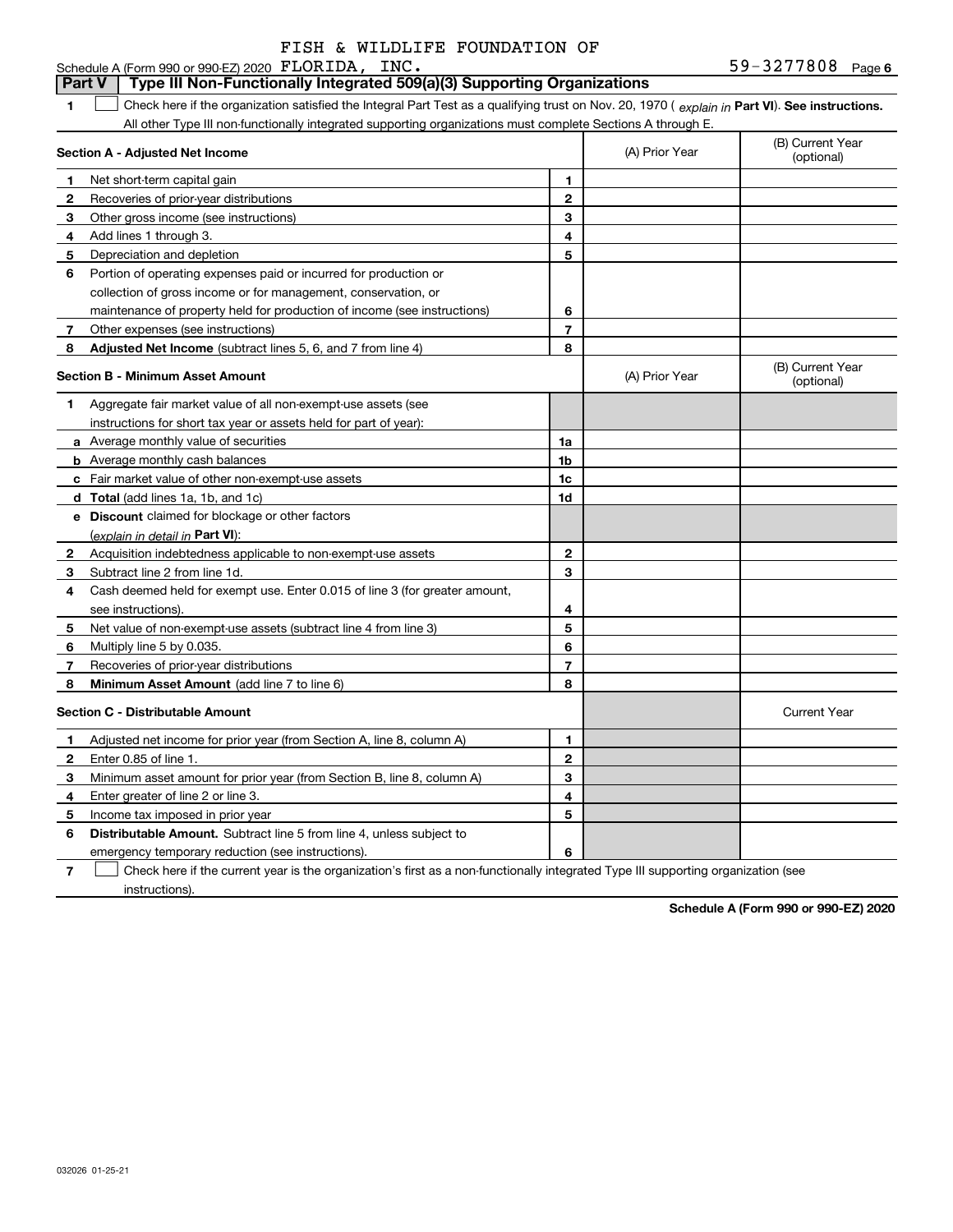FISH & WILDLIFE FOUNDATION OF

Schedule A (Form 990 or 990-EZ) 2020 FLORIDA, INC. 59-3277808 Page 6

## Part V Type III Non-Functionally Integrated 509(a)(3) Supporting Organizations

1 ☐ Check here if the organization satisfied the Integral Part Test as a qualifying trust on Nov. 20, 1970 ( *explain in* **Part VI**). **See instructions.** All other Type III non-functionally integrated supporting organizations must complete Sections A through E.

| **Section A - Adjusted Net Income** | | | (A) Prior Year | (B) Current Year (optional) |
|---|---|---|---|---|
| 1 | Net short-term capital gain | 1 | | |
| 2 | Recoveries of prior-year distributions | 2 | | |
| 3 | Other gross income (see instructions) | 3 | | |
| 4 | Add lines 1 through 3. | 4 | | |
| 5 | Depreciation and depletion | 5 | | |
| 6 | Portion of operating expenses paid or incurred for production or collection of gross income or for management, conservation, or maintenance of property held for production of income (see instructions) | 6 | | |
| 7 | Other expenses (see instructions) | 7 | | |
| 8 | **Adjusted Net Income** (subtract lines 5, 6, and 7 from line 4) | 8 | | |

| **Section B - Minimum Asset Amount** | | | (A) Prior Year | (B) Current Year (optional) |
|---|---|---|---|---|
| 1 | Aggregate fair market value of all non-exempt-use assets (see instructions for short tax year or assets held for part of year): | | | |
| a | Average monthly value of securities | 1a | | |
| b | Average monthly cash balances | 1b | | |
| c | Fair market value of other non-exempt-use assets | 1c | | |
| d | **Total** (add lines 1a, 1b, and 1c) | 1d | | |
| e | **Discount** claimed for blockage or other factors (*explain in detail in* **Part VI**): | | | |
| 2 | Acquisition indebtedness applicable to non-exempt-use assets | 2 | | |
| 3 | Subtract line 2 from line 1d. | 3 | | |
| 4 | Cash deemed held for exempt use. Enter 0.015 of line 3 (for greater amount, see instructions). | 4 | | |
| 5 | Net value of non-exempt-use assets (subtract line 4 from line 3) | 5 | | |
| 6 | Multiply line 5 by 0.035. | 6 | | |
| 7 | Recoveries of prior-year distributions | 7 | | |
| 8 | **Minimum Asset Amount** (add line 7 to line 6) | 8 | | |

| **Section C - Distributable Amount** | | | | Current Year |
|---|---|---|---|---|
| 1 | Adjusted net income for prior year (from Section A, line 8, column A) | 1 | | |
| 2 | Enter 0.85 of line 1. | 2 | | |
| 3 | Minimum asset amount for prior year (from Section B, line 8, column A) | 3 | | |
| 4 | Enter greater of line 2 or line 3. | 4 | | |
| 5 | Income tax imposed in prior year | 5 | | |
| 6 | **Distributable Amount.** Subtract line 5 from line 4, unless subject to emergency temporary reduction (see instructions). | 6 | | |

7 ☐ Check here if the current year is the organization's first as a non-functionally integrated Type III supporting organization (see instructions).

**Schedule A (Form 990 or 990-EZ) 2020**

032026 01-25-21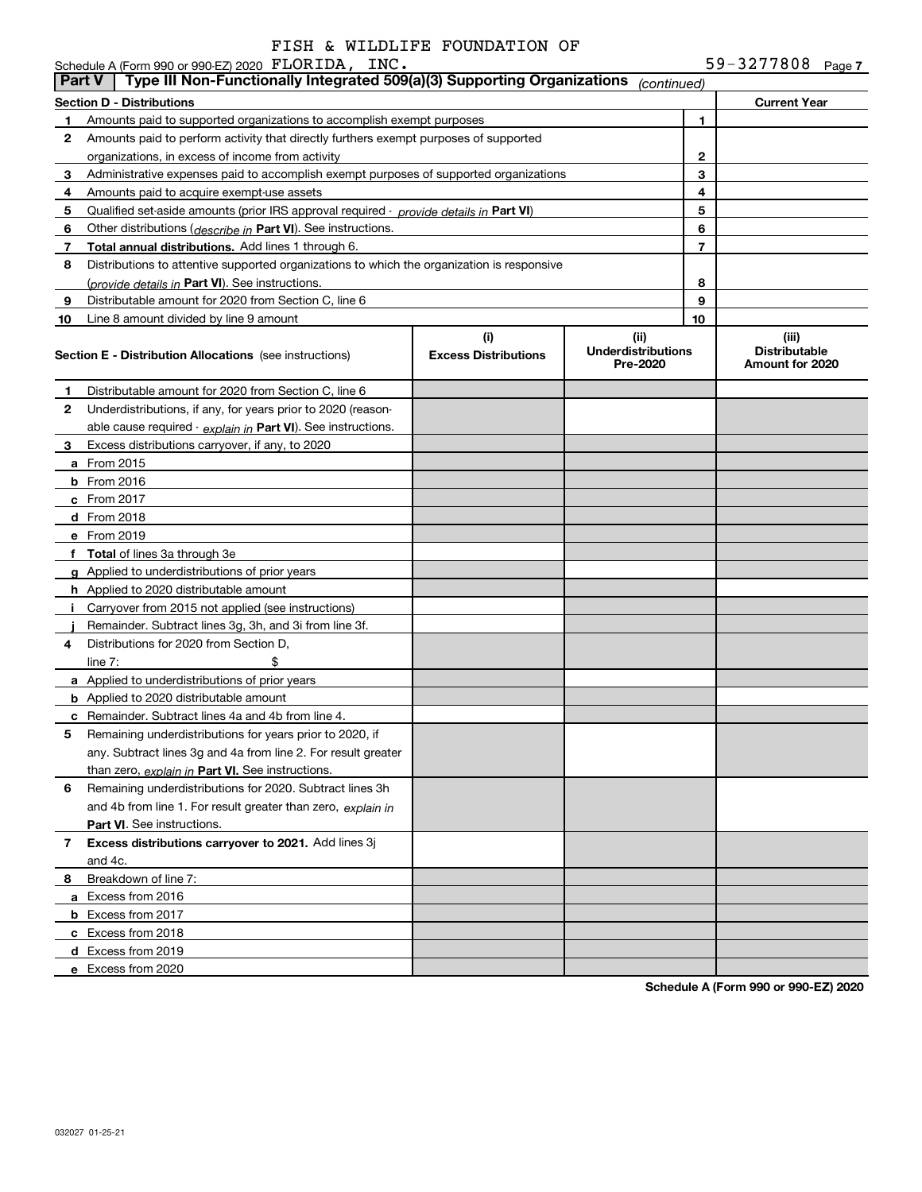FISH & WILDLIFE FOUNDATION OF

Schedule A (Form 990 or 990-EZ) 2020 FLORIDA, INC. 59-3277808 Page 7

## Part V | Type III Non-Functionally Integrated 509(a)(3) Supporting Organizations *(continued)*

| Section D - Distributions | | | Current Year |
|---|---|---|---|
| 1 | Amounts paid to supported organizations to accomplish exempt purposes | 1 | |
| 2 | Amounts paid to perform activity that directly furthers exempt purposes of supported organizations, in excess of income from activity | 2 | |
| 3 | Administrative expenses paid to accomplish exempt purposes of supported organizations | 3 | |
| 4 | Amounts paid to acquire exempt-use assets | 4 | |
| 5 | Qualified set-aside amounts (prior IRS approval required - *provide details in* **Part VI**) | 5 | |
| 6 | Other distributions (*describe in* **Part VI**). See instructions. | 6 | |
| 7 | **Total annual distributions.** Add lines 1 through 6. | 7 | |
| 8 | Distributions to attentive supported organizations to which the organization is responsive (*provide details in* **Part VI**). See instructions. | 8 | |
| 9 | Distributable amount for 2020 from Section C, line 6 | 9 | |
| 10 | Line 8 amount divided by line 9 amount | 10 | |

| Section E - Distribution Allocations (see instructions) | (i) Excess Distributions | (ii) Underdistributions Pre-2020 | (iii) Distributable Amount for 2020 |
|---|---|---|---|
| **1** Distributable amount for 2020 from Section C, line 6 | | | |
| **2** Underdistributions, if any, for years prior to 2020 (reasonable cause required - *explain in* **Part VI**). See instructions. | | | |
| **3** Excess distributions carryover, if any, to 2020 | | | |
| **a** From 2015 | | | |
| **b** From 2016 | | | |
| **c** From 2017 | | | |
| **d** From 2018 | | | |
| **e** From 2019 | | | |
| **f** **Total** of lines 3a through 3e | | | |
| **g** Applied to underdistributions of prior years | | | |
| **h** Applied to 2020 distributable amount | | | |
| **i** Carryover from 2015 not applied (see instructions) | | | |
| **j** Remainder. Subtract lines 3g, 3h, and 3i from line 3f. | | | |
| **4** Distributions for 2020 from Section D, line 7: $ | | | |
| **a** Applied to underdistributions of prior years | | | |
| **b** Applied to 2020 distributable amount | | | |
| **c** Remainder. Subtract lines 4a and 4b from line 4. | | | |
| **5** Remaining underdistributions for years prior to 2020, if any. Subtract lines 3g and 4a from line 2. For result greater than zero, *explain in* **Part VI**. See instructions. | | | |
| **6** Remaining underdistributions for 2020. Subtract lines 3h and 4b from line 1. For result greater than zero, *explain in* **Part VI**. See instructions. | | | |
| **7** **Excess distributions carryover to 2021.** Add lines 3j and 4c. | | | |
| **8** Breakdown of line 7: | | | |
| **a** Excess from 2016 | | | |
| **b** Excess from 2017 | | | |
| **c** Excess from 2018 | | | |
| **d** Excess from 2019 | | | |
| **e** Excess from 2020 | | | |

**Schedule A (Form 990 or 990-EZ) 2020**

032027 01-25-21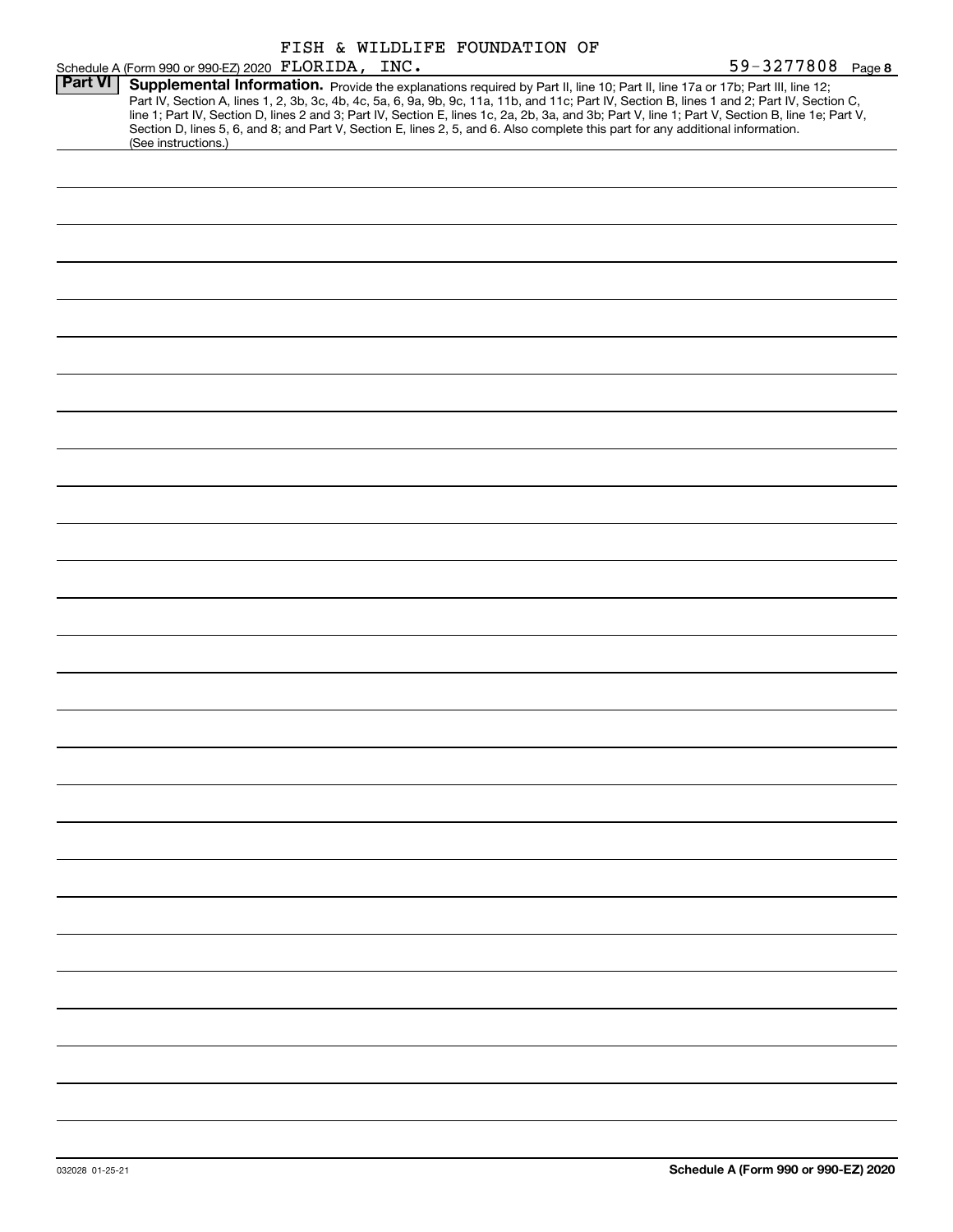Schedule A (Form 990 or 990-EZ) 2020 FISH & WILDLIFE FOUNDATION OF FLORIDA, INC. 59-3277808 Page 8

**Part VI** **Supplemental Information.** Provide the explanations required by Part II, line 10; Part II, line 17a or 17b; Part III, line 12; Part IV, Section A, lines 1, 2, 3b, 3c, 4b, 4c, 5a, 6, 9a, 9b, 9c, 11a, 11b, and 11c; Part IV, Section B, lines 1 and 2; Part IV, Section C, line 1; Part IV, Section D, lines 2 and 3; Part IV, Section E, lines 1c, 2a, 2b, 3a, and 3b; Part V, line 1; Part V, Section B, line 1e; Part V, Section D, lines 5, 6, and 8; and Part V, Section E, lines 2, 5, and 6. Also complete this part for any additional information. (See instructions.)

032028 01-25-21

**Schedule A (Form 990 or 990-EZ) 2020**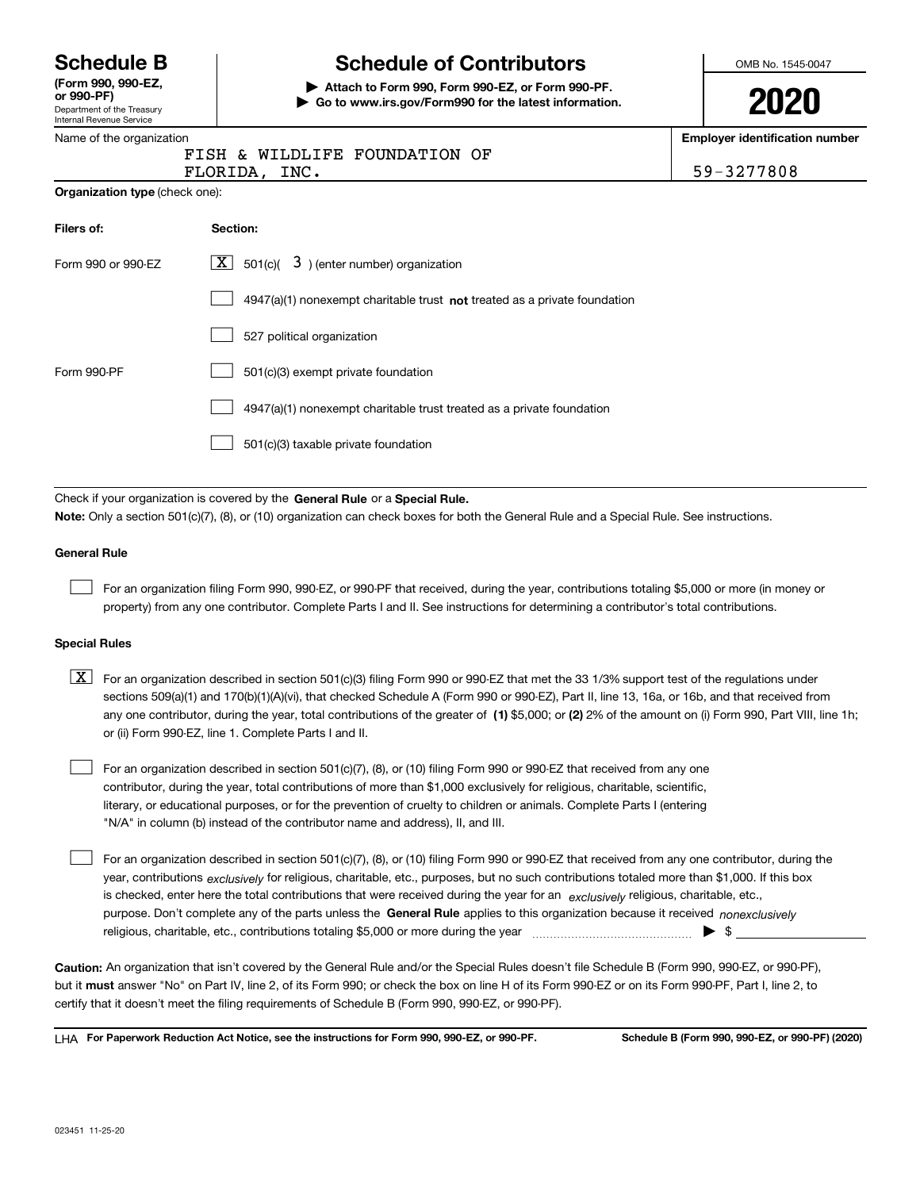# Schedule B

**(Form 990, 990-EZ, or 990-PF)**
Department of the Treasury
Internal Revenue Service

# Schedule of Contributors

**▶ Attach to Form 990, Form 990-EZ, or Form 990-PF.**
**▶ Go to www.irs.gov/Form990 for the latest information.**

OMB No. 1545-0047

**2020**

Name of the organization: FISH & WILDLIFE FOUNDATION OF FLORIDA, INC.

**Employer identification number:** 59-3277808

**Organization type** (check one):

| **Filers of:** | **Section:** |
|---|---|
| Form 990 or 990-EZ | [X] 501(c)( 3 ) (enter number) organization |
| | [ ] 4947(a)(1) nonexempt charitable trust **not** treated as a private foundation |
| | [ ] 527 political organization |
| Form 990-PF | [ ] 501(c)(3) exempt private foundation |
| | [ ] 4947(a)(1) nonexempt charitable trust treated as a private foundation |
| | [ ] 501(c)(3) taxable private foundation |

Check if your organization is covered by the **General Rule** or a **Special Rule.**

**Note:** Only a section 501(c)(7), (8), or (10) organization can check boxes for both the General Rule and a Special Rule. See instructions.

### General Rule

[ ] For an organization filing Form 990, 990-EZ, or 990-PF that received, during the year, contributions totaling $5,000 or more (in money or property) from any one contributor. Complete Parts I and II. See instructions for determining a contributor's total contributions.

### Special Rules

[X] For an organization described in section 501(c)(3) filing Form 990 or 990-EZ that met the 33 1/3% support test of the regulations under sections 509(a)(1) and 170(b)(1)(A)(vi), that checked Schedule A (Form 990 or 990-EZ), Part II, line 13, 16a, or 16b, and that received from any one contributor, during the year, total contributions of the greater of **(1)** $5,000; or **(2)** 2% of the amount on (i) Form 990, Part VIII, line 1h; or (ii) Form 990-EZ, line 1. Complete Parts I and II.

[ ] For an organization described in section 501(c)(7), (8), or (10) filing Form 990 or 990-EZ that received from any one contributor, during the year, total contributions of more than $1,000 exclusively for religious, charitable, scientific, literary, or educational purposes, or for the prevention of cruelty to children or animals. Complete Parts I (entering "N/A" in column (b) instead of the contributor name and address), II, and III.

[ ] For an organization described in section 501(c)(7), (8), or (10) filing Form 990 or 990-EZ that received from any one contributor, during the year, contributions *exclusively* for religious, charitable, etc., purposes, but no such contributions totaled more than $1,000. If this box is checked, enter here the total contributions that were received during the year for an *exclusively* religious, charitable, etc., purpose. Don't complete any of the parts unless the **General Rule** applies to this organization because it received *nonexclusively* religious, charitable, etc., contributions totaling $5,000 or more during the year ▶ $ ____________

**Caution:** An organization that isn't covered by the General Rule and/or the Special Rules doesn't file Schedule B (Form 990, 990-EZ, or 990-PF), but it **must** answer "No" on Part IV, line 2, of its Form 990; or check the box on line H of its Form 990-EZ or on its Form 990-PF, Part I, line 2, to certify that it doesn't meet the filing requirements of Schedule B (Form 990, 990-EZ, or 990-PF).

LHA **For Paperwork Reduction Act Notice, see the instructions for Form 990, 990-EZ, or 990-PF.** **Schedule B (Form 990, 990-EZ, or 990-PF) (2020)**

023451 11-25-20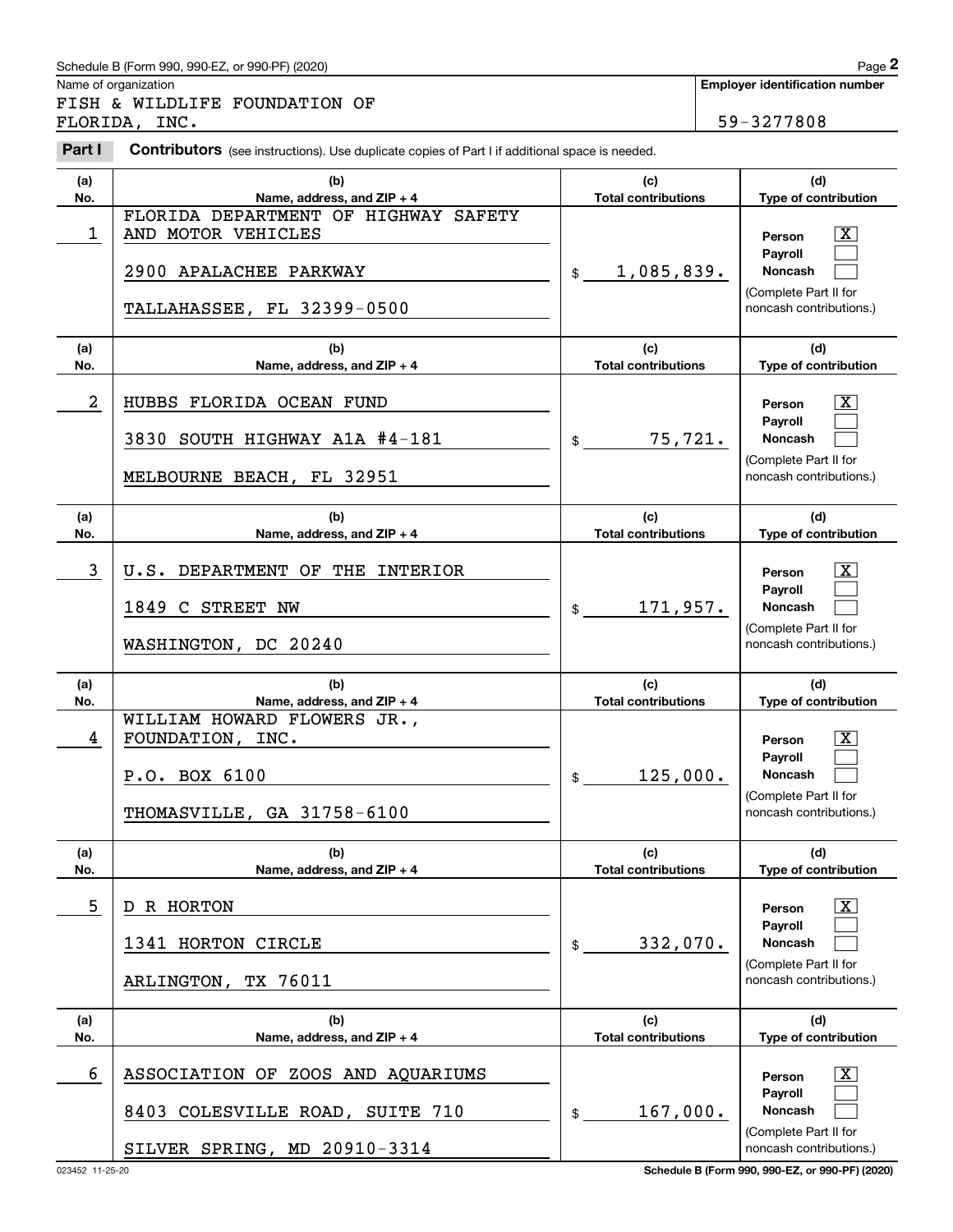Schedule B (Form 990, 990-EZ, or 990-PF) (2020)

Name of organization: FISH & WILDLIFE FOUNDATION OF FLORIDA, INC.

**Employer identification number:** 59-3277808

**Part I** **Contributors** (see instructions). Use duplicate copies of Part I if additional space is needed.

| (a) No. | (b) Name, address, and ZIP + 4 | (c) Total contributions | (d) Type of contribution |
|---|---|---|---|
| 1 | FLORIDA DEPARTMENT OF HIGHWAY SAFETY AND MOTOR VEHICLES<br>2900 APALACHEE PARKWAY<br>TALLAHASSEE, FL 32399-0500 | $ 1,085,839. | Person [X]<br>Payroll [ ]<br>Noncash [ ]<br>(Complete Part II for noncash contributions.) |
| 2 | HUBBS FLORIDA OCEAN FUND<br>3830 SOUTH HIGHWAY A1A #4-181<br>MELBOURNE BEACH, FL 32951 | $ 75,721. | Person [X]<br>Payroll [ ]<br>Noncash [ ]<br>(Complete Part II for noncash contributions.) |
| 3 | U.S. DEPARTMENT OF THE INTERIOR<br>1849 C STREET NW<br>WASHINGTON, DC 20240 | $ 171,957. | Person [X]<br>Payroll [ ]<br>Noncash [ ]<br>(Complete Part II for noncash contributions.) |
| 4 | WILLIAM HOWARD FLOWERS JR., FOUNDATION, INC.<br>P.O. BOX 6100<br>THOMASVILLE, GA 31758-6100 | $ 125,000. | Person [X]<br>Payroll [ ]<br>Noncash [ ]<br>(Complete Part II for noncash contributions.) |
| 5 | D R HORTON<br>1341 HORTON CIRCLE<br>ARLINGTON, TX 76011 | $ 332,070. | Person [X]<br>Payroll [ ]<br>Noncash [ ]<br>(Complete Part II for noncash contributions.) |
| 6 | ASSOCIATION OF ZOOS AND AQUARIUMS<br>8403 COLESVILLE ROAD, SUITE 710<br>SILVER SPRING, MD 20910-3314 | $ 167,000. | Person [X]<br>Payroll [ ]<br>Noncash [ ]<br>(Complete Part II for noncash contributions.) |

023452 11-25-20

**Schedule B (Form 990, 990-EZ, or 990-PF) (2020)**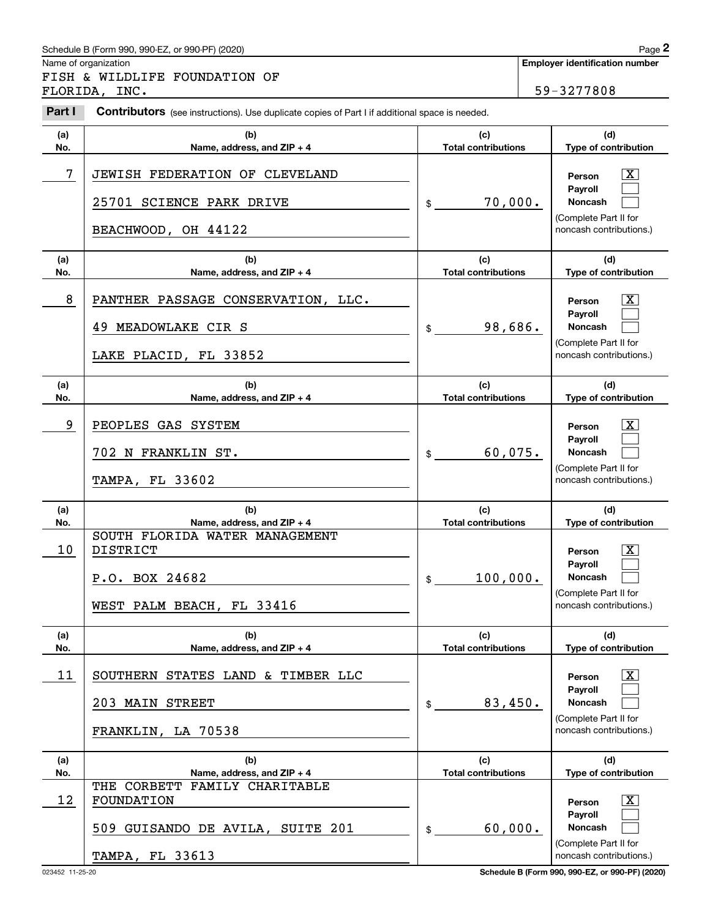Schedule B (Form 990, 990-EZ, or 990-PF) (2020)

Name of organization: FISH & WILDLIFE FOUNDATION OF FLORIDA, INC.

Employer identification number: 59-3277808

**Part I** **Contributors** (see instructions). Use duplicate copies of Part I if additional space is needed.

| (a) No. | (b) Name, address, and ZIP + 4 | (c) Total contributions | (d) Type of contribution |
|---|---|---|---|
| 7 | JEWISH FEDERATION OF CLEVELAND<br>25701 SCIENCE PARK DRIVE<br>BEACHWOOD, OH 44122 | $ 70,000. | Person [X]<br>Payroll [ ]<br>Noncash [ ]<br>(Complete Part II for noncash contributions.) |
| 8 | PANTHER PASSAGE CONSERVATION, LLC.<br>49 MEADOWLAKE CIR S<br>LAKE PLACID, FL 33852 | $ 98,686. | Person [X]<br>Payroll [ ]<br>Noncash [ ]<br>(Complete Part II for noncash contributions.) |
| 9 | PEOPLES GAS SYSTEM<br>702 N FRANKLIN ST.<br>TAMPA, FL 33602 | $ 60,075. | Person [X]<br>Payroll [ ]<br>Noncash [ ]<br>(Complete Part II for noncash contributions.) |
| 10 | SOUTH FLORIDA WATER MANAGEMENT DISTRICT<br>P.O. BOX 24682<br>WEST PALM BEACH, FL 33416 | $ 100,000. | Person [X]<br>Payroll [ ]<br>Noncash [ ]<br>(Complete Part II for noncash contributions.) |
| 11 | SOUTHERN STATES LAND & TIMBER LLC<br>203 MAIN STREET<br>FRANKLIN, LA 70538 | $ 83,450. | Person [X]<br>Payroll [ ]<br>Noncash [ ]<br>(Complete Part II for noncash contributions.) |
| 12 | THE CORBETT FAMILY CHARITABLE FOUNDATION<br>509 GUISANDO DE AVILA, SUITE 201<br>TAMPA, FL 33613 | $ 60,000. | Person [X]<br>Payroll [ ]<br>Noncash [ ]<br>(Complete Part II for noncash contributions.) |

023452 11-25-20

Schedule B (Form 990, 990-EZ, or 990-PF) (2020)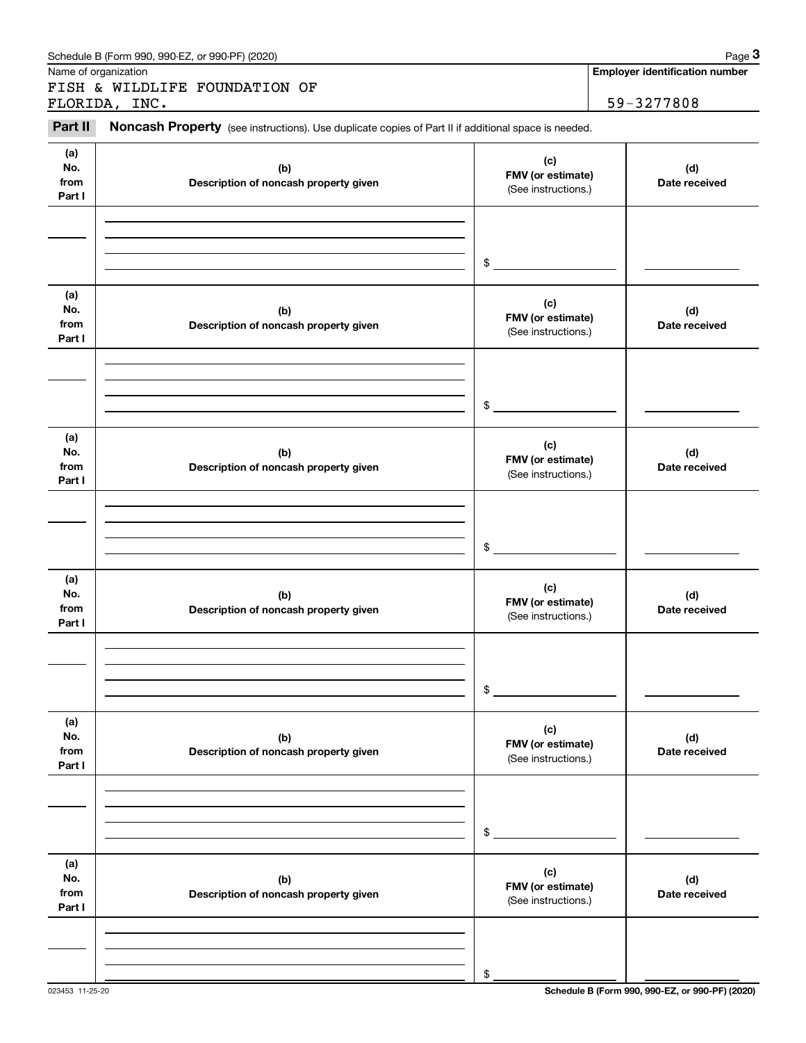Name of organization

FISH & WILDLIFE FOUNDATION OF FLORIDA, INC.

**Employer identification number**

59-3277808

**Part II** **Noncash Property** (see instructions). Use duplicate copies of Part II if additional space is needed.

| (a) No. from Part I | (b) Description of noncash property given | (c) FMV (or estimate) (See instructions.) | (d) Date received |
| --- | --- | --- | --- |
| | | $ | |

| (a) No. from Part I | (b) Description of noncash property given | (c) FMV (or estimate) (See instructions.) | (d) Date received |
| --- | --- | --- | --- |
| | | $ | |

| (a) No. from Part I | (b) Description of noncash property given | (c) FMV (or estimate) (See instructions.) | (d) Date received |
| --- | --- | --- | --- |
| | | $ | |

| (a) No. from Part I | (b) Description of noncash property given | (c) FMV (or estimate) (See instructions.) | (d) Date received |
| --- | --- | --- | --- |
| | | $ | |

| (a) No. from Part I | (b) Description of noncash property given | (c) FMV (or estimate) (See instructions.) | (d) Date received |
| --- | --- | --- | --- |
| | | $ | |

| (a) No. from Part I | (b) Description of noncash property given | (c) FMV (or estimate) (See instructions.) | (d) Date received |
| --- | --- | --- | --- |
| | | $ | |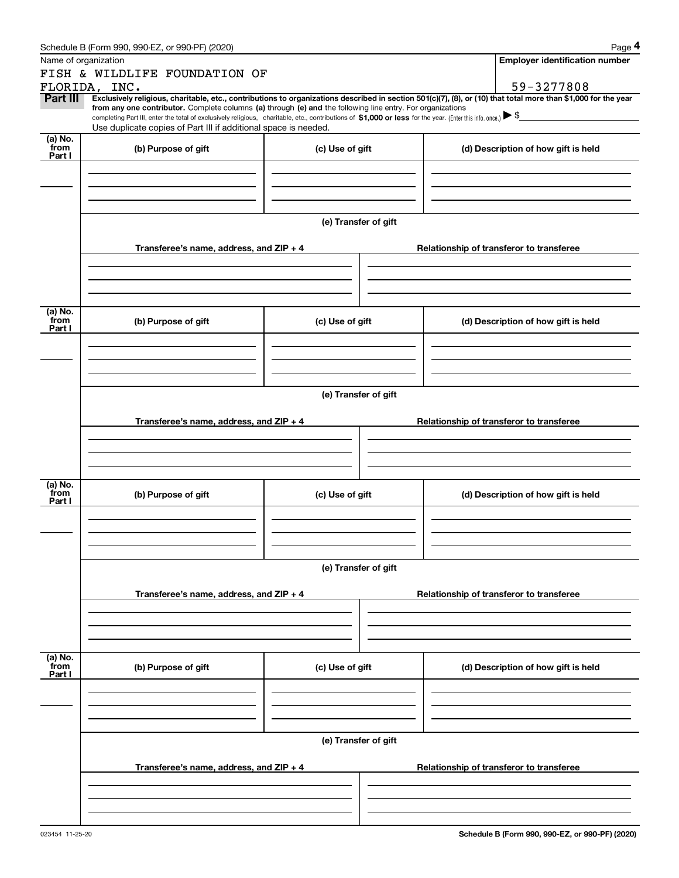Name of organization

FISH & WILDLIFE FOUNDATION OF FLORIDA, INC.

**Employer identification number**

59-3277808

**Part III** **Exclusively religious, charitable, etc., contributions to organizations described in section 501(c)(7), (8), or (10) that total more than $1,000 for the year from any one contributor.** Complete columns **(a)** through **(e) and** the following line entry. For organizations completing Part III, enter the total of exclusively religious, charitable, etc., contributions of **$1,000 or less** for the year. (Enter this info. once.) ▶ $

Use duplicate copies of Part III if additional space is needed.

| (a) No. from Part I | (b) Purpose of gift | (c) Use of gift | (d) Description of how gift is held |
|---|---|---|---|
| | | | |

**(e) Transfer of gift**

| Transferee's name, address, and ZIP + 4 | Relationship of transferor to transferee |
|---|---|
| | |

| (a) No. from Part I | (b) Purpose of gift | (c) Use of gift | (d) Description of how gift is held |
|---|---|---|---|
| | | | |

**(e) Transfer of gift**

| Transferee's name, address, and ZIP + 4 | Relationship of transferor to transferee |
|---|---|
| | |

| (a) No. from Part I | (b) Purpose of gift | (c) Use of gift | (d) Description of how gift is held |
|---|---|---|---|
| | | | |

**(e) Transfer of gift**

| Transferee's name, address, and ZIP + 4 | Relationship of transferor to transferee |
|---|---|
| | |

| (a) No. from Part I | (b) Purpose of gift | (c) Use of gift | (d) Description of how gift is held |
|---|---|---|---|
| | | | |

**(e) Transfer of gift**

| Transferee's name, address, and ZIP + 4 | Relationship of transferor to transferee |
|---|---|
| | |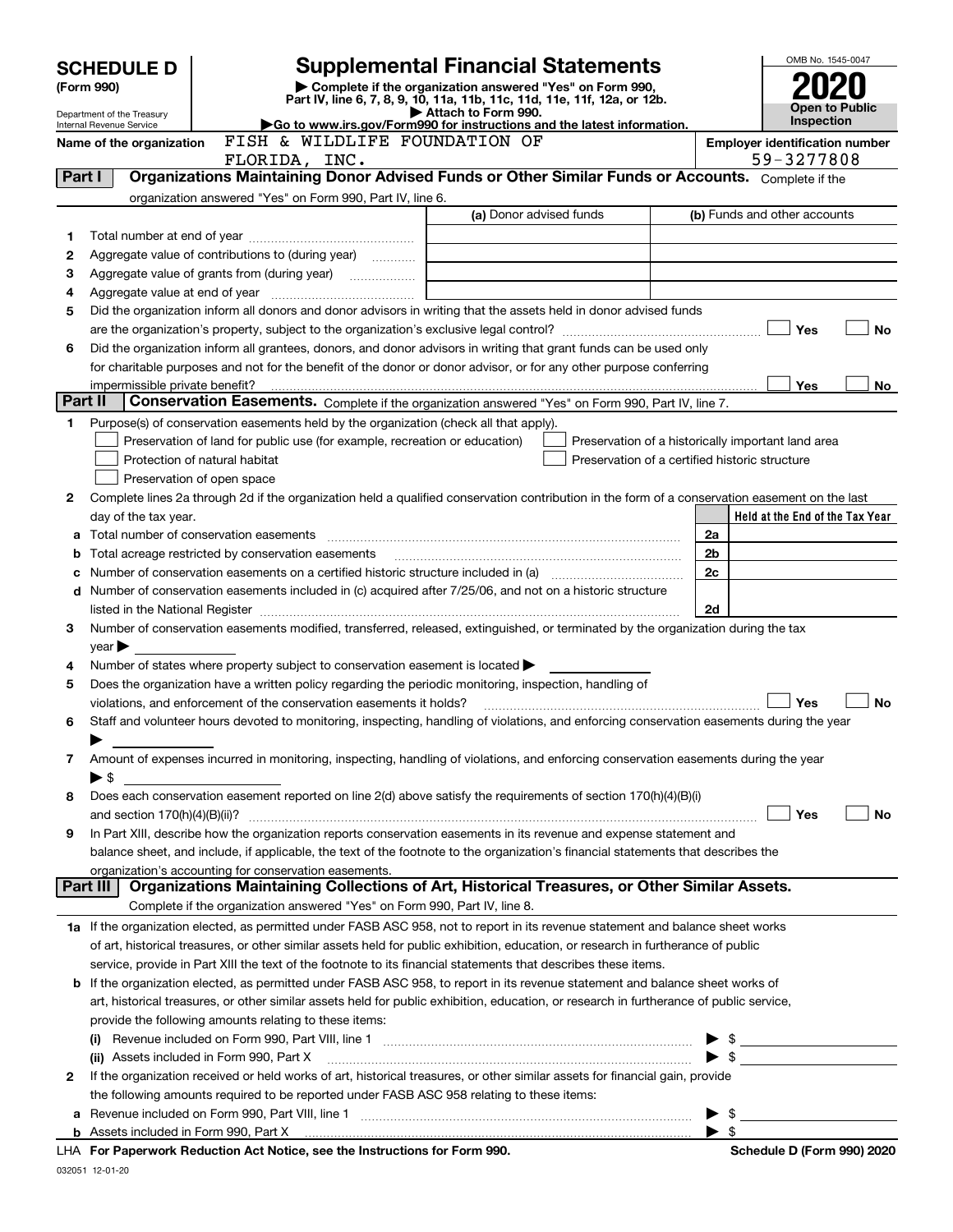# SCHEDULE D (Form 990)

Department of the Treasury
Internal Revenue Service

# Supplemental Financial Statements

▶ Complete if the organization answered "Yes" on Form 990, Part IV, line 6, 7, 8, 9, 10, 11a, 11b, 11c, 11d, 11e, 11f, 12a, or 12b.
▶ Attach to Form 990.
▶Go to www.irs.gov/Form990 for instructions and the latest information.

OMB No. 1545-0047

**2020**

**Open to Public Inspection**

Name of the organization: FISH & WILDLIFE FOUNDATION OF FLORIDA, INC.

Employer identification number: 59-3277808

## Part I Organizations Maintaining Donor Advised Funds or Other Similar Funds or Accounts.

Complete if the organization answered "Yes" on Form 990, Part IV, line 6.

| | | (a) Donor advised funds | (b) Funds and other accounts |
|---|---|---|---|
| 1 | Total number at end of year | | |
| 2 | Aggregate value of contributions to (during year) | | |
| 3 | Aggregate value of grants from (during year) | | |
| 4 | Aggregate value at end of year | | |

5 Did the organization inform all donors and donor advisors in writing that the assets held in donor advised funds are the organization's property, subject to the organization's exclusive legal control? ☐ Yes ☐ No

6 Did the organization inform all grantees, donors, and donor advisors in writing that grant funds can be used only for charitable purposes and not for the benefit of the donor or donor advisor, or for any other purpose conferring impermissible private benefit? ☐ Yes ☐ No

## Part II Conservation Easements.

Complete if the organization answered "Yes" on Form 990, Part IV, line 7.

1 Purpose(s) of conservation easements held by the organization (check all that apply).

- ☐ Preservation of land for public use (for example, recreation or education)
- ☐ Preservation of a historically important land area
- ☐ Protection of natural habitat
- ☐ Preservation of a certified historic structure
- ☐ Preservation of open space

2 Complete lines 2a through 2d if the organization held a qualified conservation contribution in the form of a conservation easement on the last day of the tax year.

| | | | Held at the End of the Tax Year |
|---|---|---|---|
| a | Total number of conservation easements | 2a | |
| b | Total acreage restricted by conservation easements | 2b | |
| c | Number of conservation easements on a certified historic structure included in (a) | 2c | |
| d | Number of conservation easements included in (c) acquired after 7/25/06, and not on a historic structure listed in the National Register | 2d | |

3 Number of conservation easements modified, transferred, released, extinguished, or terminated by the organization during the tax year ▶

4 Number of states where property subject to conservation easement is located ▶

5 Does the organization have a written policy regarding the periodic monitoring, inspection, handling of violations, and enforcement of the conservation easements it holds? ☐ Yes ☐ No

6 Staff and volunteer hours devoted to monitoring, inspecting, handling of violations, and enforcing conservation easements during the year ▶

7 Amount of expenses incurred in monitoring, inspecting, handling of violations, and enforcing conservation easements during the year ▶ $

8 Does each conservation easement reported on line 2(d) above satisfy the requirements of section 170(h)(4)(B)(i) and section 170(h)(4)(B)(ii)? ☐ Yes ☐ No

9 In Part XIII, describe how the organization reports conservation easements in its revenue and expense statement and balance sheet, and include, if applicable, the text of the footnote to the organization's financial statements that describes the organization's accounting for conservation easements.

## Part III Organizations Maintaining Collections of Art, Historical Treasures, or Other Similar Assets.

Complete if the organization answered "Yes" on Form 990, Part IV, line 8.

1a If the organization elected, as permitted under FASB ASC 958, not to report in its revenue statement and balance sheet works of art, historical treasures, or other similar assets held for public exhibition, education, or research in furtherance of public service, provide in Part XIII the text of the footnote to its financial statements that describes these items.

b If the organization elected, as permitted under FASB ASC 958, to report in its revenue statement and balance sheet works of art, historical treasures, or other similar assets held for public exhibition, education, or research in furtherance of public service, provide the following amounts relating to these items:

(i) Revenue included on Form 990, Part VIII, line 1 ▶ $

(ii) Assets included in Form 990, Part X ▶ $

2 If the organization received or held works of art, historical treasures, or other similar assets for financial gain, provide the following amounts required to be reported under FASB ASC 958 relating to these items:

a Revenue included on Form 990, Part VIII, line 1 ▶ $

b Assets included in Form 990, Part X ▶ $

LHA For Paperwork Reduction Act Notice, see the Instructions for Form 990.

Schedule D (Form 990) 2020

032051 12-01-20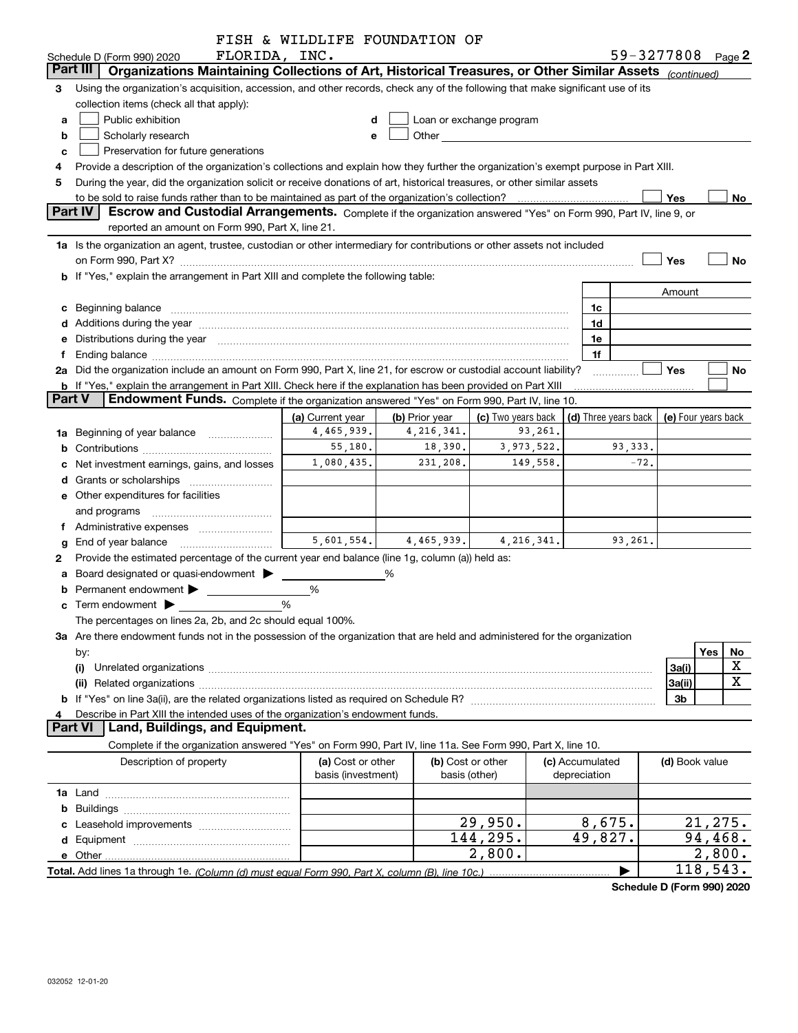FISH & WILDLIFE FOUNDATION OF FLORIDA, INC.

Schedule D (Form 990) 2020 — 59-3277808 Page 2

## Part III Organizations Maintaining Collections of Art, Historical Treasures, or Other Similar Assets *(continued)*

3 Using the organization's acquisition, accession, and other records, check any of the following that make significant use of its collection items (check all that apply):

- a ☐ Public exhibition
- b ☐ Scholarly research
- c ☐ Preservation for future generations
- d ☐ Loan or exchange program
- e ☐ Other

4 Provide a description of the organization's collections and explain how they further the organization's exempt purpose in Part XIII.

5 During the year, did the organization solicit or receive donations of art, historical treasures, or other similar assets to be sold to raise funds rather than to be maintained as part of the organization's collection? ☐ Yes ☐ No

## Part IV Escrow and Custodial Arrangements.

Complete if the organization answered "Yes" on Form 990, Part IV, line 9, or reported an amount on Form 990, Part X, line 21.

1a Is the organization an agent, trustee, custodian or other intermediary for contributions or other assets not included on Form 990, Part X? ☐ Yes ☐ No

b If "Yes," explain the arrangement in Part XIII and complete the following table:

| | | Amount |
|---|---|---|
| c Beginning balance | 1c | |
| d Additions during the year | 1d | |
| e Distributions during the year | 1e | |
| f Ending balance | 1f | |

2a Did the organization include an amount on Form 990, Part X, line 21, for escrow or custodial account liability? ☐ Yes ☐ No

b If "Yes," explain the arrangement in Part XIII. Check here if the explanation has been provided on Part XIII ☐

## Part V Endowment Funds.

Complete if the organization answered "Yes" on Form 990, Part IV, line 10.

| | (a) Current year | (b) Prior year | (c) Two years back | (d) Three years back | (e) Four years back |
|---|---|---|---|---|---|
| 1a Beginning of year balance | 4,465,939. | 4,216,341. | 93,261. | | |
| b Contributions | 55,180. | 18,390. | 3,973,522. | 93,333. | |
| c Net investment earnings, gains, and losses | 1,080,435. | 231,208. | 149,558. | -72. | |
| d Grants or scholarships | | | | | |
| e Other expenditures for facilities and programs | | | | | |
| f Administrative expenses | | | | | |
| g End of year balance | 5,601,554. | 4,465,939. | 4,216,341. | 93,261. | |

2 Provide the estimated percentage of the current year end balance (line 1g, column (a)) held as:

a Board designated or quasi-endowment ▶ ______ %

b Permanent endowment ▶ ______ %

c Term endowment ▶ ______ %

The percentages on lines 2a, 2b, and 2c should equal 100%.

3a Are there endowment funds not in the possession of the organization that are held and administered for the organization by:

| | | Yes | No |
|---|---|---|---|
| (i) Unrelated organizations | 3a(i) | | X |
| (ii) Related organizations | 3a(ii) | | X |
| b If "Yes" on line 3a(ii), are the related organizations listed as required on Schedule R? | 3b | | |

4 Describe in Part XIII the intended uses of the organization's endowment funds.

## Part VI Land, Buildings, and Equipment.

Complete if the organization answered "Yes" on Form 990, Part IV, line 11a. See Form 990, Part X, line 10.

| Description of property | (a) Cost or other basis (investment) | (b) Cost or other basis (other) | (c) Accumulated depreciation | (d) Book value |
|---|---|---|---|---|
| 1a Land | | | | |
| b Buildings | | | | |
| c Leasehold improvements | | 29,950. | 8,675. | 21,275. |
| d Equipment | | 144,295. | 49,827. | 94,468. |
| e Other | | 2,800. | | 2,800. |
| Total. Add lines 1a through 1e. *(Column (d) must equal Form 990, Part X, column (B), line 10c.)* | | | ▶ | 118,543. |

Schedule D (Form 990) 2020

032052 12-01-20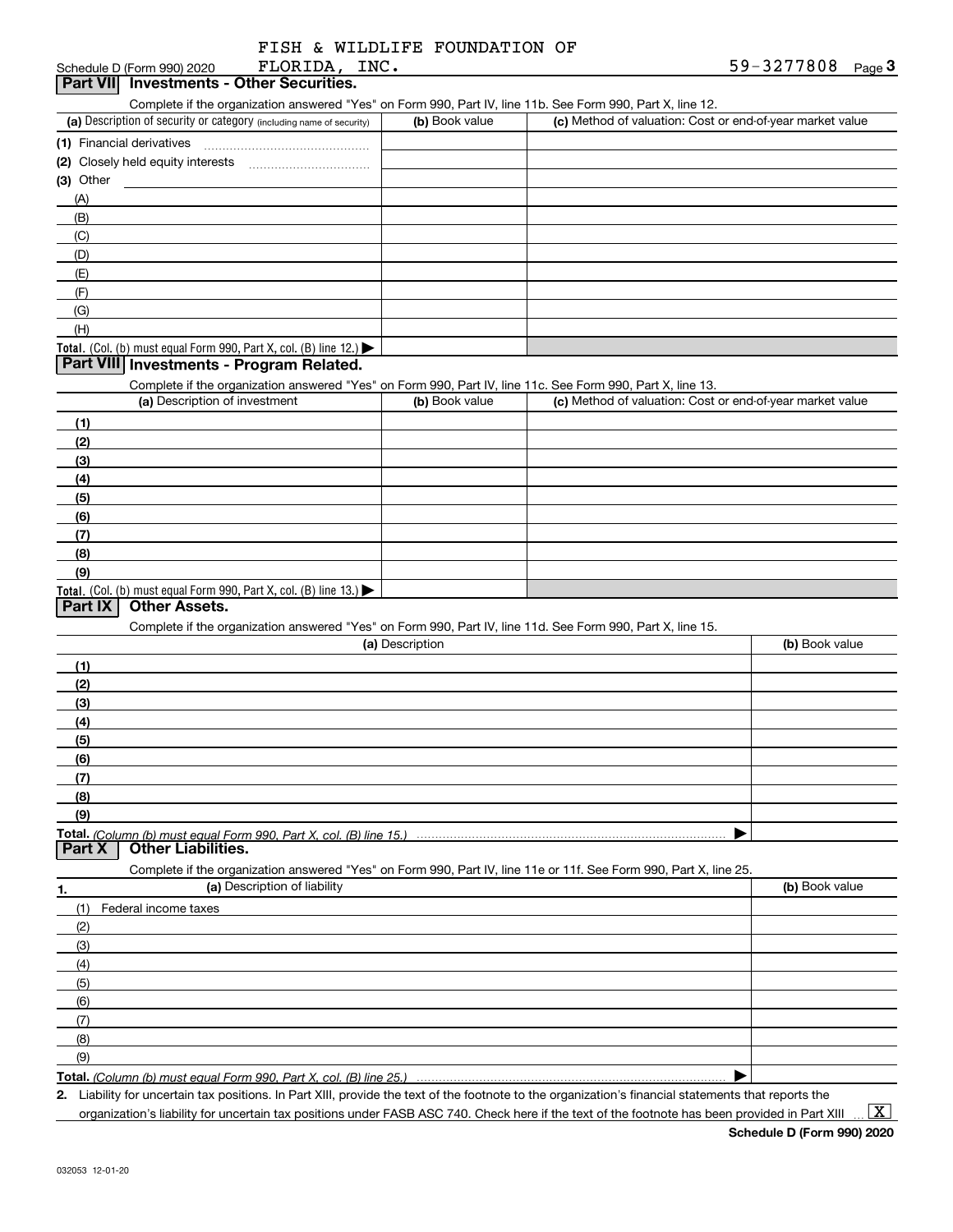FISH & WILDLIFE FOUNDATION OF FLORIDA, INC. 59-3277808

Schedule D (Form 990) 2020

## Part VII Investments - Other Securities.

Complete if the organization answered "Yes" on Form 990, Part IV, line 11b. See Form 990, Part X, line 12.

| (a) Description of security or category (including name of security) | (b) Book value | (c) Method of valuation: Cost or end-of-year market value |
|---|---|---|
| (1) Financial derivatives | | |
| (2) Closely held equity interests | | |
| (3) Other | | |
| (A) | | |
| (B) | | |
| (C) | | |
| (D) | | |
| (E) | | |
| (F) | | |
| (G) | | |
| (H) | | |
| **Total.** (Col. (b) must equal Form 990, Part X, col. (B) line 12.) ▶ | | |

## Part VIII Investments - Program Related.

Complete if the organization answered "Yes" on Form 990, Part IV, line 11c. See Form 990, Part X, line 13.

| (a) Description of investment | (b) Book value | (c) Method of valuation: Cost or end-of-year market value |
|---|---|---|
| (1) | | |
| (2) | | |
| (3) | | |
| (4) | | |
| (5) | | |
| (6) | | |
| (7) | | |
| (8) | | |
| (9) | | |
| **Total.** (Col. (b) must equal Form 990, Part X, col. (B) line 13.) ▶ | | |

## Part IX Other Assets.

Complete if the organization answered "Yes" on Form 990, Part IV, line 11d. See Form 990, Part X, line 15.

| (a) Description | (b) Book value |
|---|---|
| (1) | |
| (2) | |
| (3) | |
| (4) | |
| (5) | |
| (6) | |
| (7) | |
| (8) | |
| (9) | |
| **Total.** *(Column (b) must equal Form 990, Part X, col. (B) line 15.)* ▶ | |

## Part X Other Liabilities.

Complete if the organization answered "Yes" on Form 990, Part IV, line 11e or 11f. See Form 990, Part X, line 25.

| 1. (a) Description of liability | (b) Book value |
|---|---|
| (1) Federal income taxes | |
| (2) | |
| (3) | |
| (4) | |
| (5) | |
| (6) | |
| (7) | |
| (8) | |
| (9) | |
| **Total.** *(Column (b) must equal Form 990, Part X, col. (B) line 25.)* ▶ | |

2. Liability for uncertain tax positions. In Part XIII, provide the text of the footnote to the organization's financial statements that reports the organization's liability for uncertain tax positions under FASB ASC 740. Check here if the text of the footnote has been provided in Part XIII ... [X]

Schedule D (Form 990) 2020

032053 12-01-20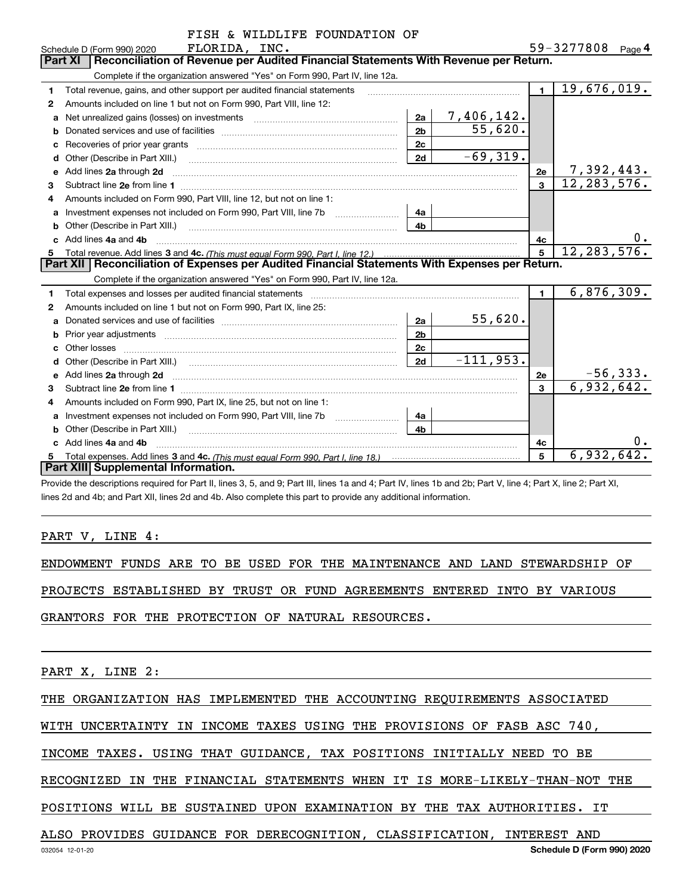Schedule D (Form 990) 2020 FISH & WILDLIFE FOUNDATION OF FLORIDA, INC. 59-3277808 Page 4

## Part XI Reconciliation of Revenue per Audited Financial Statements With Revenue per Return.

Complete if the organization answered "Yes" on Form 990, Part IV, line 12a.

| | | | | | |
|---|---|---|---|---|---|
| 1 | Total revenue, gains, and other support per audited financial statements | | | 1 | 19,676,019. |
| 2 | Amounts included on line 1 but not on Form 990, Part VIII, line 12: | | | | |
| a | Net unrealized gains (losses) on investments | 2a | 7,406,142. | | |
| b | Donated services and use of facilities | 2b | 55,620. | | |
| c | Recoveries of prior year grants | 2c | | | |
| d | Other (Describe in Part XIII.) | 2d | -69,319. | | |
| e | Add lines 2a through 2d | | | 2e | 7,392,443. |
| 3 | Subtract line 2e from line 1 | | | 3 | 12,283,576. |
| 4 | Amounts included on Form 990, Part VIII, line 12, but not on line 1: | | | | |
| a | Investment expenses not included on Form 990, Part VIII, line 7b | 4a | | | |
| b | Other (Describe in Part XIII.) | 4b | | | |
| c | Add lines 4a and 4b | | | 4c | 0. |
| 5 | Total revenue. Add lines 3 and 4c. *(This must equal Form 990, Part I, line 12.)* | | | 5 | 12,283,576. |

## Part XII Reconciliation of Expenses per Audited Financial Statements With Expenses per Return.

Complete if the organization answered "Yes" on Form 990, Part IV, line 12a.

| | | | | | |
|---|---|---|---|---|---|
| 1 | Total expenses and losses per audited financial statements | | | 1 | 6,876,309. |
| 2 | Amounts included on line 1 but not on Form 990, Part IX, line 25: | | | | |
| a | Donated services and use of facilities | 2a | 55,620. | | |
| b | Prior year adjustments | 2b | | | |
| c | Other losses | 2c | | | |
| d | Other (Describe in Part XIII.) | 2d | -111,953. | | |
| e | Add lines 2a through 2d | | | 2e | -56,333. |
| 3 | Subtract line 2e from line 1 | | | 3 | 6,932,642. |
| 4 | Amounts included on Form 990, Part IX, line 25, but not on line 1: | | | | |
| a | Investment expenses not included on Form 990, Part VIII, line 7b | 4a | | | |
| b | Other (Describe in Part XIII.) | 4b | | | |
| c | Add lines 4a and 4b | | | 4c | 0. |
| 5 | Total expenses. Add lines 3 and 4c. *(This must equal Form 990, Part I, line 18.)* | | | 5 | 6,932,642. |

## Part XIII Supplemental Information.

Provide the descriptions required for Part II, lines 3, 5, and 9; Part III, lines 1a and 4; Part IV, lines 1b and 2b; Part V, line 4; Part X, line 2; Part XI, lines 2d and 4b; and Part XII, lines 2d and 4b. Also complete this part to provide any additional information.

PART V, LINE 4:

ENDOWMENT FUNDS ARE TO BE USED FOR THE MAINTENANCE AND LAND STEWARDSHIP OF PROJECTS ESTABLISHED BY TRUST OR FUND AGREEMENTS ENTERED INTO BY VARIOUS GRANTORS FOR THE PROTECTION OF NATURAL RESOURCES.

PART X, LINE 2:

THE ORGANIZATION HAS IMPLEMENTED THE ACCOUNTING REQUIREMENTS ASSOCIATED WITH UNCERTAINTY IN INCOME TAXES USING THE PROVISIONS OF FASB ASC 740, INCOME TAXES. USING THAT GUIDANCE, TAX POSITIONS INITIALLY NEED TO BE RECOGNIZED IN THE FINANCIAL STATEMENTS WHEN IT IS MORE-LIKELY-THAN-NOT THE POSITIONS WILL BE SUSTAINED UPON EXAMINATION BY THE TAX AUTHORITIES. IT ALSO PROVIDES GUIDANCE FOR DERECOGNITION, CLASSIFICATION, INTEREST AND

032054 12-01-20 Schedule D (Form 990) 2020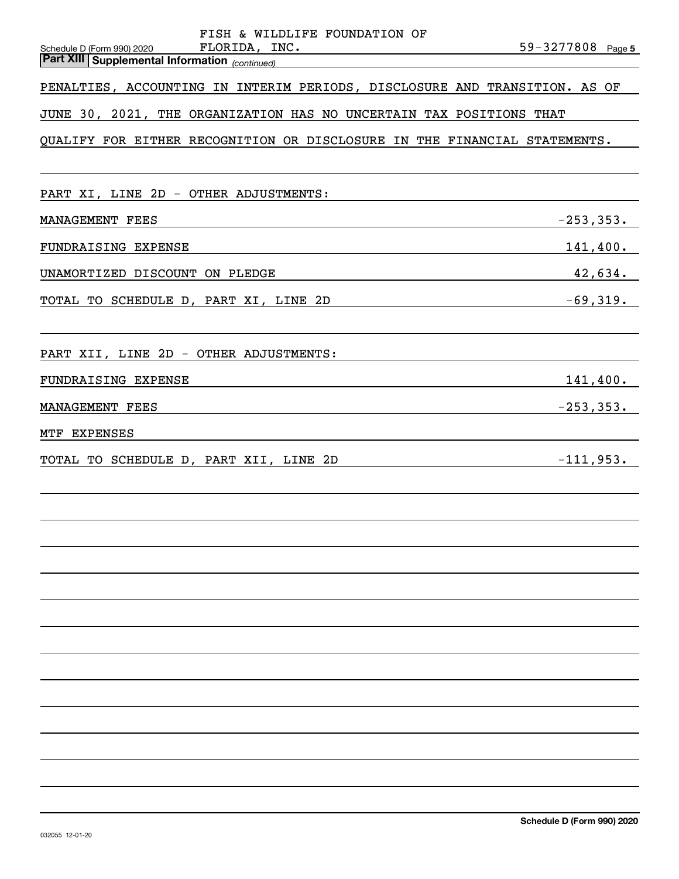FISH & WILDLIFE FOUNDATION OF FLORIDA, INC. 59-3277808

**Part XIII Supplemental Information** *(continued)*

PENALTIES, ACCOUNTING IN INTERIM PERIODS, DISCLOSURE AND TRANSITION. AS OF JUNE 30, 2021, THE ORGANIZATION HAS NO UNCERTAIN TAX POSITIONS THAT QUALIFY FOR EITHER RECOGNITION OR DISCLOSURE IN THE FINANCIAL STATEMENTS.

PART XI, LINE 2D - OTHER ADJUSTMENTS:

| | |
|---|---|
| MANAGEMENT FEES | -253,353. |
| FUNDRAISING EXPENSE | 141,400. |
| UNAMORTIZED DISCOUNT ON PLEDGE | 42,634. |
| TOTAL TO SCHEDULE D, PART XI, LINE 2D | -69,319. |

PART XII, LINE 2D - OTHER ADJUSTMENTS:

| | |
|---|---|
| FUNDRAISING EXPENSE | 141,400. |
| MANAGEMENT FEES | -253,353. |
| MTF EXPENSES | |
| TOTAL TO SCHEDULE D, PART XII, LINE 2D | -111,953. |

032055 12-01-20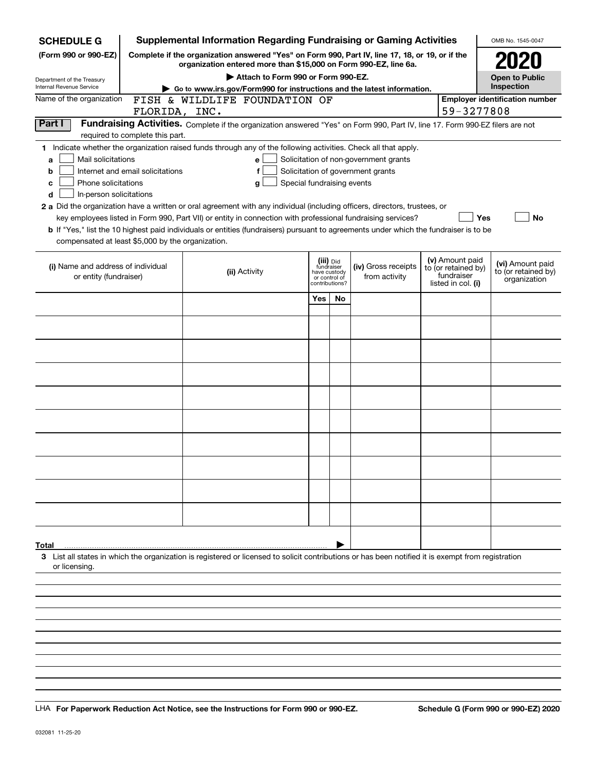**SCHEDULE G (Form 990 or 990-EZ)**

Department of the Treasury
Internal Revenue Service

# Supplemental Information Regarding Fundraising or Gaming Activities

**Complete if the organization answered "Yes" on Form 990, Part IV, line 17, 18, or 19, or if the organization entered more than $15,000 on Form 990-EZ, line 6a.**

**▶ Attach to Form 990 or Form 990-EZ.**

**▶ Go to www.irs.gov/Form990 for instructions and the latest information.**

OMB No. 1545-0047

**2020**

**Open to Public Inspection**

Name of the organization: FISH & WILDLIFE FOUNDATION OF FLORIDA, INC.

**Employer identification number:** 59-3277808

## Part I Fundraising Activities.

Complete if the organization answered "Yes" on Form 990, Part IV, line 17. Form 990-EZ filers are not required to complete this part.

**1** Indicate whether the organization raised funds through any of the following activities. Check all that apply.

- **a** ☐ Mail solicitations
- **b** ☐ Internet and email solicitations
- **c** ☐ Phone solicitations
- **d** ☐ In-person solicitations
- **e** ☐ Solicitation of non-government grants
- **f** ☐ Solicitation of government grants
- **g** ☐ Special fundraising events

**2 a** Did the organization have a written or oral agreement with any individual (including officers, directors, trustees, or key employees listed in Form 990, Part VII) or entity in connection with professional fundraising services? ☐ Yes ☐ No

**b** If "Yes," list the 10 highest paid individuals or entities (fundraisers) pursuant to agreements under which the fundraiser is to be compensated at least $5,000 by the organization.

| (i) Name and address of individual or entity (fundraiser) | (ii) Activity | (iii) Did fundraiser have custody or control of contributions? | | (iv) Gross receipts from activity | (v) Amount paid to (or retained by) fundraiser listed in col. (i) | (vi) Amount paid to (or retained by) organization |
|---|---|---|---|---|---|---|
| | | Yes | No | | | |
| | | | | | | |
| | | | | | | |
| | | | | | | |
| | | | | | | |
| | | | | | | |
| | | | | | | |
| | | | | | | |
| | | | | | | |
| | | | | | | |
| | | | | | | |
| **Total** | | | ▶ | | | |

**3** List all states in which the organization is registered or licensed to solicit contributions or has been notified it is exempt from registration or licensing.

LHA **For Paperwork Reduction Act Notice, see the Instructions for Form 990 or 990-EZ.** **Schedule G (Form 990 or 990-EZ) 2020**

032081 11-25-20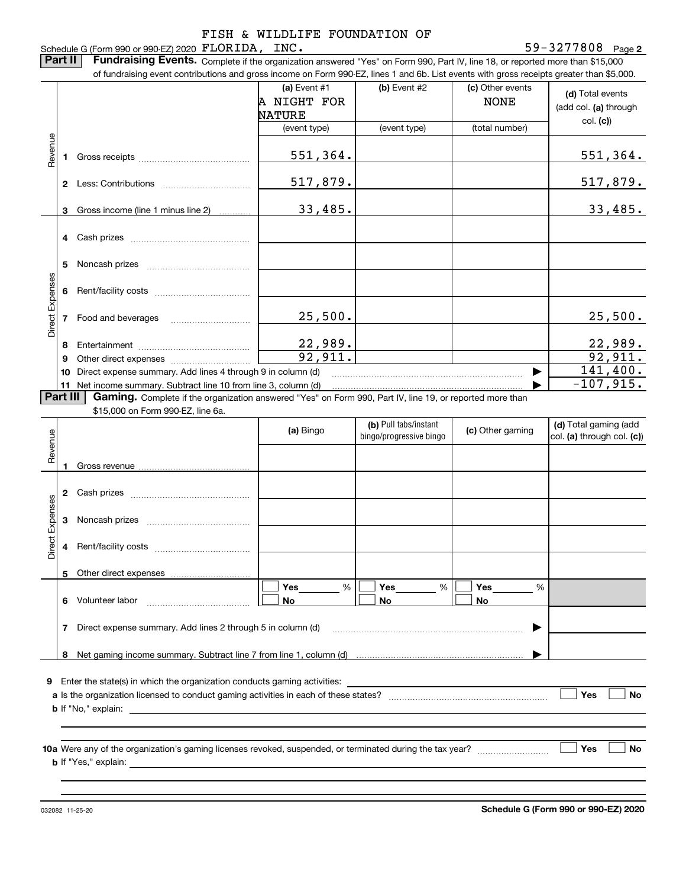Schedule G (Form 990 or 990-EZ) 2020 FISH & WILDLIFE FOUNDATION OF FLORIDA, INC. 59-3277808 Page 2

**Part II** **Fundraising Events.** Complete if the organization answered "Yes" on Form 990, Part IV, line 18, or reported more than $15,000 of fundraising event contributions and gross income on Form 990-EZ, lines 1 and 6b. List events with gross receipts greater than $5,000.

| | | (a) Event #1 A NIGHT FOR NATURE (event type) | (b) Event #2 (event type) | (c) Other events NONE (total number) | (d) Total events (add col. (a) through col. (c)) |
|---|---|---|---|---|---|
| Revenue | 1 Gross receipts | 551,364. | | | 551,364. |
| | 2 Less: Contributions | 517,879. | | | 517,879. |
| | 3 Gross income (line 1 minus line 2) | 33,485. | | | 33,485. |
| Direct Expenses | 4 Cash prizes | | | | |
| | 5 Noncash prizes | | | | |
| | 6 Rent/facility costs | | | | |
| | 7 Food and beverages | 25,500. | | | 25,500. |
| | 8 Entertainment | 22,989. | | | 22,989. |
| | 9 Other direct expenses | 92,911. | | | 92,911. |
| | 10 Direct expense summary. Add lines 4 through 9 in column (d) | | | | 141,400. |
| | 11 Net income summary. Subtract line 10 from line 3, column (d) | | | | -107,915. |

**Part III** **Gaming.** Complete if the organization answered "Yes" on Form 990, Part IV, line 19, or reported more than $15,000 on Form 990-EZ, line 6a.

| | | (a) Bingo | (b) Pull tabs/instant bingo/progressive bingo | (c) Other gaming | (d) Total gaming (add col. (a) through col. (c)) |
|---|---|---|---|---|---|
| Revenue | 1 Gross revenue | | | | |
| Direct Expenses | 2 Cash prizes | | | | |
| | 3 Noncash prizes | | | | |
| | 4 Rent/facility costs | | | | |
| | 5 Other direct expenses | | | | |
| | 6 Volunteer labor | Yes ___ % No | Yes ___ % No | Yes ___ % No | |
| | 7 Direct expense summary. Add lines 2 through 5 in column (d) | | | | |
| | 8 Net gaming income summary. Subtract line 7 from line 1, column (d) | | | | |

9 Enter the state(s) in which the organization conducts gaming activities:

a Is the organization licensed to conduct gaming activities in each of these states? ☐ Yes ☐ No

b If "No," explain:

10a Were any of the organization's gaming licenses revoked, suspended, or terminated during the tax year? ☐ Yes ☐ No

b If "Yes," explain:

032082 11-25-20 **Schedule G (Form 990 or 990-EZ) 2020**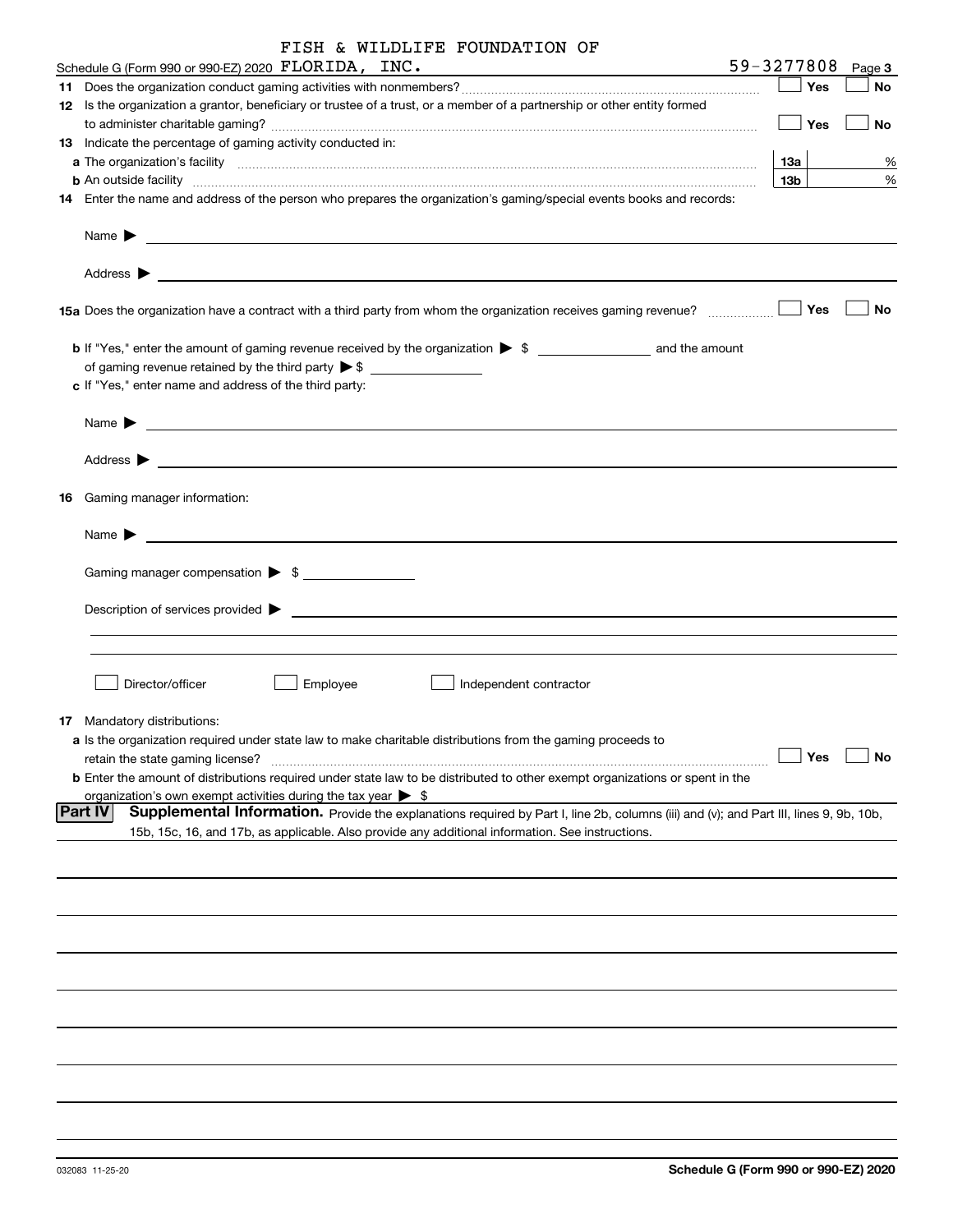FISH & WILDLIFE FOUNDATION OF

Schedule G (Form 990 or 990-EZ) 2020 FLORIDA, INC. 59-3277808 Page 3

11 Does the organization conduct gaming activities with nonmembers? ☐ Yes ☐ No

12 Is the organization a grantor, beneficiary or trustee of a trust, or a member of a partnership or other entity formed to administer charitable gaming? ☐ Yes ☐ No

13 Indicate the percentage of gaming activity conducted in:

a The organization's facility 13a %

b An outside facility 13b %

14 Enter the name and address of the person who prepares the organization's gaming/special events books and records:

Name ▶

Address ▶

15a Does the organization have a contract with a third party from whom the organization receives gaming revenue? ☐ Yes ☐ No

b If "Yes," enter the amount of gaming revenue received by the organization ▶ $ and the amount of gaming revenue retained by the third party ▶ $

c If "Yes," enter name and address of the third party:

Name ▶

Address ▶

16 Gaming manager information:

Name ▶

Gaming manager compensation ▶ $

Description of services provided ▶

☐ Director/officer ☐ Employee ☐ Independent contractor

17 Mandatory distributions:

a Is the organization required under state law to make charitable distributions from the gaming proceeds to retain the state gaming license? ☐ Yes ☐ No

b Enter the amount of distributions required under state law to be distributed to other exempt organizations or spent in the organization's own exempt activities during the tax year ▶ $

**Part IV** **Supplemental Information.** Provide the explanations required by Part I, line 2b, columns (iii) and (v); and Part III, lines 9, 9b, 10b, 15b, 15c, 16, and 17b, as applicable. Also provide any additional information. See instructions.

032083 11-25-20

**Schedule G (Form 990 or 990-EZ) 2020**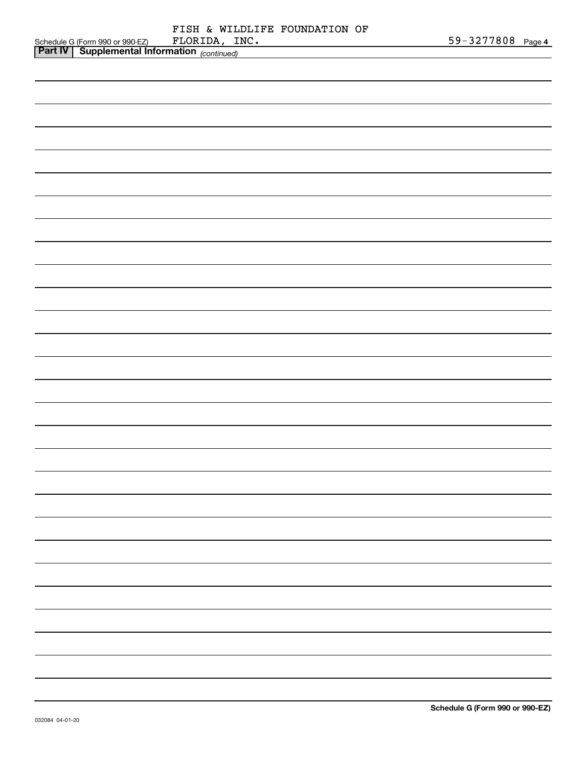Schedule G (Form 990 or 990-EZ) FISH & WILDLIFE FOUNDATION OF FLORIDA, INC. 59-3277808 Page 4

**Part IV | Supplemental Information** *(continued)*

**Schedule G (Form 990 or 990-EZ)**

032084 04-01-20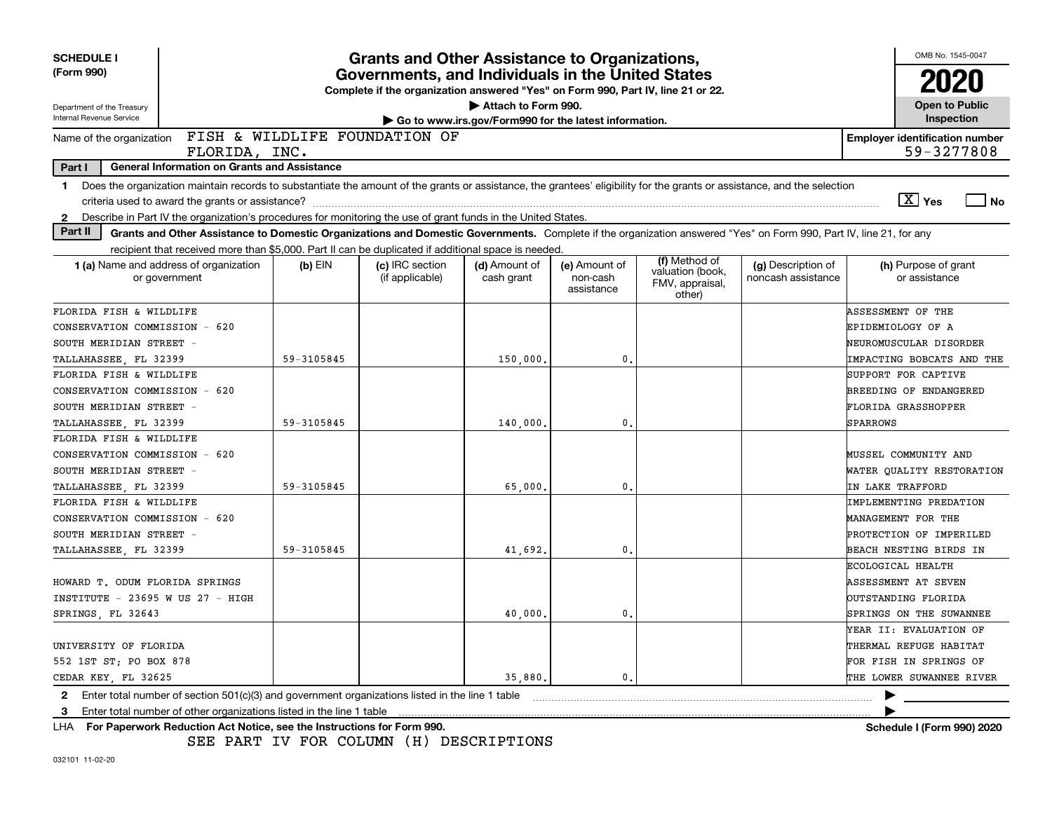**SCHEDULE I (Form 990)**

Department of the Treasury
Internal Revenue Service

# Grants and Other Assistance to Organizations, Governments, and Individuals in the United States

**Complete if the organization answered "Yes" on Form 990, Part IV, line 21 or 22.**

▶ Attach to Form 990.

▶ Go to www.irs.gov/Form990 for the latest information.

OMB No. 1545-0047

**2020**

**Open to Public Inspection**

Name of the organization: FISH & WILDLIFE FOUNDATION OF FLORIDA, INC.

**Employer identification number** 59-3277808

**Part I — General Information on Grants and Assistance**

1 Does the organization maintain records to substantiate the amount of the grants or assistance, the grantees' eligibility for the grants or assistance, and the selection criteria used to award the grants or assistance? [X] Yes [ ] No

2 Describe in Part IV the organization's procedures for monitoring the use of grant funds in the United States.

**Part II — Grants and Other Assistance to Domestic Organizations and Domestic Governments.** Complete if the organization answered "Yes" on Form 990, Part IV, line 21, for any recipient that received more than $5,000. Part II can be duplicated if additional space is needed.

| 1 (a) Name and address of organization or government | (b) EIN | (c) IRC section (if applicable) | (d) Amount of cash grant | (e) Amount of non-cash assistance | (f) Method of valuation (book, FMV, appraisal, other) | (g) Description of noncash assistance | (h) Purpose of grant or assistance |
|---|---|---|---|---|---|---|---|
| FLORIDA FISH & WILDLIFE CONSERVATION COMMISSION - 620 SOUTH MERIDIAN STREET - TALLAHASSEE, FL 32399 | 59-3105845 | | 150,000. | 0. | | | ASSESSMENT OF THE EPIDEMIOLOGY OF A NEUROMUSCULAR DISORDER IMPACTING BOBCATS AND THE |
| FLORIDA FISH & WILDLIFE CONSERVATION COMMISSION - 620 SOUTH MERIDIAN STREET - TALLAHASSEE, FL 32399 | 59-3105845 | | 140,000. | 0. | | | SUPPORT FOR CAPTIVE BREEDING OF ENDANGERED FLORIDA GRASSHOPPER SPARROWS |
| FLORIDA FISH & WILDLIFE CONSERVATION COMMISSION - 620 SOUTH MERIDIAN STREET - TALLAHASSEE, FL 32399 | 59-3105845 | | 65,000. | 0. | | | MUSSEL COMMUNITY AND WATER QUALITY RESTORATION IN LAKE TRAFFORD |
| FLORIDA FISH & WILDLIFE CONSERVATION COMMISSION - 620 SOUTH MERIDIAN STREET - TALLAHASSEE, FL 32399 | 59-3105845 | | 41,692. | 0. | | | IMPLEMENTING PREDATION MANAGEMENT FOR THE PROTECTION OF IMPERILED BEACH NESTING BIRDS IN |
| HOWARD T. ODUM FLORIDA SPRINGS INSTITUTE - 23695 W US 27 - HIGH SPRINGS, FL 32643 | | | 40,000. | 0. | | | ECOLOGICAL HEALTH ASSESSMENT AT SEVEN OUTSTANDING FLORIDA SPRINGS ON THE SUWANNEE |
| UNIVERSITY OF FLORIDA 552 1ST ST; PO BOX 878 CEDAR KEY, FL 32625 | | | 35,880. | 0. | | | YEAR II: EVALUATION OF THERMAL REFUGE HABITAT FOR FISH IN SPRINGS OF THE LOWER SUWANNEE RIVER |

2 Enter total number of section 501(c)(3) and government organizations listed in the line 1 table ▶

3 Enter total number of other organizations listed in the line 1 table ▶

LHA **For Paperwork Reduction Act Notice, see the Instructions for Form 990.** **Schedule I (Form 990) 2020**

SEE PART IV FOR COLUMN (H) DESCRIPTIONS

032101 11-02-20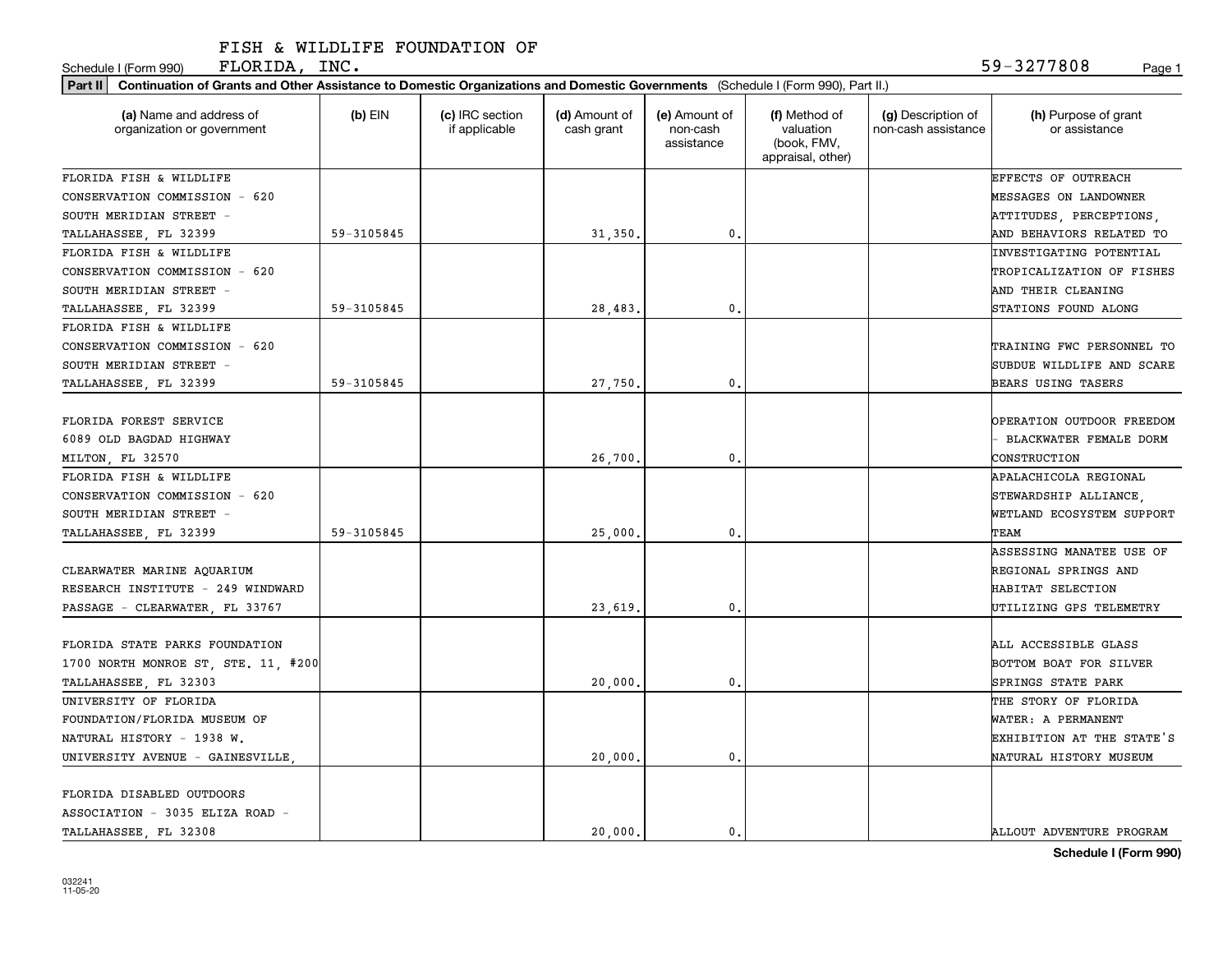FISH & WILDLIFE FOUNDATION OF FLORIDA, INC.

Schedule I (Form 990) 59-3277808

**Part II Continuation of Grants and Other Assistance to Domestic Organizations and Domestic Governments** (Schedule I (Form 990), Part II.)

| (a) Name and address of organization or government | (b) EIN | (c) IRC section if applicable | (d) Amount of cash grant | (e) Amount of non-cash assistance | (f) Method of valuation (book, FMV, appraisal, other) | (g) Description of non-cash assistance | (h) Purpose of grant or assistance |
|---|---|---|---|---|---|---|---|
| FLORIDA FISH & WILDLIFE CONSERVATION COMMISSION - 620 SOUTH MERIDIAN STREET - TALLAHASSEE, FL 32399 | 59-3105845 | | 31,350. | 0. | | | EFFECTS OF OUTREACH MESSAGES ON LANDOWNER ATTITUDES, PERCEPTIONS, AND BEHAVIORS RELATED TO |
| FLORIDA FISH & WILDLIFE CONSERVATION COMMISSION - 620 SOUTH MERIDIAN STREET - TALLAHASSEE, FL 32399 | 59-3105845 | | 28,483. | 0. | | | INVESTIGATING POTENTIAL TROPICALIZATION OF FISHES AND THEIR CLEANING STATIONS FOUND ALONG |
| FLORIDA FISH & WILDLIFE CONSERVATION COMMISSION - 620 SOUTH MERIDIAN STREET - TALLAHASSEE, FL 32399 | 59-3105845 | | 27,750. | 0. | | | TRAINING FWC PERSONNEL TO SUBDUE WILDLIFE AND SCARE BEARS USING TASERS |
| FLORIDA FOREST SERVICE 6089 OLD BAGDAD HIGHWAY MILTON, FL 32570 | | | 26,700. | 0. | | | OPERATION OUTDOOR FREEDOM - BLACKWATER FEMALE DORM CONSTRUCTION |
| FLORIDA FISH & WILDLIFE CONSERVATION COMMISSION - 620 SOUTH MERIDIAN STREET - TALLAHASSEE, FL 32399 | 59-3105845 | | 25,000. | 0. | | | APALACHICOLA REGIONAL STEWARDSHIP ALLIANCE, WETLAND ECOSYSTEM SUPPORT TEAM |
| CLEARWATER MARINE AQUARIUM RESEARCH INSTITUTE - 249 WINDWARD PASSAGE - CLEARWATER, FL 33767 | | | 23,619. | 0. | | | ASSESSING MANATEE USE OF REGIONAL SPRINGS AND HABITAT SELECTION UTILIZING GPS TELEMETRY |
| FLORIDA STATE PARKS FOUNDATION 1700 NORTH MONROE ST, STE. 11, #200 TALLAHASSEE, FL 32303 | | | 20,000. | 0. | | | ALL ACCESSIBLE GLASS BOTTOM BOAT FOR SILVER SPRINGS STATE PARK |
| UNIVERSITY OF FLORIDA FOUNDATION/FLORIDA MUSEUM OF NATURAL HISTORY - 1938 W. UNIVERSITY AVENUE - GAINESVILLE, | | | 20,000. | 0. | | | THE STORY OF FLORIDA WATER: A PERMANENT EXHIBITION AT THE STATE'S NATURAL HISTORY MUSEUM |
| FLORIDA DISABLED OUTDOORS ASSOCIATION - 3035 ELIZA ROAD - TALLAHASSEE, FL 32308 | | | 20,000. | 0. | | | ALLOUT ADVENTURE PROGRAM |

032241 11-05-20

**Schedule I (Form 990)**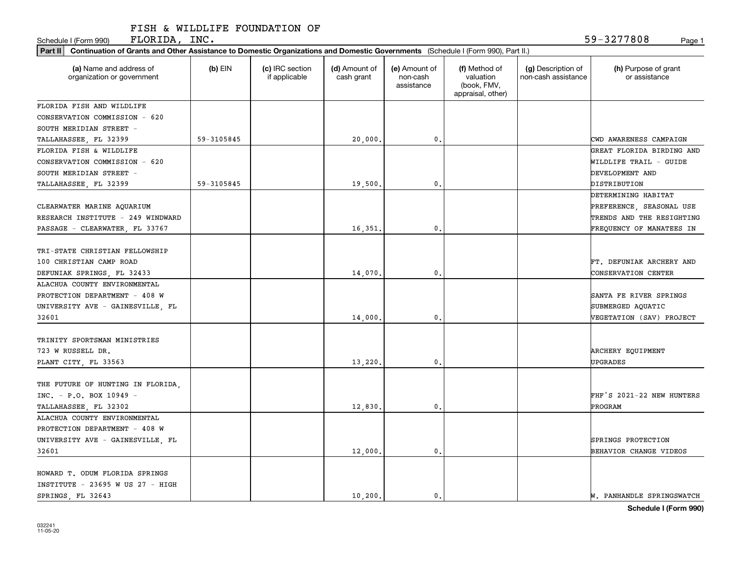FISH & WILDLIFE FOUNDATION OF FLORIDA, INC.

Schedule I (Form 990) — 59-3277808

**Part II** **Continuation of Grants and Other Assistance to Domestic Organizations and Domestic Governments** (Schedule I (Form 990), Part II.)

| (a) Name and address of organization or government | (b) EIN | (c) IRC section if applicable | (d) Amount of cash grant | (e) Amount of non-cash assistance | (f) Method of valuation (book, FMV, appraisal, other) | (g) Description of non-cash assistance | (h) Purpose of grant or assistance |
|---|---|---|---|---|---|---|---|
| FLORIDA FISH AND WILDLIFE CONSERVATION COMMISSION - 620 SOUTH MERIDIAN STREET - TALLAHASSEE, FL 32399 | 59-3105845 | | 20,000. | 0. | | | CWD AWARENESS CAMPAIGN |
| FLORIDA FISH & WILDLIFE CONSERVATION COMMISSION - 620 SOUTH MERIDIAN STREET - TALLAHASSEE, FL 32399 | 59-3105845 | | 19,500. | 0. | | | GREAT FLORIDA BIRDING AND WILDLIFE TRAIL - GUIDE DEVELOPMENT AND DISTRIBUTION |
| CLEARWATER MARINE AQUARIUM RESEARCH INSTITUTE - 249 WINDWARD PASSAGE - CLEARWATER, FL 33767 | | | 16,351. | 0. | | | DETERMINING HABITAT PREFERENCE, SEASONAL USE TRENDS AND THE RESIGHTING FREQUENCY OF MANATEES IN |
| TRI-STATE CHRISTIAN FELLOWSHIP 100 CHRISTIAN CAMP ROAD DEFUNIAK SPRINGS, FL 32433 | | | 14,070. | 0. | | | FT. DEFUNIAK ARCHERY AND CONSERVATION CENTER |
| ALACHUA COUNTY ENVIRONMENTAL PROTECTION DEPARTMENT - 408 W UNIVERSITY AVE - GAINESVILLE, FL 32601 | | | 14,000. | 0. | | | SANTA FE RIVER SPRINGS SUBMERGED AQUATIC VEGETATION (SAV) PROJECT |
| TRINITY SPORTSMAN MINISTRIES 723 W RUSSELL DR. PLANT CITY, FL 33563 | | | 13,220. | 0. | | | ARCHERY EQUIPMENT UPGRADES |
| THE FUTURE OF HUNTING IN FLORIDA, INC. - P.O. BOX 10949 - TALLAHASSEE, FL 32302 | | | 12,830. | 0. | | | FHF'S 2021-22 NEW HUNTERS PROGRAM |
| ALACHUA COUNTY ENVIRONMENTAL PROTECTION DEPARTMENT - 408 W UNIVERSITY AVE - GAINESVILLE, FL 32601 | | | 12,000. | 0. | | | SPRINGS PROTECTION BEHAVIOR CHANGE VIDEOS |
| HOWARD T. ODUM FLORIDA SPRINGS INSTITUTE - 23695 W US 27 - HIGH SPRINGS, FL 32643 | | | 10,200. | 0. | | | W. PANHANDLE SPRINGSWATCH |

**Schedule I (Form 990)**

032241 11-05-20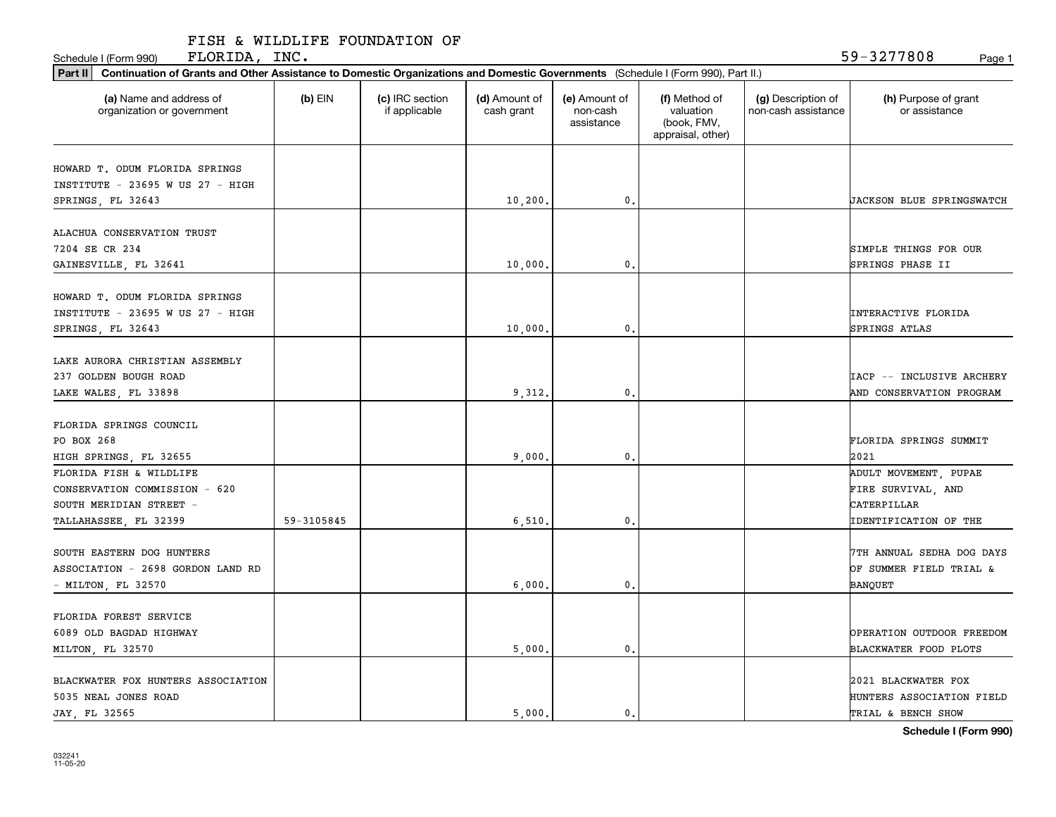FISH & WILDLIFE FOUNDATION OF FLORIDA, INC. 59-3277808

Schedule I (Form 990)

**Part II** **Continuation of Grants and Other Assistance to Domestic Organizations and Domestic Governments** (Schedule I (Form 990), Part II.)

| (a) Name and address of organization or government | (b) EIN | (c) IRC section if applicable | (d) Amount of cash grant | (e) Amount of non-cash assistance | (f) Method of valuation (book, FMV, appraisal, other) | (g) Description of non-cash assistance | (h) Purpose of grant or assistance |
|---|---|---|---|---|---|---|---|
| HOWARD T. ODUM FLORIDA SPRINGS INSTITUTE - 23695 W US 27 - HIGH SPRINGS, FL 32643 | | | 10,200. | 0. | | | JACKSON BLUE SPRINGSWATCH |
| ALACHUA CONSERVATION TRUST 7204 SE CR 234 GAINESVILLE, FL 32641 | | | 10,000. | 0. | | | SIMPLE THINGS FOR OUR SPRINGS PHASE II |
| HOWARD T. ODUM FLORIDA SPRINGS INSTITUTE - 23695 W US 27 - HIGH SPRINGS, FL 32643 | | | 10,000. | 0. | | | INTERACTIVE FLORIDA SPRINGS ATLAS |
| LAKE AURORA CHRISTIAN ASSEMBLY 237 GOLDEN BOUGH ROAD LAKE WALES, FL 33898 | | | 9,312. | 0. | | | IACP -- INCLUSIVE ARCHERY AND CONSERVATION PROGRAM |
| FLORIDA SPRINGS COUNCIL PO BOX 268 HIGH SPRINGS, FL 32655 | | | 9,000. | 0. | | | FLORIDA SPRINGS SUMMIT 2021 |
| FLORIDA FISH & WILDLIFE CONSERVATION COMMISSION - 620 SOUTH MERIDIAN STREET - TALLAHASSEE, FL 32399 | 59-3105845 | | 6,510. | 0. | | | ADULT MOVEMENT, PUPAE FIRE SURVIVAL, AND CATERPILLAR IDENTIFICATION OF THE |
| SOUTH EASTERN DOG HUNTERS ASSOCIATION - 2698 GORDON LAND RD - MILTON, FL 32570 | | | 6,000. | 0. | | | 7TH ANNUAL SEDHA DOG DAYS OF SUMMER FIELD TRIAL & BANQUET |
| FLORIDA FOREST SERVICE 6089 OLD BAGDAD HIGHWAY MILTON, FL 32570 | | | 5,000. | 0. | | | OPERATION OUTDOOR FREEDOM BLACKWATER FOOD PLOTS |
| BLACKWATER FOX HUNTERS ASSOCIATION 5035 NEAL JONES ROAD JAY, FL 32565 | | | 5,000. | 0. | | | 2021 BLACKWATER FOX HUNTERS ASSOCIATION FIELD TRIAL & BENCH SHOW |

**Schedule I (Form 990)**

032241 11-05-20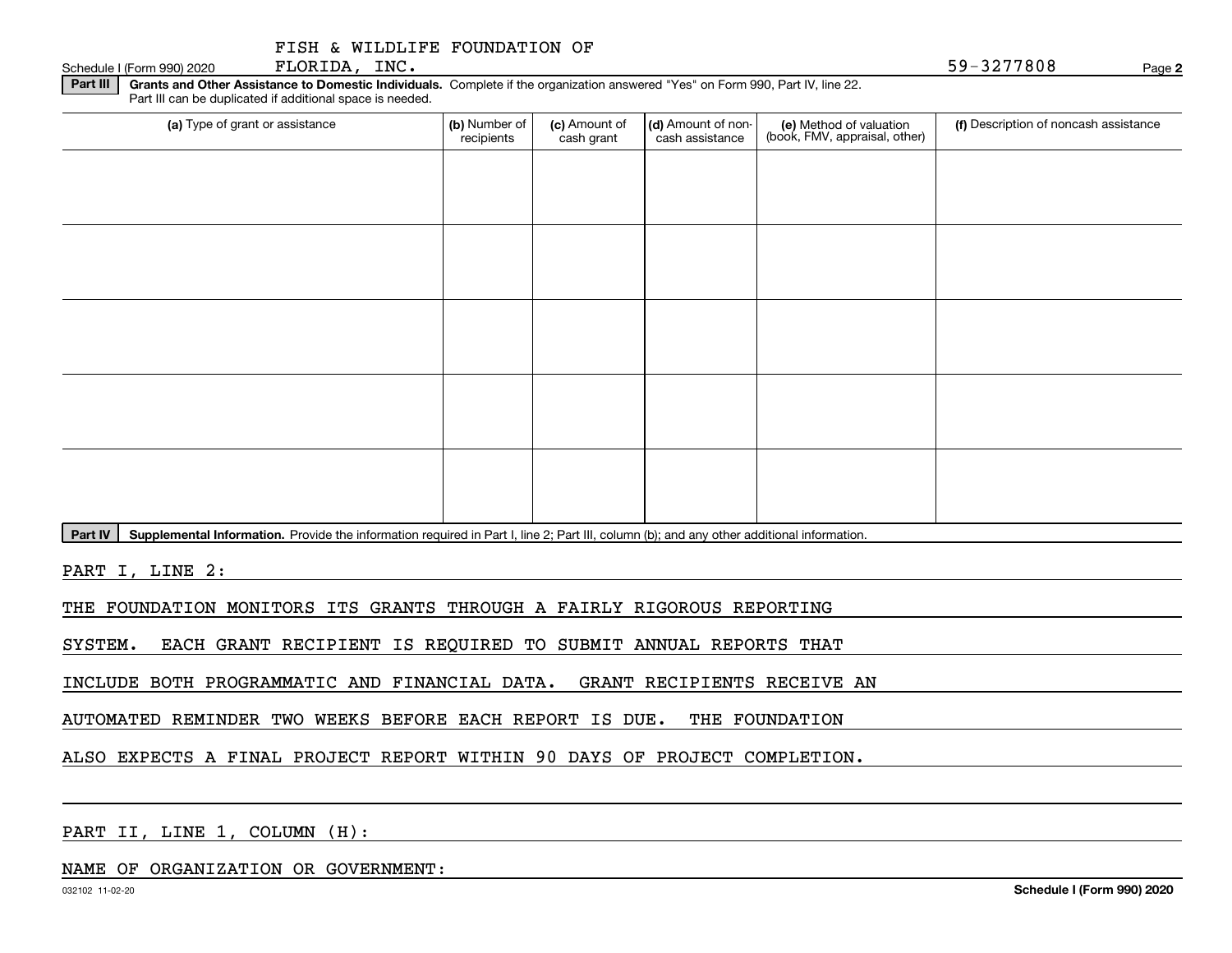FISH & WILDLIFE FOUNDATION OF FLORIDA, INC. 59-3277808

Schedule I (Form 990) 2020

**Part III** **Grants and Other Assistance to Domestic Individuals.** Complete if the organization answered "Yes" on Form 990, Part IV, line 22. Part III can be duplicated if additional space is needed.

| (a) Type of grant or assistance | (b) Number of recipients | (c) Amount of cash grant | (d) Amount of non-cash assistance | (e) Method of valuation (book, FMV, appraisal, other) | (f) Description of noncash assistance |
|---|---|---|---|---|---|
| | | | | | |
| | | | | | |
| | | | | | |
| | | | | | |
| | | | | | |

**Part IV** **Supplemental Information.** Provide the information required in Part I, line 2; Part III, column (b); and any other additional information.

PART I, LINE 2:

THE FOUNDATION MONITORS ITS GRANTS THROUGH A FAIRLY RIGOROUS REPORTING SYSTEM. EACH GRANT RECIPIENT IS REQUIRED TO SUBMIT ANNUAL REPORTS THAT INCLUDE BOTH PROGRAMMATIC AND FINANCIAL DATA. GRANT RECIPIENTS RECEIVE AN AUTOMATED REMINDER TWO WEEKS BEFORE EACH REPORT IS DUE. THE FOUNDATION ALSO EXPECTS A FINAL PROJECT REPORT WITHIN 90 DAYS OF PROJECT COMPLETION.

PART II, LINE 1, COLUMN (H):

NAME OF ORGANIZATION OR GOVERNMENT:

032102 11-02-20 **Schedule I (Form 990) 2020**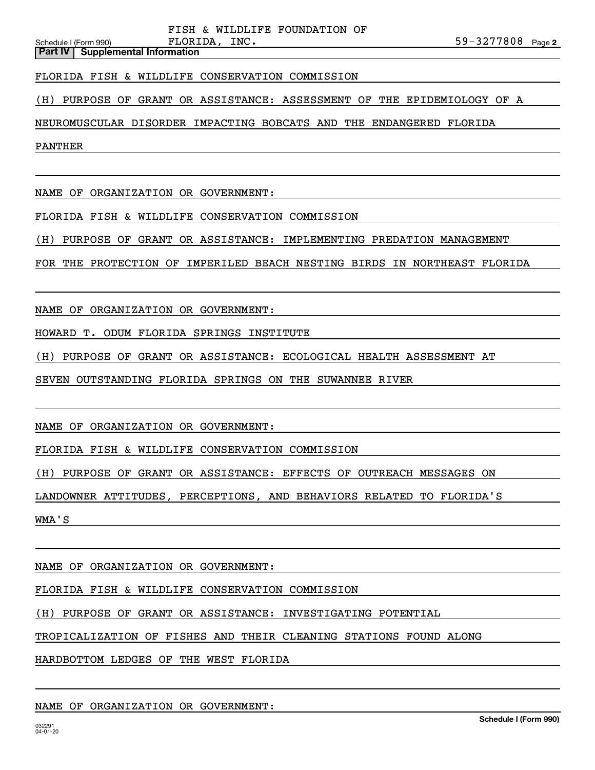FISH & WILDLIFE FOUNDATION OF FLORIDA, INC. 59-3277808

**Part IV | Supplemental Information**

FLORIDA FISH & WILDLIFE CONSERVATION COMMISSION

(H) PURPOSE OF GRANT OR ASSISTANCE: ASSESSMENT OF THE EPIDEMIOLOGY OF A NEUROMUSCULAR DISORDER IMPACTING BOBCATS AND THE ENDANGERED FLORIDA PANTHER

NAME OF ORGANIZATION OR GOVERNMENT:

FLORIDA FISH & WILDLIFE CONSERVATION COMMISSION

(H) PURPOSE OF GRANT OR ASSISTANCE: IMPLEMENTING PREDATION MANAGEMENT FOR THE PROTECTION OF IMPERILED BEACH NESTING BIRDS IN NORTHEAST FLORIDA

NAME OF ORGANIZATION OR GOVERNMENT:

HOWARD T. ODUM FLORIDA SPRINGS INSTITUTE

(H) PURPOSE OF GRANT OR ASSISTANCE: ECOLOGICAL HEALTH ASSESSMENT AT SEVEN OUTSTANDING FLORIDA SPRINGS ON THE SUWANNEE RIVER

NAME OF ORGANIZATION OR GOVERNMENT:

FLORIDA FISH & WILDLIFE CONSERVATION COMMISSION

(H) PURPOSE OF GRANT OR ASSISTANCE: EFFECTS OF OUTREACH MESSAGES ON LANDOWNER ATTITUDES, PERCEPTIONS, AND BEHAVIORS RELATED TO FLORIDA'S WMA'S

NAME OF ORGANIZATION OR GOVERNMENT:

FLORIDA FISH & WILDLIFE CONSERVATION COMMISSION

(H) PURPOSE OF GRANT OR ASSISTANCE: INVESTIGATING POTENTIAL TROPICALIZATION OF FISHES AND THEIR CLEANING STATIONS FOUND ALONG HARDBOTTOM LEDGES OF THE WEST FLORIDA

NAME OF ORGANIZATION OR GOVERNMENT: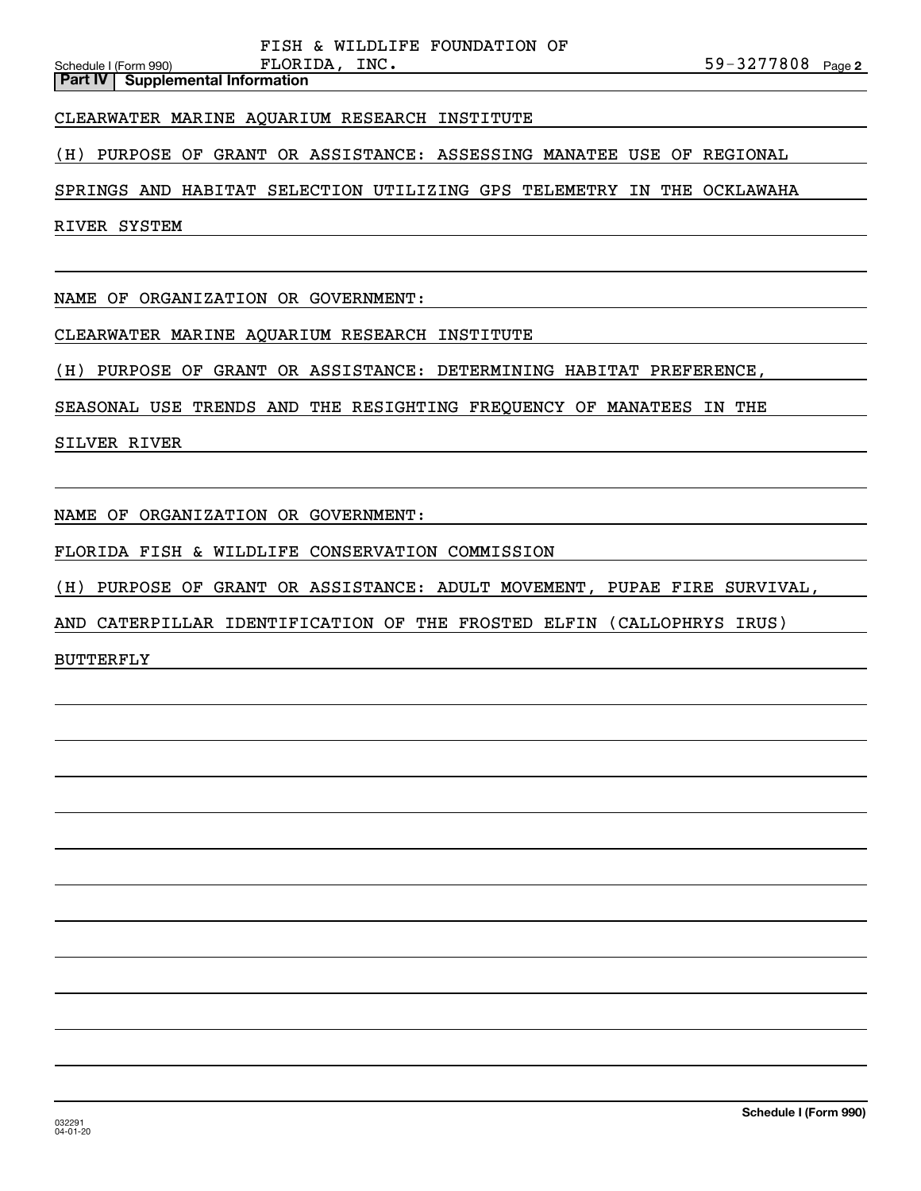## Part IV | Supplemental Information

CLEARWATER MARINE AQUARIUM RESEARCH INSTITUTE

(H) PURPOSE OF GRANT OR ASSISTANCE: ASSESSING MANATEE USE OF REGIONAL SPRINGS AND HABITAT SELECTION UTILIZING GPS TELEMETRY IN THE OCKLAWAHA RIVER SYSTEM

NAME OF ORGANIZATION OR GOVERNMENT:

CLEARWATER MARINE AQUARIUM RESEARCH INSTITUTE

(H) PURPOSE OF GRANT OR ASSISTANCE: DETERMINING HABITAT PREFERENCE, SEASONAL USE TRENDS AND THE RESIGHTING FREQUENCY OF MANATEES IN THE SILVER RIVER

NAME OF ORGANIZATION OR GOVERNMENT:

FLORIDA FISH & WILDLIFE CONSERVATION COMMISSION

(H) PURPOSE OF GRANT OR ASSISTANCE: ADULT MOVEMENT, PUPAE FIRE SURVIVAL, AND CATERPILLAR IDENTIFICATION OF THE FROSTED ELFIN (CALLOPHRYS IRUS) BUTTERFLY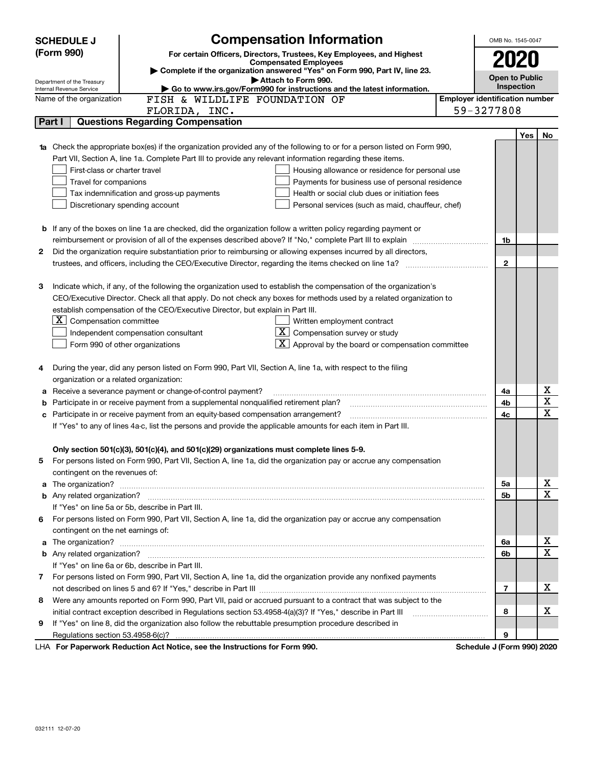**SCHEDULE J (Form 990)**

Department of the Treasury
Internal Revenue Service

# Compensation Information

**For certain Officers, Directors, Trustees, Key Employees, and Highest Compensated Employees**

▶ Complete if the organization answered "Yes" on Form 990, Part IV, line 23.
▶ Attach to Form 990.
▶ Go to www.irs.gov/Form990 for instructions and the latest information.

OMB No. 1545-0047

**2020**

**Open to Public Inspection**

Name of the organization: FISH & WILDLIFE FOUNDATION OF FLORIDA, INC.

Employer identification number: 59-3277808

## Part I Questions Regarding Compensation

| | | Yes | No |
|---|---|---|---|
| **1a** Check the appropriate box(es) if the organization provided any of the following to or for a person listed on Form 990, Part VII, Section A, line 1a. Complete Part III to provide any relevant information regarding these items.<br>☐ First-class or charter travel ☐ Housing allowance or residence for personal use<br>☐ Travel for companions ☐ Payments for business use of personal residence<br>☐ Tax indemnification and gross-up payments ☐ Health or social club dues or initiation fees<br>☐ Discretionary spending account ☐ Personal services (such as maid, chauffeur, chef) | | | |
| **b** If any of the boxes on line 1a are checked, did the organization follow a written policy regarding payment or reimbursement or provision of all of the expenses described above? If "No," complete Part III to explain | 1b | | |
| **2** Did the organization require substantiation prior to reimbursing or allowing expenses incurred by all directors, trustees, and officers, including the CEO/Executive Director, regarding the items checked on line 1a? | 2 | | |
| **3** Indicate which, if any, of the following the organization used to establish the compensation of the organization's CEO/Executive Director. Check all that apply. Do not check any boxes for methods used by a related organization to establish compensation of the CEO/Executive Director, but explain in Part III.<br>☒ Compensation committee ☐ Written employment contract<br>☐ Independent compensation consultant ☒ Compensation survey or study<br>☐ Form 990 of other organizations ☒ Approval by the board or compensation committee | | | |
| **4** During the year, did any person listed on Form 990, Part VII, Section A, line 1a, with respect to the filing organization or a related organization: | | | |
| **a** Receive a severance payment or change-of-control payment? | 4a | | X |
| **b** Participate in or receive payment from a supplemental nonqualified retirement plan? | 4b | | X |
| **c** Participate in or receive payment from an equity-based compensation arrangement? | 4c | | X |
| If "Yes" to any of lines 4a-c, list the persons and provide the applicable amounts for each item in Part III. | | | |
| **Only section 501(c)(3), 501(c)(4), and 501(c)(29) organizations must complete lines 5-9.** | | | |
| **5** For persons listed on Form 990, Part VII, Section A, line 1a, did the organization pay or accrue any compensation contingent on the revenues of: | | | |
| **a** The organization? | 5a | | X |
| **b** Any related organization? | 5b | | X |
| If "Yes" on line 5a or 5b, describe in Part III. | | | |
| **6** For persons listed on Form 990, Part VII, Section A, line 1a, did the organization pay or accrue any compensation contingent on the net earnings of: | | | |
| **a** The organization? | 6a | | X |
| **b** Any related organization? | 6b | | X |
| If "Yes" on line 6a or 6b, describe in Part III. | | | |
| **7** For persons listed on Form 990, Part VII, Section A, line 1a, did the organization provide any nonfixed payments not described on lines 5 and 6? If "Yes," describe in Part III | 7 | | X |
| **8** Were any amounts reported on Form 990, Part VII, paid or accrued pursuant to a contract that was subject to the initial contract exception described in Regulations section 53.4958-4(a)(3)? If "Yes," describe in Part III | 8 | | X |
| **9** If "Yes" on line 8, did the organization also follow the rebuttable presumption procedure described in Regulations section 53.4958-6(c)? | 9 | | |

LHA **For Paperwork Reduction Act Notice, see the Instructions for Form 990.** **Schedule J (Form 990) 2020**

032111 12-07-20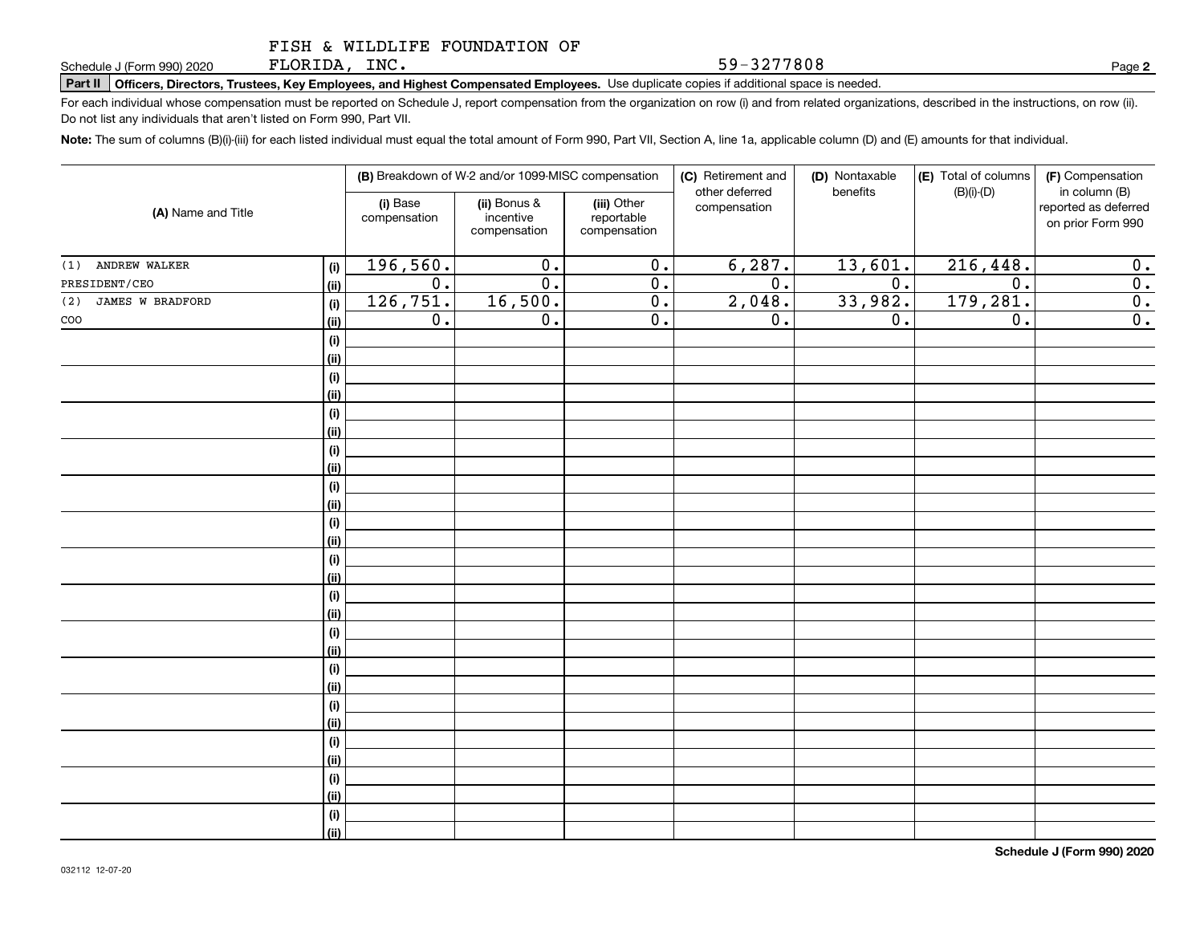FISH & WILDLIFE FOUNDATION OF FLORIDA, INC. 59-3277808

Schedule J (Form 990) 2020

**Part II Officers, Directors, Trustees, Key Employees, and Highest Compensated Employees.** Use duplicate copies if additional space is needed.

For each individual whose compensation must be reported on Schedule J, report compensation from the organization on row (i) and from related organizations, described in the instructions, on row (ii). Do not list any individuals that aren't listed on Form 990, Part VII.

**Note:** The sum of columns (B)(i)-(iii) for each listed individual must equal the total amount of Form 990, Part VII, Section A, line 1a, applicable column (D) and (E) amounts for that individual.

| (A) Name and Title | | (B) Breakdown of W-2 and/or 1099-MISC compensation | | | (C) Retirement and other deferred compensation | (D) Nontaxable benefits | (E) Total of columns (B)(i)-(D) | (F) Compensation in column (B) reported as deferred on prior Form 990 |
|---|---|---|---|---|---|---|---|---|
| | | (i) Base compensation | (ii) Bonus & incentive compensation | (iii) Other reportable compensation | | | | |
| (1) ANDREW WALKER | (i) | 196,560. | 0. | 0. | 6,287. | 13,601. | 216,448. | 0. |
| PRESIDENT/CEO | (ii) | 0. | 0. | 0. | 0. | 0. | 0. | 0. |
| (2) JAMES W BRADFORD | (i) | 126,751. | 16,500. | 0. | 2,048. | 33,982. | 179,281. | 0. |
| COO | (ii) | 0. | 0. | 0. | 0. | 0. | 0. | 0. |
| | (i) | | | | | | | |
| | (ii) | | | | | | | |
| | (i) | | | | | | | |
| | (ii) | | | | | | | |
| | (i) | | | | | | | |
| | (ii) | | | | | | | |
| | (i) | | | | | | | |
| | (ii) | | | | | | | |
| | (i) | | | | | | | |
| | (ii) | | | | | | | |
| | (i) | | | | | | | |
| | (ii) | | | | | | | |
| | (i) | | | | | | | |
| | (ii) | | | | | | | |
| | (i) | | | | | | | |
| | (ii) | | | | | | | |
| | (i) | | | | | | | |
| | (ii) | | | | | | | |
| | (i) | | | | | | | |
| | (ii) | | | | | | | |
| | (i) | | | | | | | |
| | (ii) | | | | | | | |
| | (i) | | | | | | | |
| | (ii) | | | | | | | |
| | (i) | | | | | | | |
| | (ii) | | | | | | | |
| | (i) | | | | | | | |
| | (ii) | | | | | | | |

**Schedule J (Form 990) 2020**

032112 12-07-20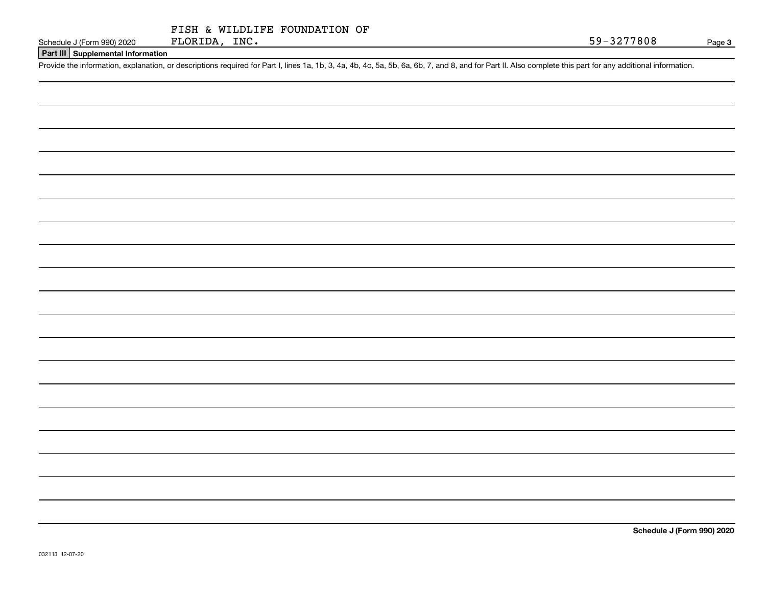Schedule J (Form 990) 2020 FISH & WILDLIFE FOUNDATION OF FLORIDA, INC. 59-3277808

## Part III Supplemental Information

Provide the information, explanation, or descriptions required for Part I, lines 1a, 1b, 3, 4a, 4b, 4c, 5a, 5b, 6a, 6b, 7, and 8, and for Part II. Also complete this part for any additional information.

**Schedule J (Form 990) 2020**

032113 12-07-20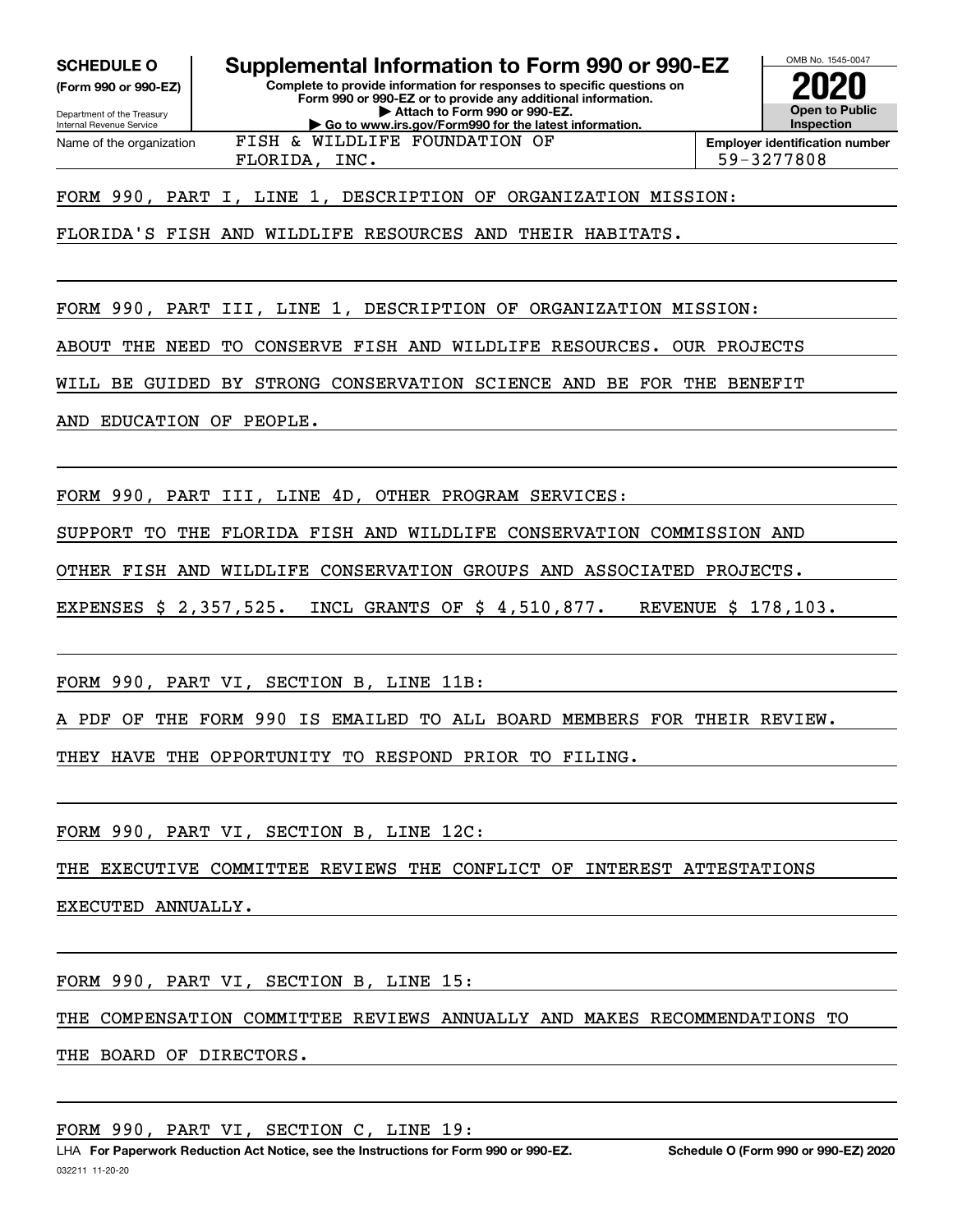**SCHEDULE O (Form 990 or 990-EZ)**

Department of the Treasury
Internal Revenue Service

# Supplemental Information to Form 990 or 990-EZ

**Complete to provide information for responses to specific questions on Form 990 or 990-EZ or to provide any additional information.**
**▶ Attach to Form 990 or 990-EZ.**
**▶ Go to www.irs.gov/Form990 for the latest information.**

OMB No. 1545-0047

**2020**

**Open to Public Inspection**

Name of the organization: FISH & WILDLIFE FOUNDATION OF FLORIDA, INC.

**Employer identification number:** 59-3277808

FORM 990, PART I, LINE 1, DESCRIPTION OF ORGANIZATION MISSION:

FLORIDA'S FISH AND WILDLIFE RESOURCES AND THEIR HABITATS.

FORM 990, PART III, LINE 1, DESCRIPTION OF ORGANIZATION MISSION:

ABOUT THE NEED TO CONSERVE FISH AND WILDLIFE RESOURCES. OUR PROJECTS WILL BE GUIDED BY STRONG CONSERVATION SCIENCE AND BE FOR THE BENEFIT AND EDUCATION OF PEOPLE.

FORM 990, PART III, LINE 4D, OTHER PROGRAM SERVICES:

SUPPORT TO THE FLORIDA FISH AND WILDLIFE CONSERVATION COMMISSION AND OTHER FISH AND WILDLIFE CONSERVATION GROUPS AND ASSOCIATED PROJECTS.
EXPENSES $ 2,357,525. INCL GRANTS OF $ 4,510,877. REVENUE $ 178,103.

FORM 990, PART VI, SECTION B, LINE 11B:

A PDF OF THE FORM 990 IS EMAILED TO ALL BOARD MEMBERS FOR THEIR REVIEW. THEY HAVE THE OPPORTUNITY TO RESPOND PRIOR TO FILING.

FORM 990, PART VI, SECTION B, LINE 12C:

THE EXECUTIVE COMMITTEE REVIEWS THE CONFLICT OF INTEREST ATTESTATIONS EXECUTED ANNUALLY.

FORM 990, PART VI, SECTION B, LINE 15:

THE COMPENSATION COMMITTEE REVIEWS ANNUALLY AND MAKES RECOMMENDATIONS TO THE BOARD OF DIRECTORS.

FORM 990, PART VI, SECTION C, LINE 19:

LHA **For Paperwork Reduction Act Notice, see the Instructions for Form 990 or 990-EZ.** **Schedule O (Form 990 or 990-EZ) 2020**

032211 11-20-20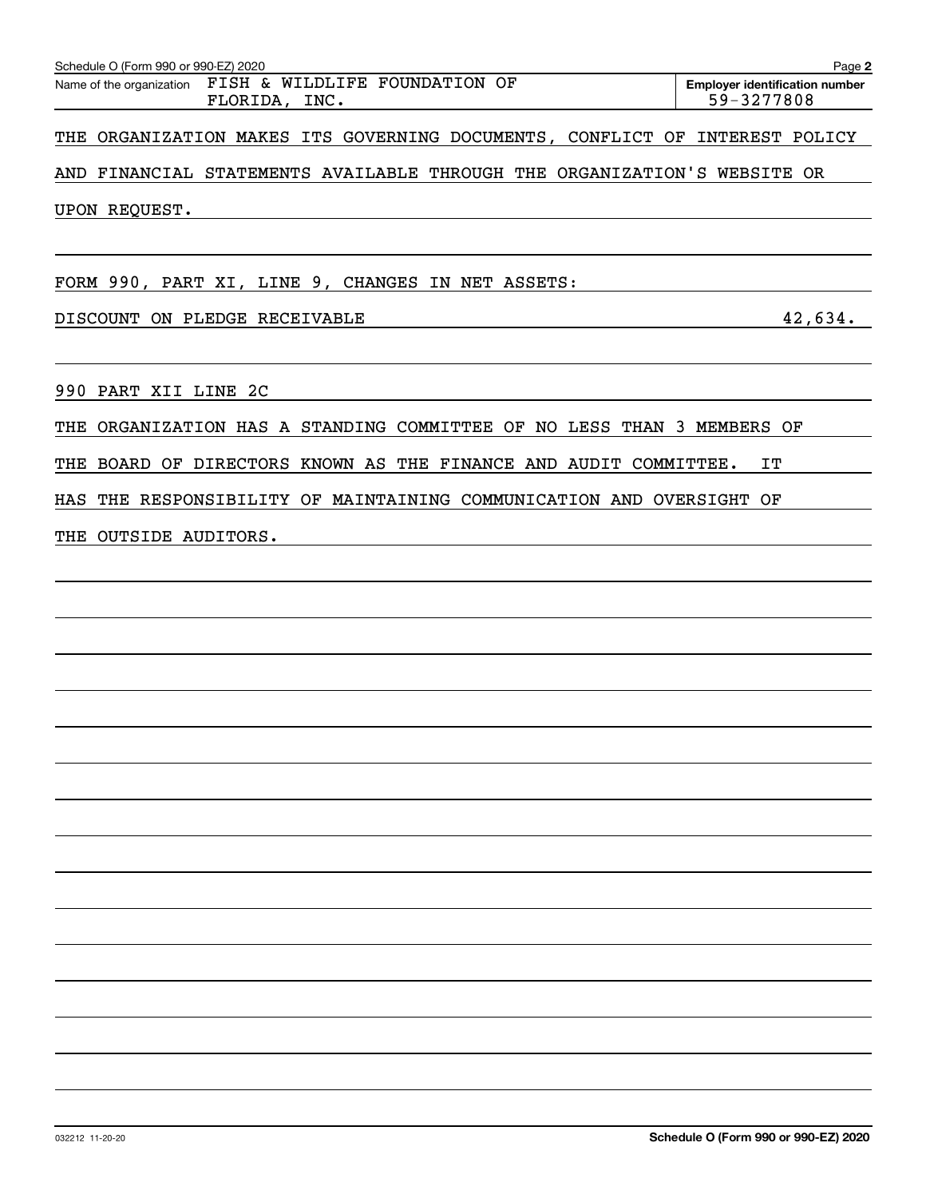Name of the organization FISH & WILDLIFE FOUNDATION OF FLORIDA, INC.

Employer identification number 59-3277808

THE ORGANIZATION MAKES ITS GOVERNING DOCUMENTS, CONFLICT OF INTEREST POLICY AND FINANCIAL STATEMENTS AVAILABLE THROUGH THE ORGANIZATION'S WEBSITE OR UPON REQUEST.

FORM 990, PART XI, LINE 9, CHANGES IN NET ASSETS:

DISCOUNT ON PLEDGE RECEIVABLE 42,634.

990 PART XII LINE 2C

THE ORGANIZATION HAS A STANDING COMMITTEE OF NO LESS THAN 3 MEMBERS OF THE BOARD OF DIRECTORS KNOWN AS THE FINANCE AND AUDIT COMMITTEE. IT HAS THE RESPONSIBILITY OF MAINTAINING COMMUNICATION AND OVERSIGHT OF THE OUTSIDE AUDITORS.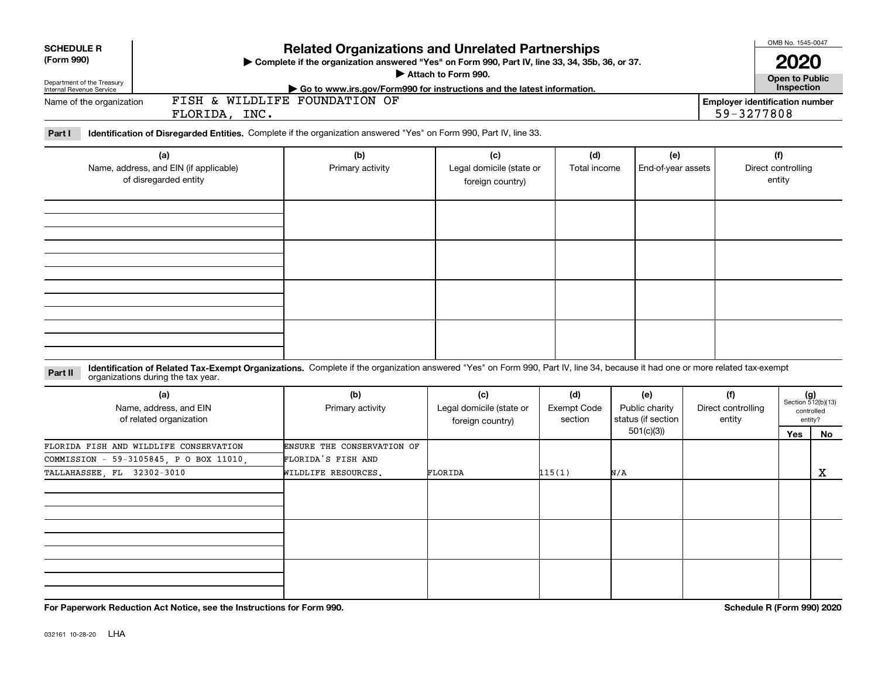**SCHEDULE R (Form 990)**

Department of the Treasury Internal Revenue Service

# Related Organizations and Unrelated Partnerships

▶ Complete if the organization answered "Yes" on Form 990, Part IV, line 33, 34, 35b, 36, or 37.

▶ Attach to Form 990.

▶ Go to www.irs.gov/Form990 for instructions and the latest information.

OMB No. 1545-0047

**2020**

**Open to Public Inspection**

Name of the organization: FISH & WILDLIFE FOUNDATION OF FLORIDA, INC.

**Employer identification number** 59-3277808

**Part I** **Identification of Disregarded Entities.** Complete if the organization answered "Yes" on Form 990, Part IV, line 33.

| (a) Name, address, and EIN (if applicable) of disregarded entity | (b) Primary activity | (c) Legal domicile (state or foreign country) | (d) Total income | (e) End-of-year assets | (f) Direct controlling entity |
|---|---|---|---|---|---|
| | | | | | |
| | | | | | |
| | | | | | |
| | | | | | |

**Part II** **Identification of Related Tax-Exempt Organizations.** Complete if the organization answered "Yes" on Form 990, Part IV, line 34, because it had one or more related tax-exempt organizations during the tax year.

| (a) Name, address, and EIN of related organization | (b) Primary activity | (c) Legal domicile (state or foreign country) | (d) Exempt Code section | (e) Public charity status (if section 501(c)(3)) | (f) Direct controlling entity | (g) Section 512(b)(13) controlled entity? | |
|---|---|---|---|---|---|---|---|
| | | | | | | Yes | No |
| FLORIDA FISH AND WILDLIFE CONSERVATION COMMISSION - 59-3105845, P O BOX 11010, TALLAHASSEE, FL 32302-3010 | ENSURE THE CONSERVATION OF FLORIDA'S FISH AND WILDLIFE RESOURCES. | FLORIDA | 115(1) | N/A | | | X |
| | | | | | | | |
| | | | | | | | |
| | | | | | | | |

**For Paperwork Reduction Act Notice, see the Instructions for Form 990.**

**Schedule R (Form 990) 2020**

032161 10-28-20 LHA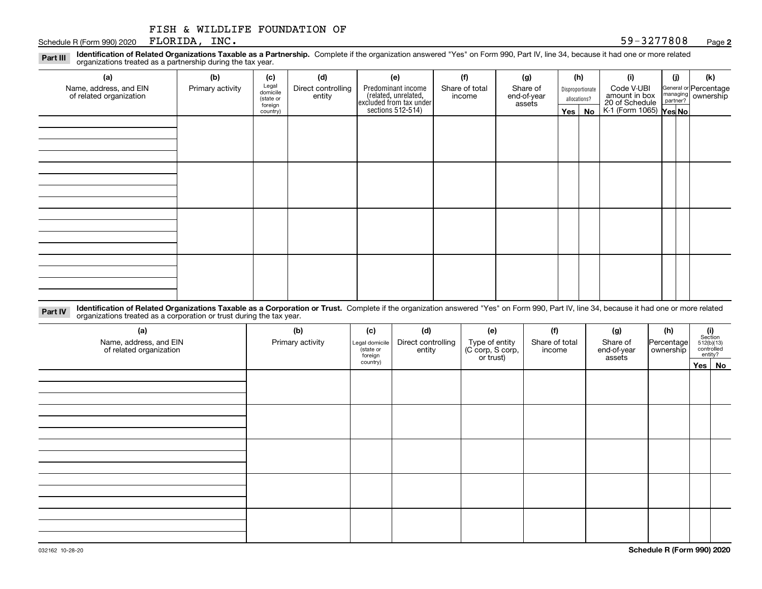FISH & WILDLIFE FOUNDATION OF FLORIDA, INC. 59-3277808

**Part III** **Identification of Related Organizations Taxable as a Partnership.** Complete if the organization answered "Yes" on Form 990, Part IV, line 34, because it had one or more related organizations treated as a partnership during the tax year.

| (a) Name, address, and EIN of related organization | (b) Primary activity | (c) Legal domicile (state or foreign country) | (d) Direct controlling entity | (e) Predominant income (related, unrelated, excluded from tax under sections 512-514) | (f) Share of total income | (g) Share of end-of-year assets | (h) Disproportionate allocations? Yes | No | (i) Code V-UBI amount in box 20 of Schedule K-1 (Form 1065) | (j) General or managing partner? Yes | No | (k) Percentage ownership |
|---|---|---|---|---|---|---|---|---|---|---|---|---|
| | | | | | | | | | | | | |
| | | | | | | | | | | | | |
| | | | | | | | | | | | | |
| | | | | | | | | | | | | |

**Part IV** **Identification of Related Organizations Taxable as a Corporation or Trust.** Complete if the organization answered "Yes" on Form 990, Part IV, line 34, because it had one or more related organizations treated as a corporation or trust during the tax year.

| (a) Name, address, and EIN of related organization | (b) Primary activity | (c) Legal domicile (state or foreign country) | (d) Direct controlling entity | (e) Type of entity (C corp, S corp, or trust) | (f) Share of total income | (g) Share of end-of-year assets | (h) Percentage ownership | (i) Section 512(b)(13) controlled entity? Yes | No |
|---|---|---|---|---|---|---|---|---|---|
| | | | | | | | | | |
| | | | | | | | | | |
| | | | | | | | | | |
| | | | | | | | | | |
| | | | | | | | | | |

032162 10-28-20

**Schedule R (Form 990) 2020**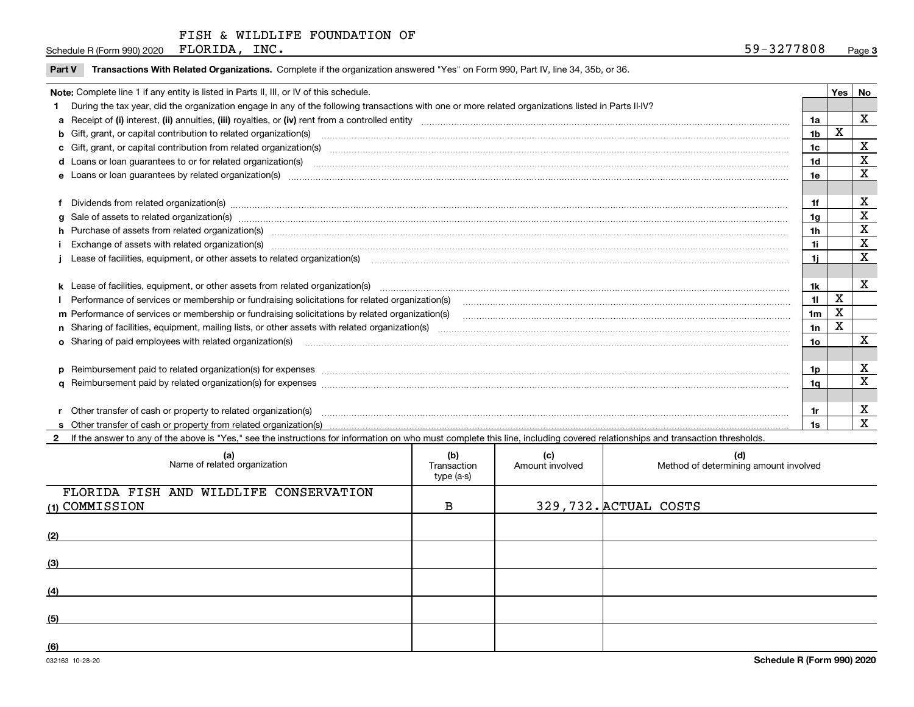Schedule R (Form 990) 2020 FISH & WILDLIFE FOUNDATION OF FLORIDA, INC. 59-3277808 Page 3

**Part V** **Transactions With Related Organizations.** Complete if the organization answered "Yes" on Form 990, Part IV, line 34, 35b, or 36.

| **Note:** Complete line 1 if any entity is listed in Parts II, III, or IV of this schedule. | | Yes | No |
|---|---|---|---|
| **1** During the tax year, did the organization engage in any of the following transactions with one or more related organizations listed in Parts II-IV? | | | |
| **a** Receipt of **(i)** interest, **(ii)** annuities, **(iii)** royalties, or **(iv)** rent from a controlled entity | 1a | | X |
| **b** Gift, grant, or capital contribution to related organization(s) | 1b | X | |
| **c** Gift, grant, or capital contribution from related organization(s) | 1c | | X |
| **d** Loans or loan guarantees to or for related organization(s) | 1d | | X |
| **e** Loans or loan guarantees by related organization(s) | 1e | | X |
| **f** Dividends from related organization(s) | 1f | | X |
| **g** Sale of assets to related organization(s) | 1g | | X |
| **h** Purchase of assets from related organization(s) | 1h | | X |
| **i** Exchange of assets with related organization(s) | 1i | | X |
| **j** Lease of facilities, equipment, or other assets to related organization(s) | 1j | | X |
| **k** Lease of facilities, equipment, or other assets from related organization(s) | 1k | | X |
| **l** Performance of services or membership or fundraising solicitations for related organization(s) | 1l | X | |
| **m** Performance of services or membership or fundraising solicitations by related organization(s) | 1m | X | |
| **n** Sharing of facilities, equipment, mailing lists, or other assets with related organization(s) | 1n | X | |
| **o** Sharing of paid employees with related organization(s) | 1o | | X |
| **p** Reimbursement paid to related organization(s) for expenses | 1p | | X |
| **q** Reimbursement paid by related organization(s) for expenses | 1q | | X |
| **r** Other transfer of cash or property to related organization(s) | 1r | | X |
| **s** Other transfer of cash or property from related organization(s) | 1s | | X |

**2** If the answer to any of the above is "Yes," see the instructions for information on who must complete this line, including covered relationships and transaction thresholds.

| | (a) Name of related organization | (b) Transaction type (a-s) | (c) Amount involved | (d) Method of determining amount involved |
|---|---|---|---|---|
| (1) | FLORIDA FISH AND WILDLIFE CONSERVATION COMMISSION | B | 329,732. | ACTUAL COSTS |
| (2) | | | | |
| (3) | | | | |
| (4) | | | | |
| (5) | | | | |
| (6) | | | | |

032163 10-28-20 **Schedule R (Form 990) 2020**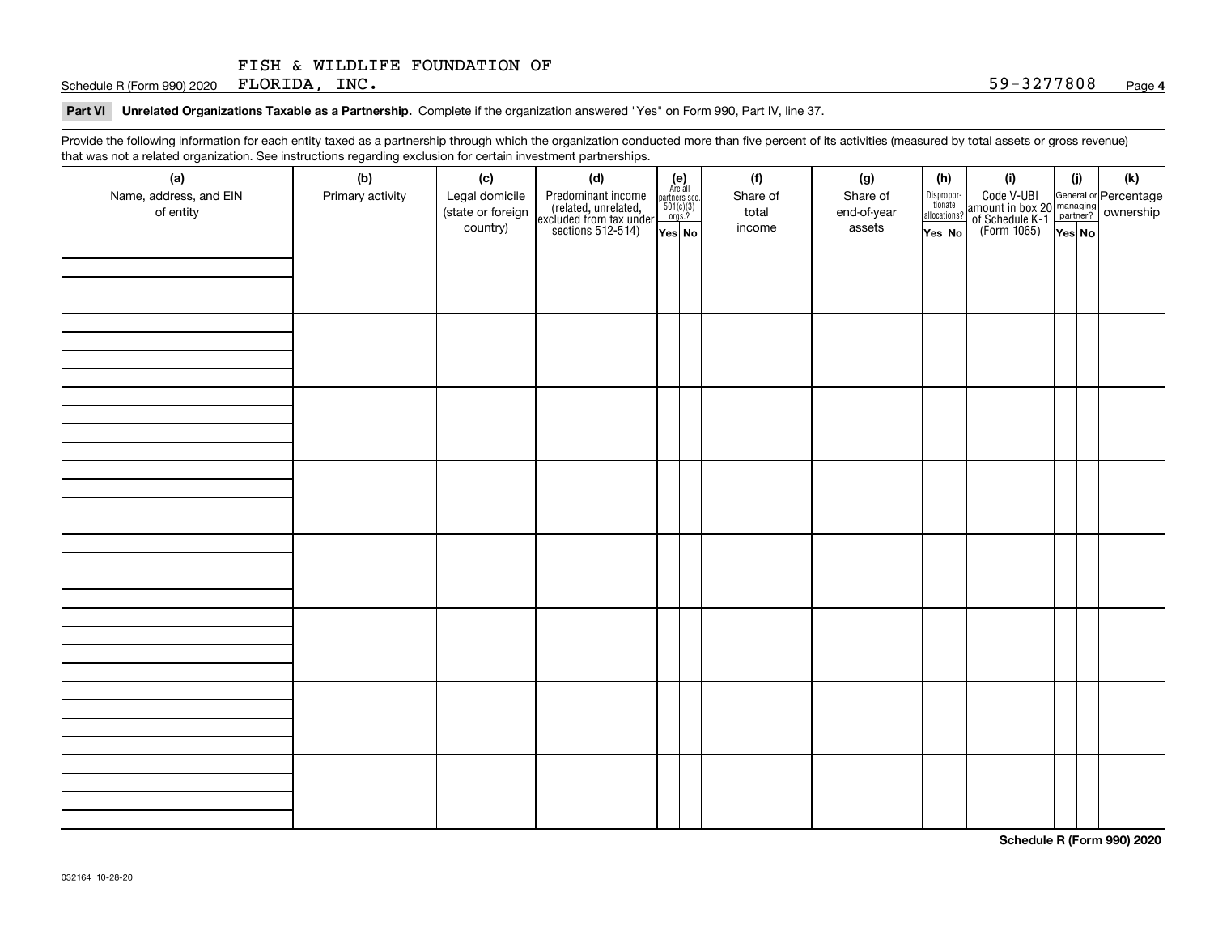FISH & WILDLIFE FOUNDATION OF FLORIDA, INC. 59-3277808

**Part VI Unrelated Organizations Taxable as a Partnership.** Complete if the organization answered "Yes" on Form 990, Part IV, line 37.

Provide the following information for each entity taxed as a partnership through which the organization conducted more than five percent of its activities (measured by total assets or gross revenue) that was not a related organization. See instructions regarding exclusion for certain investment partnerships.

| (a) Name, address, and EIN of entity | (b) Primary activity | (c) Legal domicile (state or foreign country) | (d) Predominant income (related, unrelated, excluded from tax under sections 512-514) | (e) Are all partners sec. 501(c)(3) orgs.? | | (f) Share of total income | (g) Share of end-of-year assets | (h) Disproportionate allocations? | | (i) Code V-UBI amount in box 20 of Schedule K-1 (Form 1065) | (j) General or managing partner? | | (k) Percentage ownership |
|---|---|---|---|---|---|---|---|---|---|---|---|---|---|
| | | | | Yes | No | | | Yes | No | | Yes | No | |
| | | | | | | | | | | | | | |
| | | | | | | | | | | | | | |
| | | | | | | | | | | | | | |
| | | | | | | | | | | | | | |
| | | | | | | | | | | | | | |
| | | | | | | | | | | | | | |
| | | | | | | | | | | | | | |
| | | | | | | | | | | | | | |

**Schedule R (Form 990) 2020**

032164 10-28-20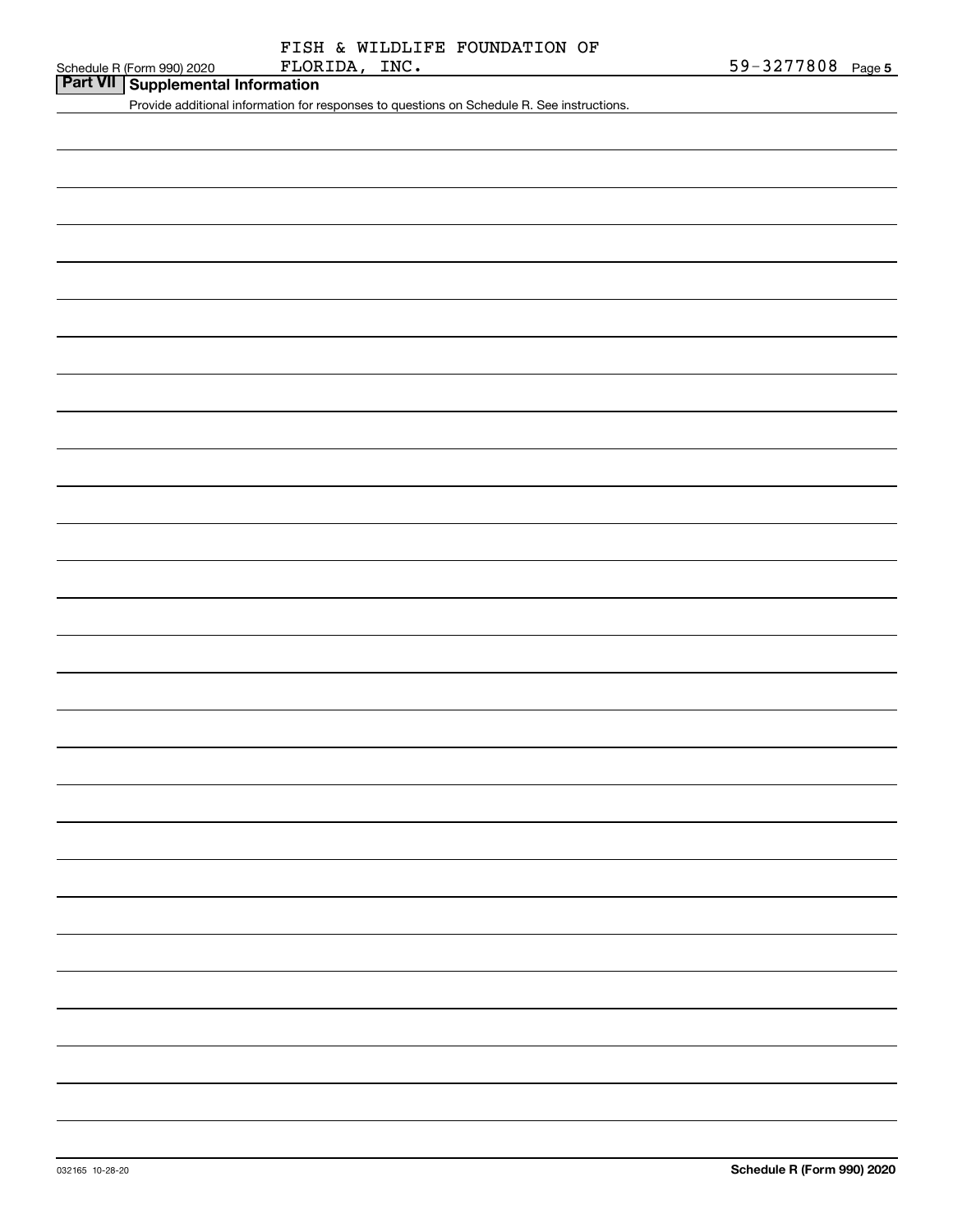FISH & WILDLIFE FOUNDATION OF FLORIDA, INC.

59-3277808

## Part VII Supplemental Information

Provide additional information for responses to questions on Schedule R. See instructions.

032165 10-28-20

**Schedule R (Form 990) 2020**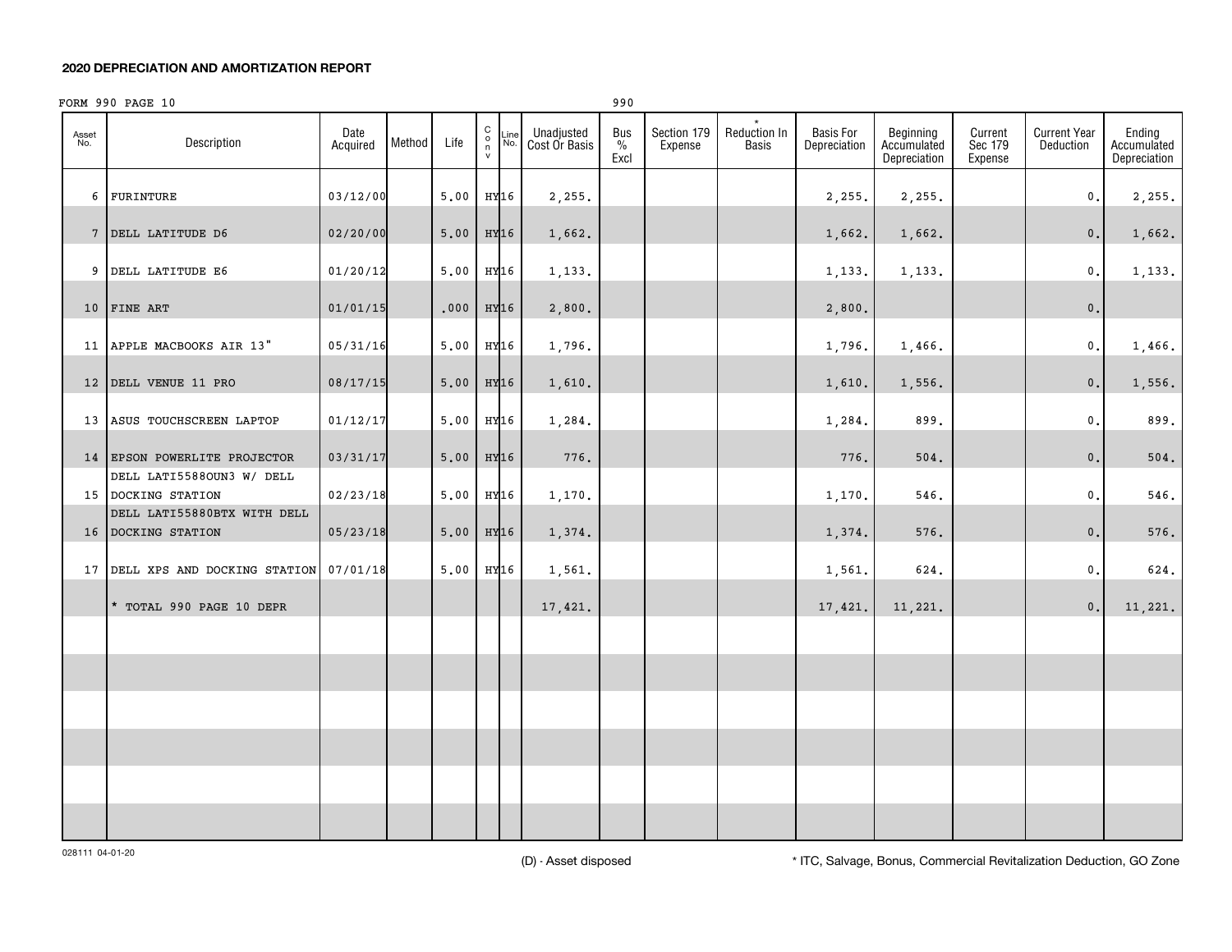## 2020 DEPRECIATION AND AMORTIZATION REPORT

FORM 990 PAGE 10 990

| Asset No. | Description | Date Acquired | Method | Life | C o n v | Line No. | Unadjusted Cost Or Basis | Bus % Excl | Section 179 Expense | * Reduction In Basis | Basis For Depreciation | Beginning Accumulated Depreciation | Current Sec 179 Expense | Current Year Deduction | Ending Accumulated Depreciation |
|---|---|---|---|---|---|---|---|---|---|---|---|---|---|---|---|
| 6 | FURINTURE | 03/12/00 | | 5.00 | HY | 16 | 2,255. | | | | 2,255. | 2,255. | | 0. | 2,255. |
| 7 | DELL LATITUDE D6 | 02/20/00 | | 5.00 | HY | 16 | 1,662. | | | | 1,662. | 1,662. | | 0. | 1,662. |
| 9 | DELL LATITUDE E6 | 01/20/12 | | 5.00 | HY | 16 | 1,133. | | | | 1,133. | 1,133. | | 0. | 1,133. |
| 10 | FINE ART | 01/01/15 | | .000 | HY | 16 | 2,800. | | | | 2,800. | | | 0. | |
| 11 | APPLE MACBOOKS AIR 13" | 05/31/16 | | 5.00 | HY | 16 | 1,796. | | | | 1,796. | 1,466. | | 0. | 1,466. |
| 12 | DELL VENUE 11 PRO | 08/17/15 | | 5.00 | HY | 16 | 1,610. | | | | 1,610. | 1,556. | | 0. | 1,556. |
| 13 | ASUS TOUCHSCREEN LAPTOP | 01/12/17 | | 5.00 | HY | 16 | 1,284. | | | | 1,284. | 899. | | 0. | 899. |
| 14 | EPSON POWERLITE PROJECTOR | 03/31/17 | | 5.00 | HY | 16 | 776. | | | | 776. | 504. | | 0. | 504. |
| 15 | DELL LATI5588OUN3 W/ DELL DOCKING STATION | 02/23/18 | | 5.00 | HY | 16 | 1,170. | | | | 1,170. | 546. | | 0. | 546. |
| 16 | DELL LATI55880BTX WITH DELL DOCKING STATION | 05/23/18 | | 5.00 | HY | 16 | 1,374. | | | | 1,374. | 576. | | 0. | 576. |
| 17 | DELL XPS AND DOCKING STATION | 07/01/18 | | 5.00 | HY | 16 | 1,561. | | | | 1,561. | 624. | | 0. | 624. |
| | * TOTAL 990 PAGE 10 DEPR | | | | | | 17,421. | | | | 17,421. | 11,221. | | 0. | 11,221. |

028111 04-01-20

(D) - Asset disposed

* ITC, Salvage, Bonus, Commercial Revitalization Deduction, GO Zone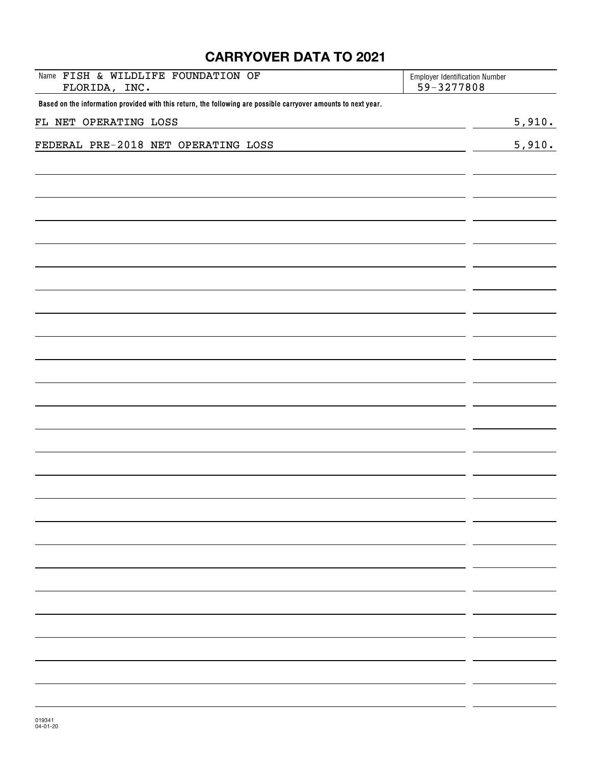# CARRYOVER DATA TO 2021

| Name FISH & WILDLIFE FOUNDATION OF FLORIDA, INC. | Employer Identification Number 59-3277808 |
| --- | --- |

**Based on the information provided with this return, the following are possible carryover amounts to next year.**

| | |
| --- | --- |
| FL NET OPERATING LOSS | 5,910. |
| FEDERAL PRE-2018 NET OPERATING LOSS | 5,910. |

019341 04-01-20